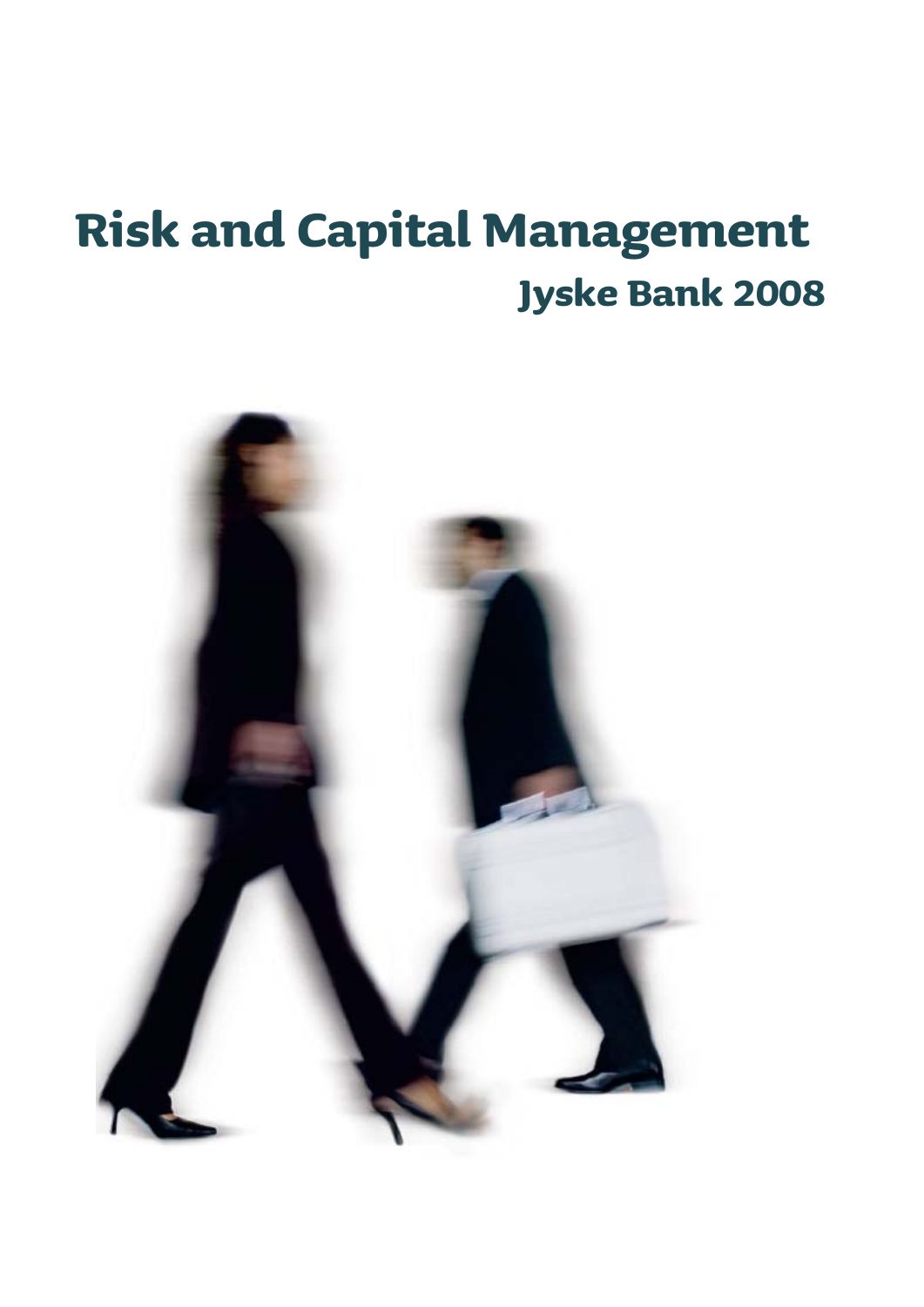# Risk and Capital Management

## Jyske Bank 2008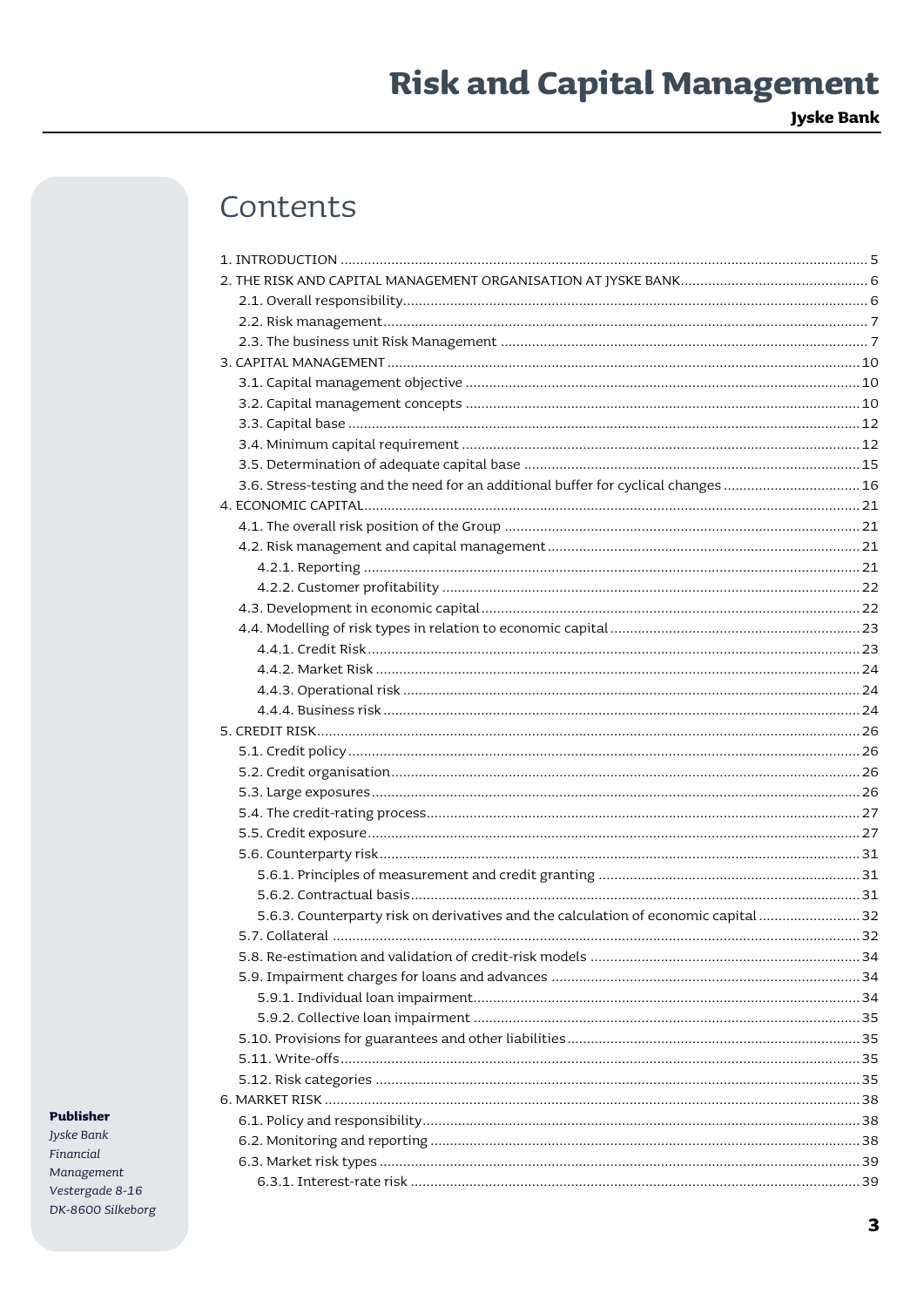# Contents

1. INTRODUCTION ..... 5
2. THE RISK AND CAPITAL MANAGEMENT ORGANISATION AT JYSKE BANK ..... 6
   - 2.1. Overall responsibility ..... 6
   - 2.2. Risk management ..... 7
   - 2.3. The business unit Risk Management ..... 7
3. CAPITAL MANAGEMENT ..... 10
   - 3.1. Capital management objective ..... 10
   - 3.2. Capital management concepts ..... 10
   - 3.3. Capital base ..... 12
   - 3.4. Minimum capital requirement ..... 12
   - 3.5. Determination of adequate capital base ..... 15
   - 3.6. Stress-testing and the need for an additional buffer for cyclical changes ..... 16
4. ECONOMIC CAPITAL ..... 21
   - 4.1. The overall risk position of the Group ..... 21
   - 4.2. Risk management and capital management ..... 21
     - 4.2.1. Reporting ..... 21
     - 4.2.2. Customer profitability ..... 22
   - 4.3. Development in economic capital ..... 22
   - 4.4. Modelling of risk types in relation to economic capital ..... 23
     - 4.4.1. Credit Risk ..... 23
     - 4.4.2. Market Risk ..... 24
     - 4.4.3. Operational risk ..... 24
     - 4.4.4. Business risk ..... 24
5. CREDIT RISK ..... 26
   - 5.1. Credit policy ..... 26
   - 5.2. Credit organisation ..... 26
   - 5.3. Large exposures ..... 26
   - 5.4. The credit-rating process ..... 27
   - 5.5. Credit exposure ..... 27
   - 5.6. Counterparty risk ..... 31
     - 5.6.1. Principles of measurement and credit granting ..... 31
     - 5.6.2. Contractual basis ..... 31
     - 5.6.3. Counterparty risk on derivatives and the calculation of economic capital ..... 32
   - 5.7. Collateral ..... 32
   - 5.8. Re-estimation and validation of credit-risk models ..... 34
   - 5.9. Impairment charges for loans and advances ..... 34
     - 5.9.1. Individual loan impairment ..... 34
     - 5.9.2. Collective loan impairment ..... 35
   - 5.10. Provisions for guarantees and other liabilities ..... 35
   - 5.11. Write-offs ..... 35
   - 5.12. Risk categories ..... 35
6. MARKET RISK ..... 38
   - 6.1. Policy and responsibility ..... 38
   - 6.2. Monitoring and reporting ..... 38
   - 6.3. Market risk types ..... 39
     - 6.3.1. Interest-rate risk ..... 39

**Publisher**
*Jyske Bank*
*Financial Management*
*Vestergade 8-16*
*DK-8600 Silkeborg*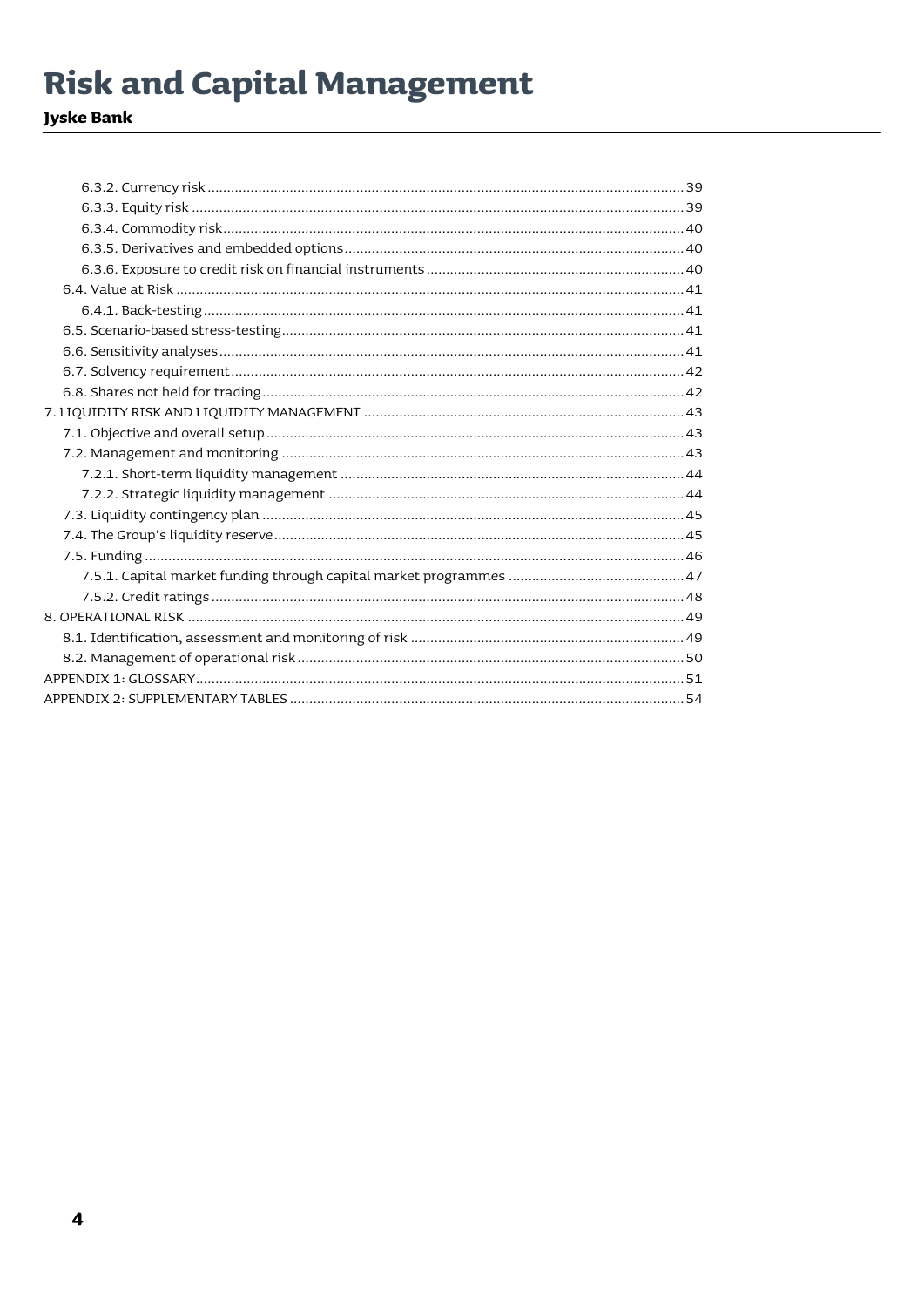6.3.2. Currency risk ........ 39
6.3.3. Equity risk ........ 39
6.3.4. Commodity risk ........ 40
6.3.5. Derivatives and embedded options ........ 40
6.3.6. Exposure to credit risk on financial instruments ........ 40
6.4. Value at Risk ........ 41
6.4.1. Back-testing ........ 41
6.5. Scenario-based stress-testing ........ 41
6.6. Sensitivity analyses ........ 41
6.7. Solvency requirement ........ 42
6.8. Shares not held for trading ........ 42
7. LIQUIDITY RISK AND LIQUIDITY MANAGEMENT ........ 43
7.1. Objective and overall setup ........ 43
7.2. Management and monitoring ........ 43
7.2.1. Short-term liquidity management ........ 44
7.2.2. Strategic liquidity management ........ 44
7.3. Liquidity contingency plan ........ 45
7.4. The Group's liquidity reserve ........ 45
7.5. Funding ........ 46
7.5.1. Capital market funding through capital market programmes ........ 47
7.5.2. Credit ratings ........ 48
8. OPERATIONAL RISK ........ 49
8.1. Identification, assessment and monitoring of risk ........ 49
8.2. Management of operational risk ........ 50
APPENDIX 1: GLOSSARY ........ 51
APPENDIX 2: SUPPLEMENTARY TABLES ........ 54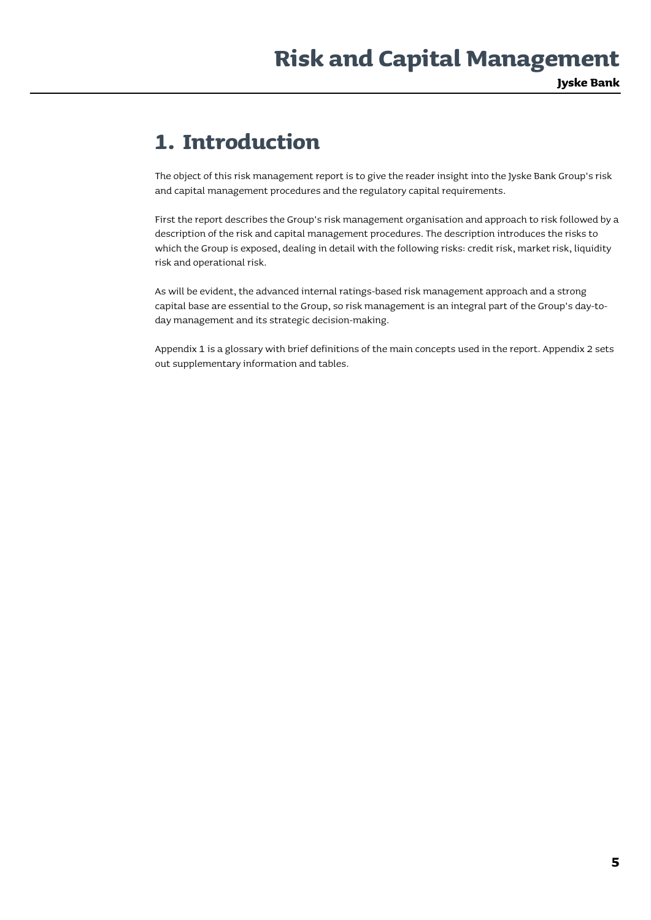# 1. Introduction

The object of this risk management report is to give the reader insight into the Jyske Bank Group's risk and capital management procedures and the regulatory capital requirements.

First the report describes the Group's risk management organisation and approach to risk followed by a description of the risk and capital management procedures. The description introduces the risks to which the Group is exposed, dealing in detail with the following risks: credit risk, market risk, liquidity risk and operational risk.

As will be evident, the advanced internal ratings-based risk management approach and a strong capital base are essential to the Group, so risk management is an integral part of the Group's day-to-day management and its strategic decision-making.

Appendix 1 is a glossary with brief definitions of the main concepts used in the report. Appendix 2 sets out supplementary information and tables.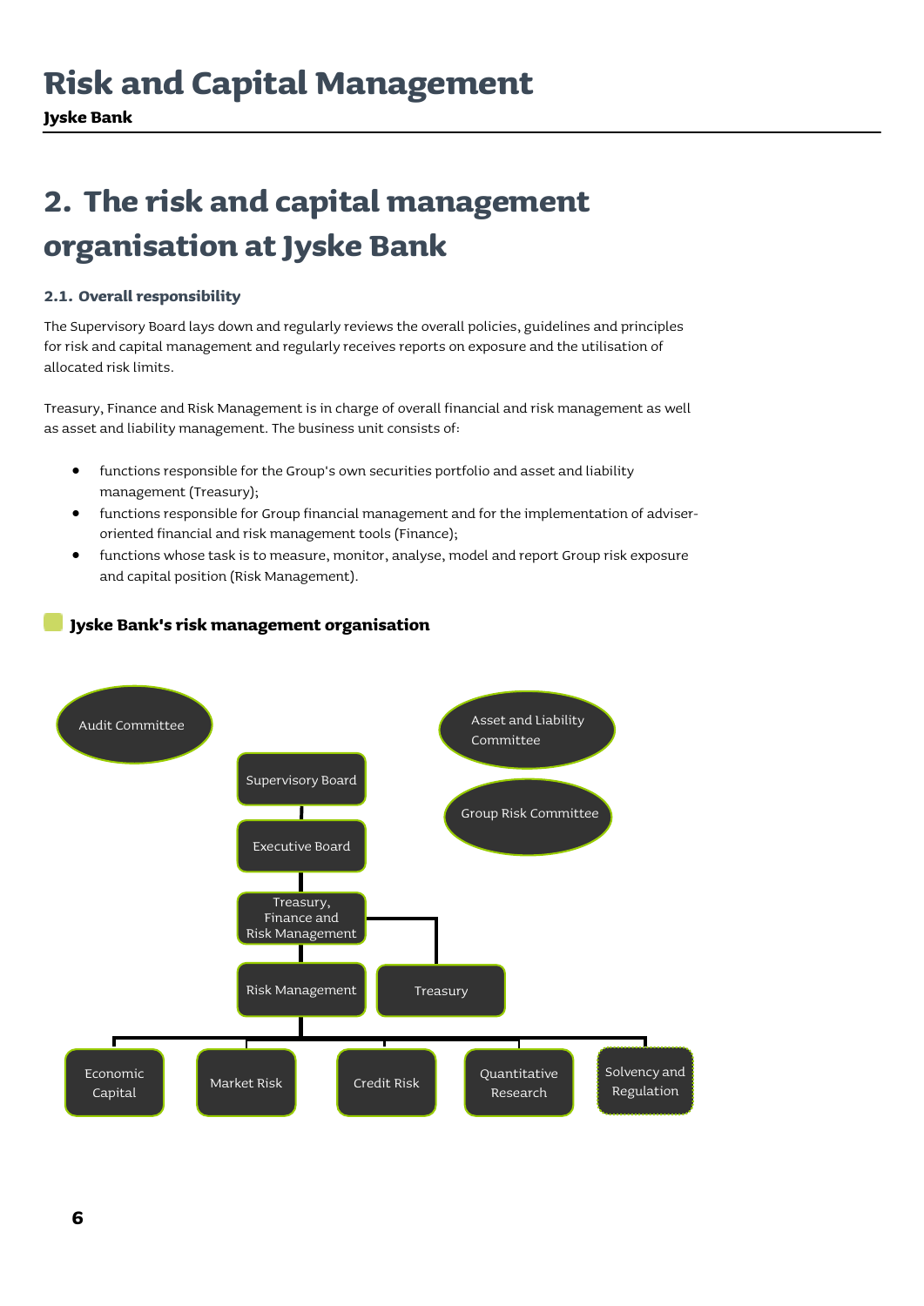## 2. The risk and capital management organisation at Jyske Bank

### 2.1. Overall responsibility

The Supervisory Board lays down and regularly reviews the overall policies, guidelines and principles for risk and capital management and regularly receives reports on exposure and the utilisation of allocated risk limits.

Treasury, Finance and Risk Management is in charge of overall financial and risk management as well as asset and liability management. The business unit consists of:

- functions responsible for the Group's own securities portfolio and asset and liability management (Treasury);
- functions responsible for Group financial management and for the implementation of adviser-oriented financial and risk management tools (Finance);
- functions whose task is to measure, monitor, analyse, model and report Group risk exposure and capital position (Risk Management).

**Jyske Bank's risk management organisation**

Audit Committee

Asset and Liability Committee

Group Risk Committee

Supervisory Board

Executive Board

Treasury, Finance and Risk Management

Risk Management

Treasury

Economic Capital

Market Risk

Credit Risk

Quantitative Research

Solvency and Regulation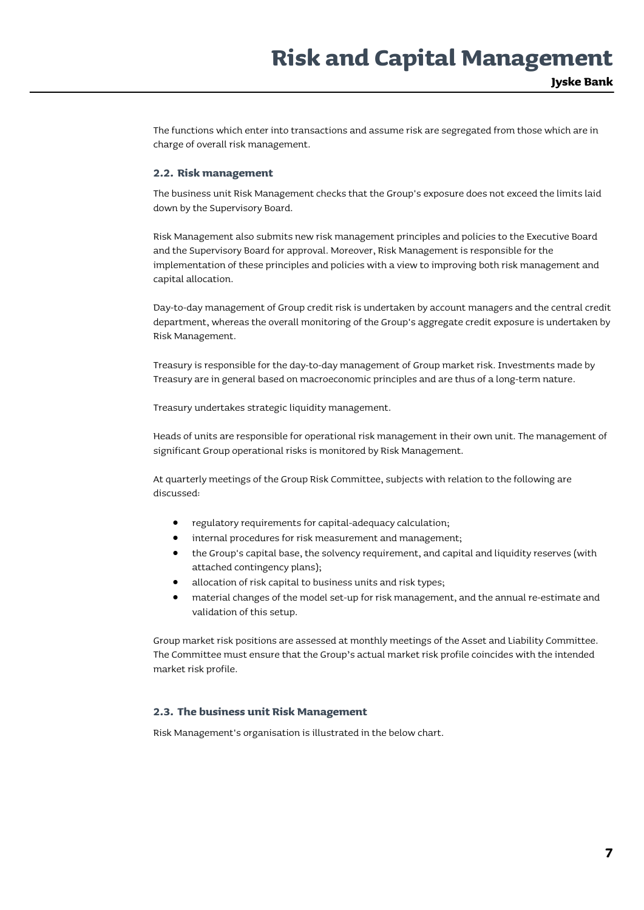The functions which enter into transactions and assume risk are segregated from those which are in charge of overall risk management.

### 2.2. Risk management

The business unit Risk Management checks that the Group's exposure does not exceed the limits laid down by the Supervisory Board.

Risk Management also submits new risk management principles and policies to the Executive Board and the Supervisory Board for approval. Moreover, Risk Management is responsible for the implementation of these principles and policies with a view to improving both risk management and capital allocation.

Day-to-day management of Group credit risk is undertaken by account managers and the central credit department, whereas the overall monitoring of the Group's aggregate credit exposure is undertaken by Risk Management.

Treasury is responsible for the day-to-day management of Group market risk. Investments made by Treasury are in general based on macroeconomic principles and are thus of a long-term nature.

Treasury undertakes strategic liquidity management.

Heads of units are responsible for operational risk management in their own unit. The management of significant Group operational risks is monitored by Risk Management.

At quarterly meetings of the Group Risk Committee, subjects with relation to the following are discussed:

- regulatory requirements for capital-adequacy calculation;
- internal procedures for risk measurement and management;
- the Group's capital base, the solvency requirement, and capital and liquidity reserves (with attached contingency plans);
- allocation of risk capital to business units and risk types;
- material changes of the model set-up for risk management, and the annual re-estimate and validation of this setup.

Group market risk positions are assessed at monthly meetings of the Asset and Liability Committee. The Committee must ensure that the Group's actual market risk profile coincides with the intended market risk profile.

### 2.3. The business unit Risk Management

Risk Management's organisation is illustrated in the below chart.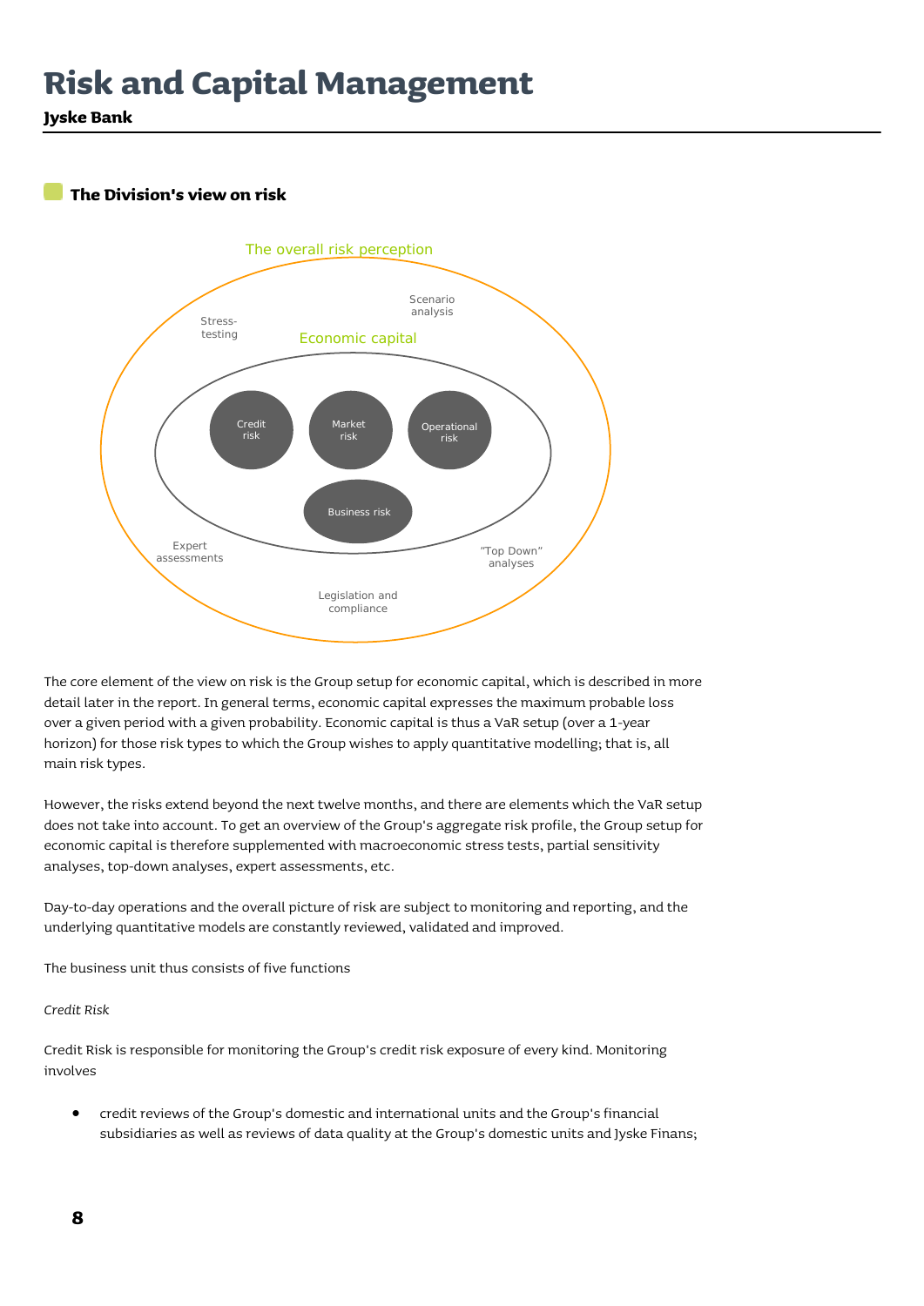## The Division's view on risk

The overall risk perception

Stress-testing

Scenario analysis

Economic capital

Credit risk

Market risk

Operational risk

Business risk

Expert assessments

"Top Down" analyses

Legislation and compliance

The core element of the view on risk is the Group setup for economic capital, which is described in more detail later in the report. In general terms, economic capital expresses the maximum probable loss over a given period with a given probability. Economic capital is thus a VaR setup (over a 1-year horizon) for those risk types to which the Group wishes to apply quantitative modelling; that is, all main risk types.

However, the risks extend beyond the next twelve months, and there are elements which the VaR setup does not take into account. To get an overview of the Group's aggregate risk profile, the Group setup for economic capital is therefore supplemented with macroeconomic stress tests, partial sensitivity analyses, top-down analyses, expert assessments, etc.

Day-to-day operations and the overall picture of risk are subject to monitoring and reporting, and the underlying quantitative models are constantly reviewed, validated and improved.

The business unit thus consists of five functions

*Credit Risk*

Credit Risk is responsible for monitoring the Group's credit risk exposure of every kind. Monitoring involves

- credit reviews of the Group's domestic and international units and the Group's financial subsidiaries as well as reviews of data quality at the Group's domestic units and Jyske Finans;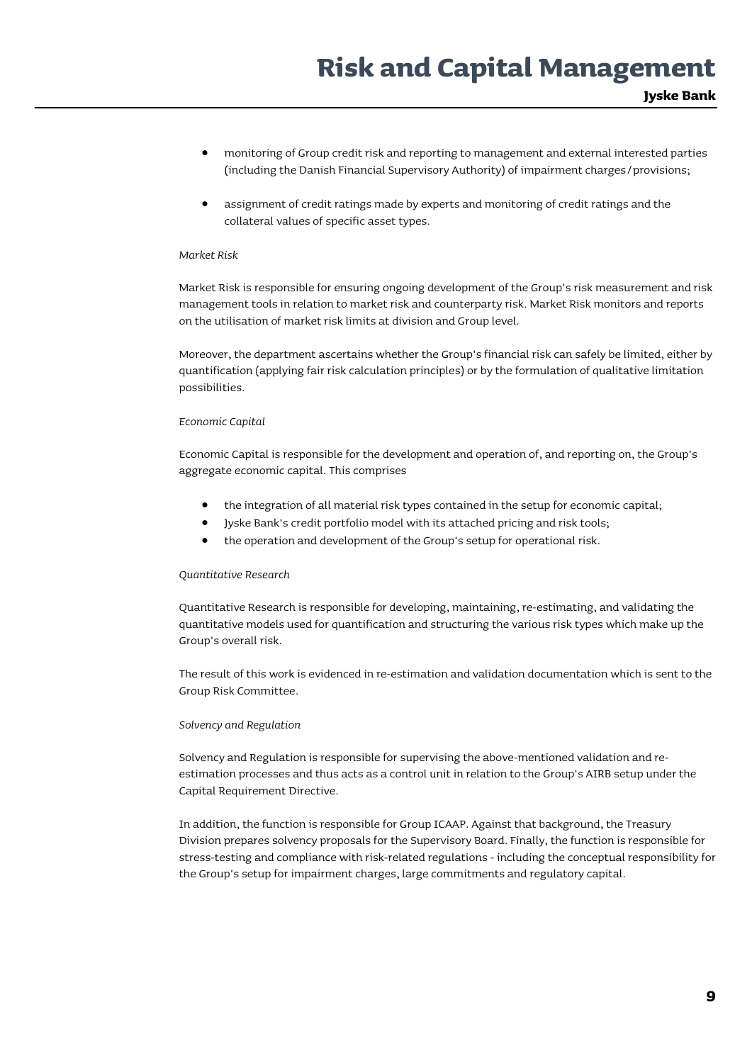- monitoring of Group credit risk and reporting to management and external interested parties (including the Danish Financial Supervisory Authority) of impairment charges/provisions;

- assignment of credit ratings made by experts and monitoring of credit ratings and the collateral values of specific asset types.

*Market Risk*

Market Risk is responsible for ensuring ongoing development of the Group's risk measurement and risk management tools in relation to market risk and counterparty risk. Market Risk monitors and reports on the utilisation of market risk limits at division and Group level.

Moreover, the department ascertains whether the Group's financial risk can safely be limited, either by quantification (applying fair risk calculation principles) or by the formulation of qualitative limitation possibilities.

*Economic Capital*

Economic Capital is responsible for the development and operation of, and reporting on, the Group's aggregate economic capital. This comprises

- the integration of all material risk types contained in the setup for economic capital;
- Jyske Bank's credit portfolio model with its attached pricing and risk tools;
- the operation and development of the Group's setup for operational risk.

*Quantitative Research*

Quantitative Research is responsible for developing, maintaining, re-estimating, and validating the quantitative models used for quantification and structuring the various risk types which make up the Group's overall risk.

The result of this work is evidenced in re-estimation and validation documentation which is sent to the Group Risk Committee.

*Solvency and Regulation*

Solvency and Regulation is responsible for supervising the above-mentioned validation and re-estimation processes and thus acts as a control unit in relation to the Group's AIRB setup under the Capital Requirement Directive.

In addition, the function is responsible for Group ICAAP. Against that background, the Treasury Division prepares solvency proposals for the Supervisory Board. Finally, the function is responsible for stress-testing and compliance with risk-related regulations - including the conceptual responsibility for the Group's setup for impairment charges, large commitments and regulatory capital.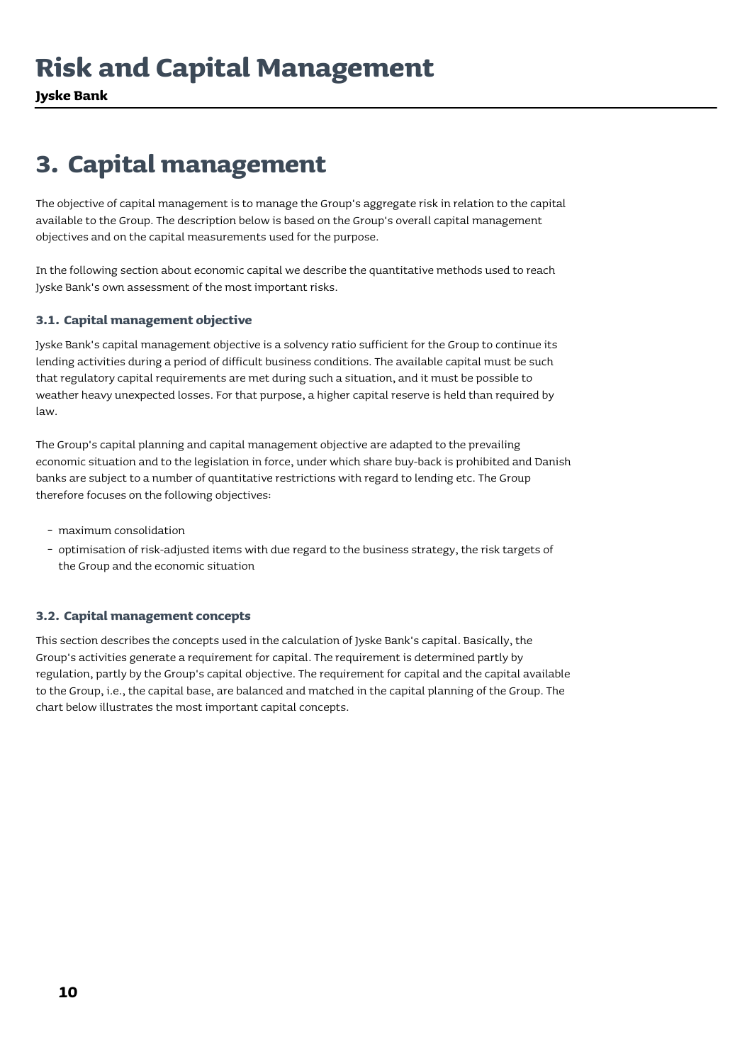# 3. Capital management

The objective of capital management is to manage the Group's aggregate risk in relation to the capital available to the Group. The description below is based on the Group's overall capital management objectives and on the capital measurements used for the purpose.

In the following section about economic capital we describe the quantitative methods used to reach Jyske Bank's own assessment of the most important risks.

### 3.1. Capital management objective

Jyske Bank's capital management objective is a solvency ratio sufficient for the Group to continue its lending activities during a period of difficult business conditions. The available capital must be such that regulatory capital requirements are met during such a situation, and it must be possible to weather heavy unexpected losses. For that purpose, a higher capital reserve is held than required by law.

The Group's capital planning and capital management objective are adapted to the prevailing economic situation and to the legislation in force, under which share buy-back is prohibited and Danish banks are subject to a number of quantitative restrictions with regard to lending etc. The Group therefore focuses on the following objectives:

- maximum consolidation
- optimisation of risk-adjusted items with due regard to the business strategy, the risk targets of the Group and the economic situation

### 3.2. Capital management concepts

This section describes the concepts used in the calculation of Jyske Bank's capital. Basically, the Group's activities generate a requirement for capital. The requirement is determined partly by regulation, partly by the Group's capital objective. The requirement for capital and the capital available to the Group, i.e., the capital base, are balanced and matched in the capital planning of the Group. The chart below illustrates the most important capital concepts.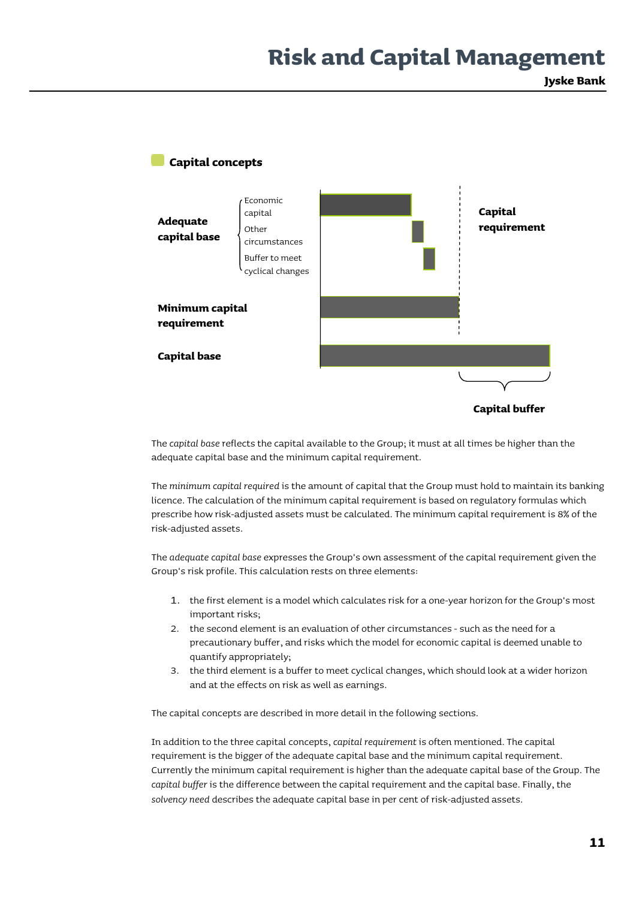## Capital concepts

**Adequate capital base**
- Economic capital
- Other circumstances
- Buffer to meet cyclical changes

**Capital requirement**

**Minimum capital requirement**

**Capital base**

**Capital buffer**

The *capital base* reflects the capital available to the Group; it must at all times be higher than the adequate capital base and the minimum capital requirement.

The *minimum capital required* is the amount of capital that the Group must hold to maintain its banking licence. The calculation of the minimum capital requirement is based on regulatory formulas which prescribe how risk-adjusted assets must be calculated. The minimum capital requirement is 8% of the risk-adjusted assets.

The *adequate capital base* expresses the Group's own assessment of the capital requirement given the Group's risk profile. This calculation rests on three elements:

1. the first element is a model which calculates risk for a one-year horizon for the Group's most important risks;
2. the second element is an evaluation of other circumstances - such as the need for a precautionary buffer, and risks which the model for economic capital is deemed unable to quantify appropriately;
3. the third element is a buffer to meet cyclical changes, which should look at a wider horizon and at the effects on risk as well as earnings.

The capital concepts are described in more detail in the following sections.

In addition to the three capital concepts, *capital requirement* is often mentioned. The capital requirement is the bigger of the adequate capital base and the minimum capital requirement. Currently the minimum capital requirement is higher than the adequate capital base of the Group. The *capital buffer* is the difference between the capital requirement and the capital base. Finally, the *solvency need* describes the adequate capital base in per cent of risk-adjusted assets.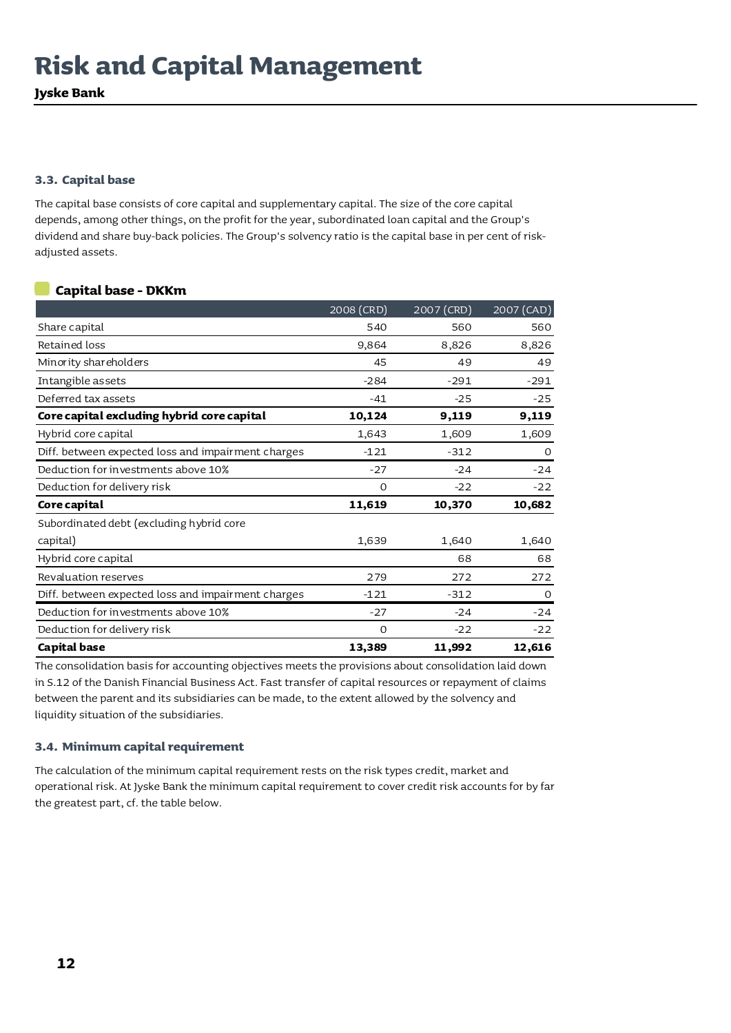# Risk and Capital Management

**Jyske Bank**

### 3.3. Capital base

The capital base consists of core capital and supplementary capital. The size of the core capital depends, among other things, on the profit for the year, subordinated loan capital and the Group's dividend and share buy-back policies. The Group's solvency ratio is the capital base in per cent of risk-adjusted assets.

**Capital base - DKKm**

| | 2008 (CRD) | 2007 (CRD) | 2007 (CAD) |
|---|---|---|---|
| Share capital | 540 | 560 | 560 |
| Retained loss | 9,864 | 8,826 | 8,826 |
| Minority shareholders | 45 | 49 | 49 |
| Intangible assets | -284 | -291 | -291 |
| Deferred tax assets | -41 | -25 | -25 |
| **Core capital excluding hybrid core capital** | **10,124** | **9,119** | **9,119** |
| Hybrid core capital | 1,643 | 1,609 | 1,609 |
| Diff. between expected loss and impairment charges | -121 | -312 | 0 |
| Deduction for investments above 10% | -27 | -24 | -24 |
| Deduction for delivery risk | 0 | -22 | -22 |
| **Core capital** | **11,619** | **10,370** | **10,682** |
| Subordinated debt (excluding hybrid core capital) | 1,639 | 1,640 | 1,640 |
| Hybrid core capital | | 68 | 68 |
| Revaluation reserves | 279 | 272 | 272 |
| Diff. between expected loss and impairment charges | -121 | -312 | 0 |
| Deduction for investments above 10% | -27 | -24 | -24 |
| Deduction for delivery risk | 0 | -22 | -22 |
| **Capital base** | **13,389** | **11,992** | **12,616** |

The consolidation basis for accounting objectives meets the provisions about consolidation laid down in S.12 of the Danish Financial Business Act. Fast transfer of capital resources or repayment of claims between the parent and its subsidiaries can be made, to the extent allowed by the solvency and liquidity situation of the subsidiaries.

### 3.4. Minimum capital requirement

The calculation of the minimum capital requirement rests on the risk types credit, market and operational risk. At Jyske Bank the minimum capital requirement to cover credit risk accounts for by far the greatest part, cf. the table below.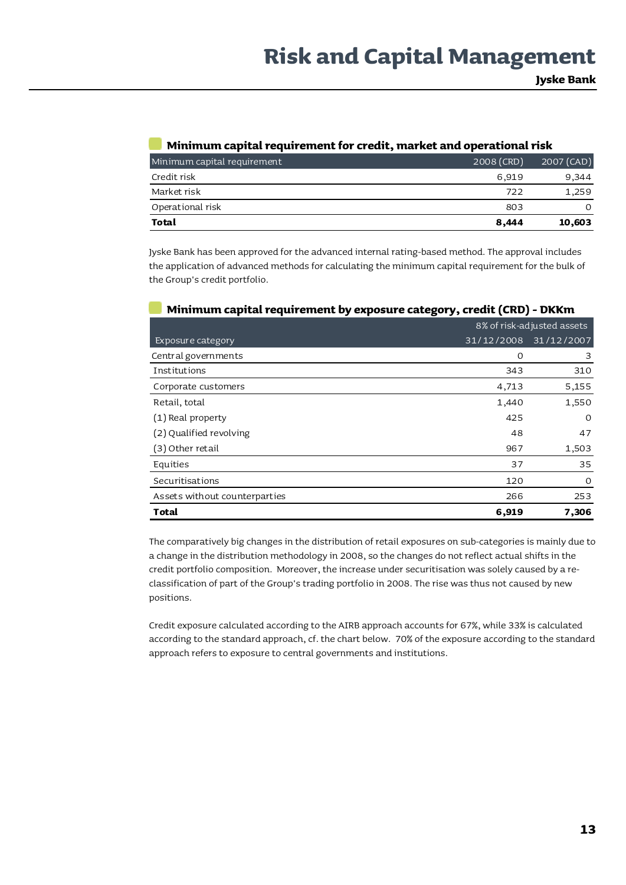## Minimum capital requirement for credit, market and operational risk

| Minimum capital requirement | 2008 (CRD) | 2007 (CAD) |
|---|---|---|
| Credit risk | 6,919 | 9,344 |
| Market risk | 722 | 1,259 |
| Operational risk | 803 | 0 |
| **Total** | **8,444** | **10,603** |

Jyske Bank has been approved for the advanced internal rating-based method. The approval includes the application of advanced methods for calculating the minimum capital requirement for the bulk of the Group's credit portfolio.

## Minimum capital requirement by exposure category, credit (CRD) - DKKm

| | 8% of risk-adjusted assets | |
|---|---|---|
| Exposure category | 31/12/2008 | 31/12/2007 |
| Central governments | 0 | 3 |
| Institutions | 343 | 310 |
| Corporate customers | 4,713 | 5,155 |
| Retail, total | 1,440 | 1,550 |
| (1) Real property | 425 | 0 |
| (2) Qualified revolving | 48 | 47 |
| (3) Other retail | 967 | 1,503 |
| Equities | 37 | 35 |
| Securitisations | 120 | 0 |
| Assets without counterparties | 266 | 253 |
| **Total** | **6,919** | **7,306** |

The comparatively big changes in the distribution of retail exposures on sub-categories is mainly due to a change in the distribution methodology in 2008, so the changes do not reflect actual shifts in the credit portfolio composition. Moreover, the increase under securitisation was solely caused by a re-classification of part of the Group's trading portfolio in 2008. The rise was thus not caused by new positions.

Credit exposure calculated according to the AIRB approach accounts for 67%, while 33% is calculated according to the standard approach, cf. the chart below. 70% of the exposure according to the standard approach refers to exposure to central governments and institutions.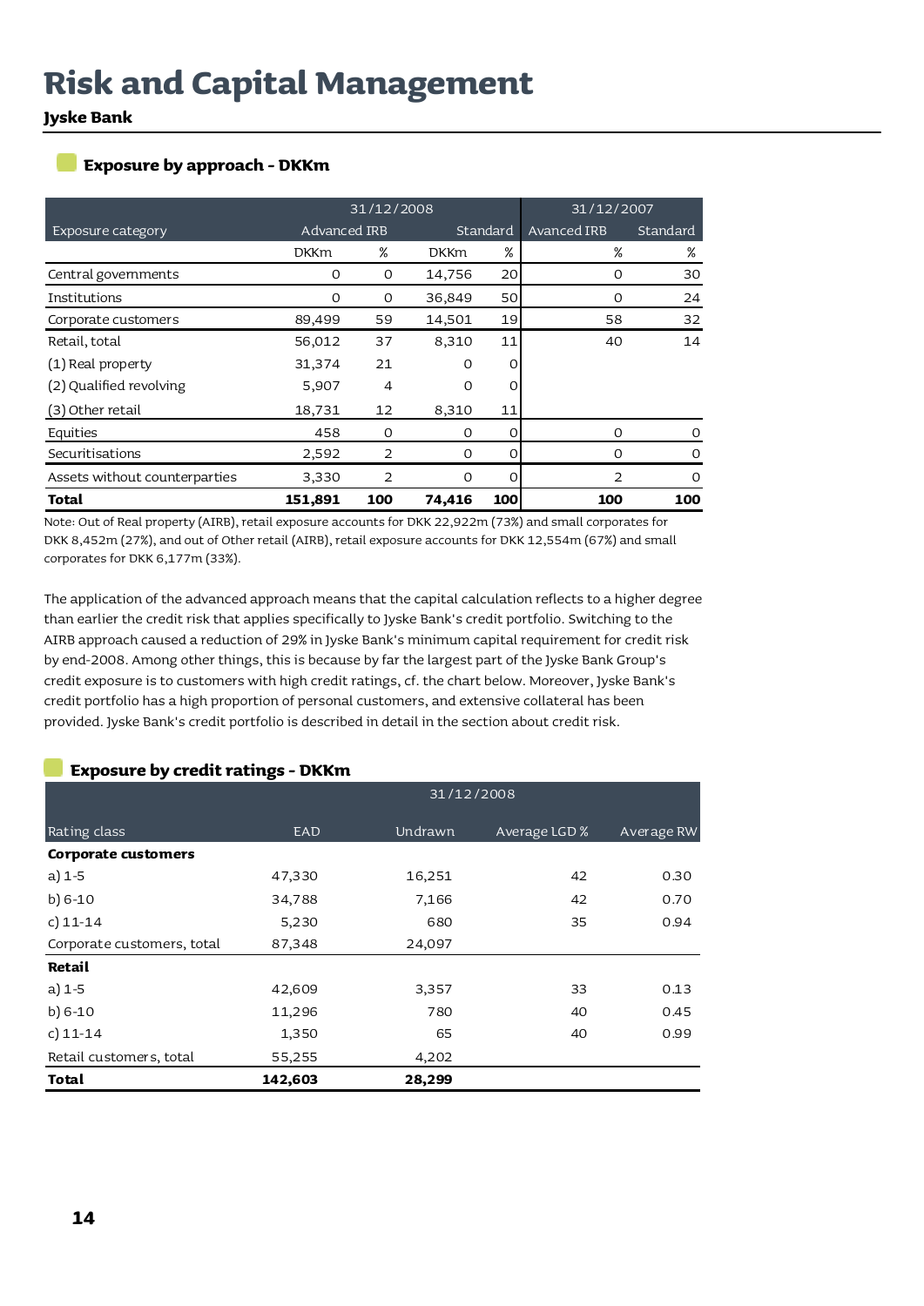# Risk and Capital Management

**Jyske Bank**

## Exposure by approach - DKKm

| | 31/12/2008 | | | | 31/12/2007 | |
|---|---|---|---|---|---|---|
| Exposure category | Advanced IRB | | Standard | | Avanced IRB | Standard |
| | DKKm | % | DKKm | % | % | % |
| Central governments | 0 | 0 | 14,756 | 20 | 0 | 30 |
| Institutions | 0 | 0 | 36,849 | 50 | 0 | 24 |
| Corporate customers | 89,499 | 59 | 14,501 | 19 | 58 | 32 |
| Retail, total | 56,012 | 37 | 8,310 | 11 | 40 | 14 |
| (1) Real property | 31,374 | 21 | 0 | 0 | | |
| (2) Qualified revolving | 5,907 | 4 | 0 | 0 | | |
| (3) Other retail | 18,731 | 12 | 8,310 | 11 | | |
| Equities | 458 | 0 | 0 | 0 | 0 | 0 |
| Securitisations | 2,592 | 2 | 0 | 0 | 0 | 0 |
| Assets without counterparties | 3,330 | 2 | 0 | 0 | 2 | 0 |
| **Total** | **151,891** | **100** | **74,416** | **100** | **100** | **100** |

Note: Out of Real property (AIRB), retail exposure accounts for DKK 22,922m (73%) and small corporates for DKK 8,452m (27%), and out of Other retail (AIRB), retail exposure accounts for DKK 12,554m (67%) and small corporates for DKK 6,177m (33%).

The application of the advanced approach means that the capital calculation reflects to a higher degree than earlier the credit risk that applies specifically to Jyske Bank's credit portfolio. Switching to the AIRB approach caused a reduction of 29% in Jyske Bank's minimum capital requirement for credit risk by end-2008. Among other things, this is because by far the largest part of the Jyske Bank Group's credit exposure is to customers with high credit ratings, cf. the chart below. Moreover, Jyske Bank's credit portfolio has a high proportion of personal customers, and extensive collateral has been provided. Jyske Bank's credit portfolio is described in detail in the section about credit risk.

## Exposure by credit ratings - DKKm

| | 31/12/2008 | | | |
|---|---|---|---|---|
| Rating class | EAD | Undrawn | Average LGD % | Average RW |
| **Corporate customers** | | | | |
| a) 1-5 | 47,330 | 16,251 | 42 | 0.30 |
| b) 6-10 | 34,788 | 7,166 | 42 | 0.70 |
| c) 11-14 | 5,230 | 680 | 35 | 0.94 |
| Corporate customers, total | 87,348 | 24,097 | | |
| **Retail** | | | | |
| a) 1-5 | 42,609 | 3,357 | 33 | 0.13 |
| b) 6-10 | 11,296 | 780 | 40 | 0.45 |
| c) 11-14 | 1,350 | 65 | 40 | 0.99 |
| Retail customers, total | 55,255 | 4,202 | | |
| **Total** | **142,603** | **28,299** | | |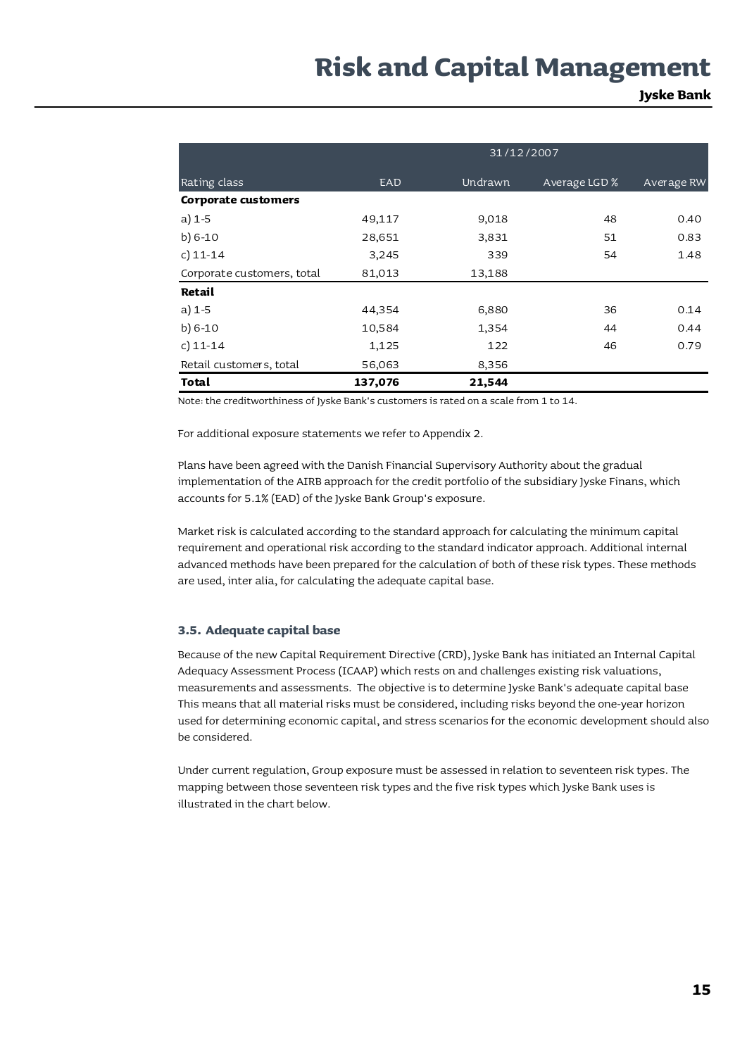| | 31/12/2007 | | | |
|---|---|---|---|---|
| Rating class | EAD | Undrawn | Average LGD % | Average RW |
| **Corporate customers** | | | | |
| a) 1-5 | 49,117 | 9,018 | 48 | 0.40 |
| b) 6-10 | 28,651 | 3,831 | 51 | 0.83 |
| c) 11-14 | 3,245 | 339 | 54 | 1.48 |
| Corporate customers, total | 81,013 | 13,188 | | |
| **Retail** | | | | |
| a) 1-5 | 44,354 | 6,880 | 36 | 0.14 |
| b) 6-10 | 10,584 | 1,354 | 44 | 0.44 |
| c) 11-14 | 1,125 | 122 | 46 | 0.79 |
| Retail customers, total | 56,063 | 8,356 | | |
| **Total** | **137,076** | **21,544** | | |

Note: the creditworthiness of Jyske Bank's customers is rated on a scale from 1 to 14.

For additional exposure statements we refer to Appendix 2.

Plans have been agreed with the Danish Financial Supervisory Authority about the gradual implementation of the AIRB approach for the credit portfolio of the subsidiary Jyske Finans, which accounts for 5.1% (EAD) of the Jyske Bank Group's exposure.

Market risk is calculated according to the standard approach for calculating the minimum capital requirement and operational risk according to the standard indicator approach. Additional internal advanced methods have been prepared for the calculation of both of these risk types. These methods are used, inter alia, for calculating the adequate capital base.

### 3.5. Adequate capital base

Because of the new Capital Requirement Directive (CRD), Jyske Bank has initiated an Internal Capital Adequacy Assessment Process (ICAAP) which rests on and challenges existing risk valuations, measurements and assessments. The objective is to determine Jyske Bank's adequate capital base This means that all material risks must be considered, including risks beyond the one-year horizon used for determining economic capital, and stress scenarios for the economic development should also be considered.

Under current regulation, Group exposure must be assessed in relation to seventeen risk types. The mapping between those seventeen risk types and the five risk types which Jyske Bank uses is illustrated in the chart below.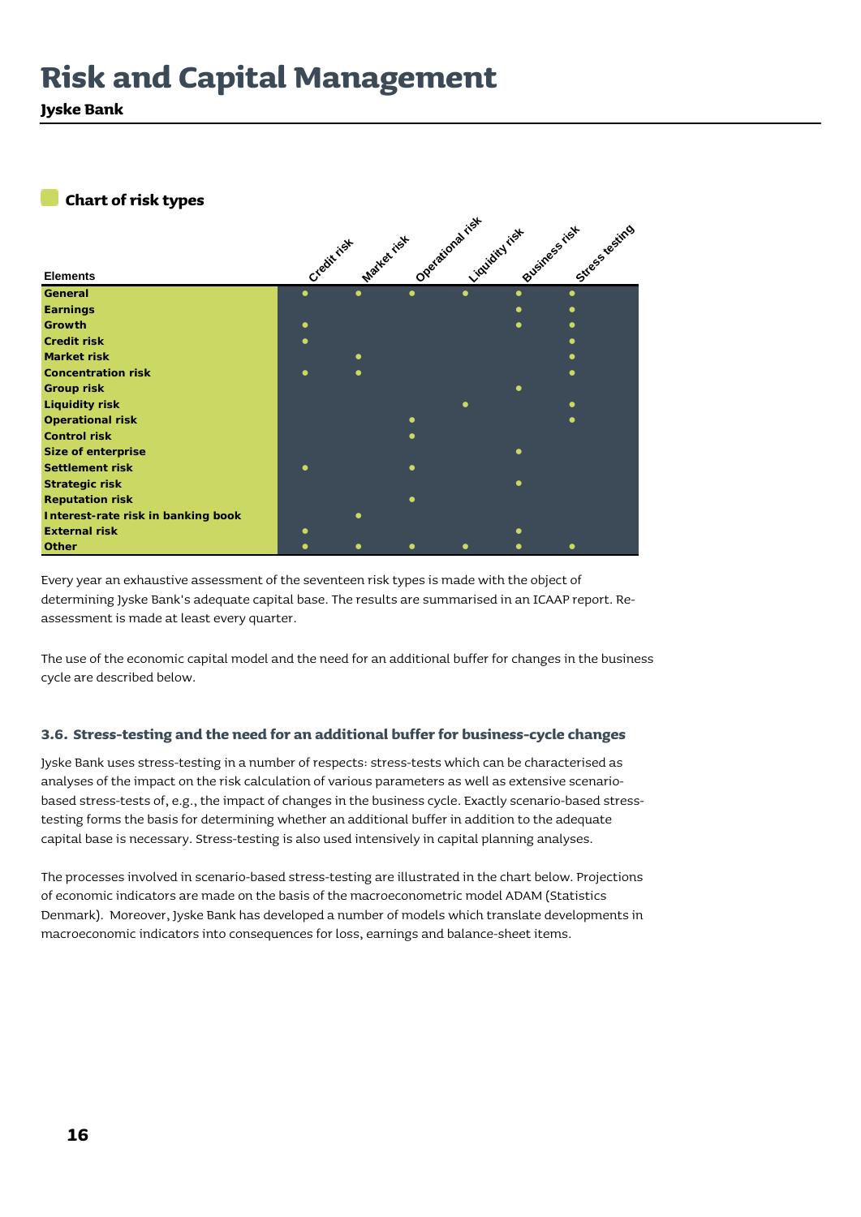### Chart of risk types

| Elements | Credit risk | Market risk | Operational risk | Liquidity risk | Business risk | Stress testing |
|---|---|---|---|---|---|---|
| General | • | • | • | • | • | • |
| Earnings | | | | | • | • |
| Growth | • | | | | • | • |
| Credit risk | • | | | | | • |
| Market risk | | • | | | | • |
| Concentration risk | • | • | | | | • |
| Group risk | | | | | • | |
| Liquidity risk | | | | • | | • |
| Operational risk | | | • | | | • |
| Control risk | | | • | | | |
| Size of enterprise | | | | | • | |
| Settlement risk | • | | • | | | |
| Strategic risk | | | | | • | |
| Reputation risk | | | • | | | |
| Interest-rate risk in banking book | | • | | | | |
| External risk | • | | | | • | |
| Other | • | • | • | • | • | • |

Every year an exhaustive assessment of the seventeen risk types is made with the object of determining Jyske Bank's adequate capital base. The results are summarised in an ICAAP report. Re-assessment is made at least every quarter.

The use of the economic capital model and the need for an additional buffer for changes in the business cycle are described below.

### 3.6. Stress-testing and the need for an additional buffer for business-cycle changes

Jyske Bank uses stress-testing in a number of respects: stress-tests which can be characterised as analyses of the impact on the risk calculation of various parameters as well as extensive scenario-based stress-tests of, e.g., the impact of changes in the business cycle. Exactly scenario-based stress-testing forms the basis for determining whether an additional buffer in addition to the adequate capital base is necessary. Stress-testing is also used intensively in capital planning analyses.

The processes involved in scenario-based stress-testing are illustrated in the chart below. Projections of economic indicators are made on the basis of the macroeconometric model ADAM (Statistics Denmark). Moreover, Jyske Bank has developed a number of models which translate developments in macroeconomic indicators into consequences for loss, earnings and balance-sheet items.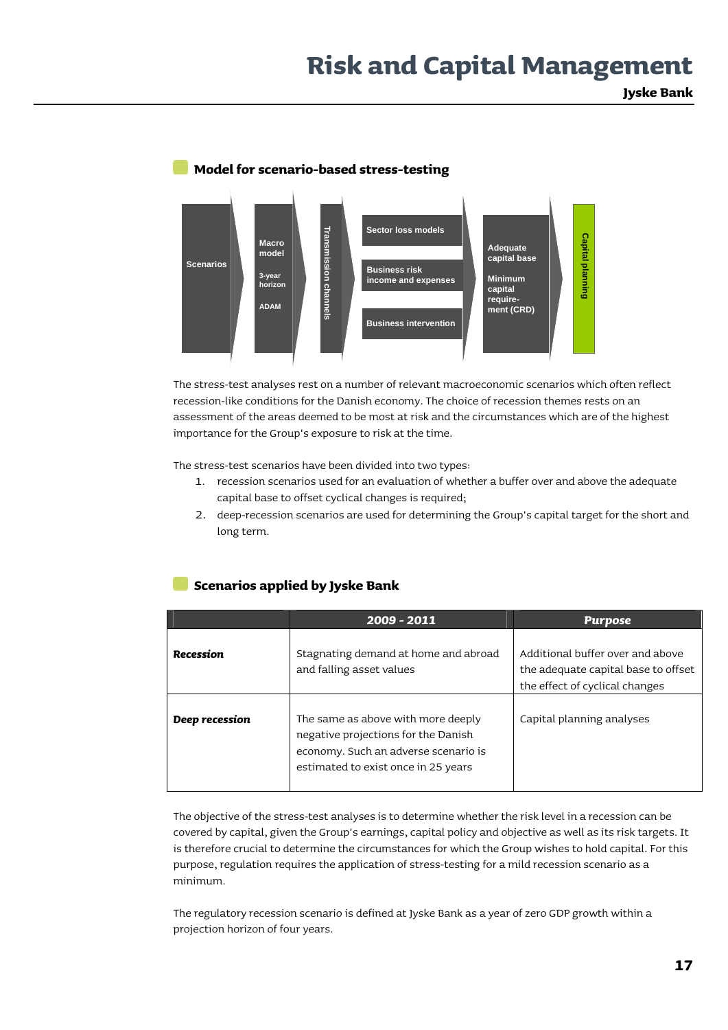## Model for scenario-based stress-testing

Scenarios → Macro model (3-year horizon, ADAM) → Transmission channels → Sector loss models / Business risk income and expenses / Business intervention → Adequate capital base, Minimum capital requirement (CRD) → Capital planning

The stress-test analyses rest on a number of relevant macroeconomic scenarios which often reflect recession-like conditions for the Danish economy. The choice of recession themes rests on an assessment of the areas deemed to be most at risk and the circumstances which are of the highest importance for the Group's exposure to risk at the time.

The stress-test scenarios have been divided into two types:

1. recession scenarios used for an evaluation of whether a buffer over and above the adequate capital base to offset cyclical changes is required;
2. deep-recession scenarios are used for determining the Group's capital target for the short and long term.

## Scenarios applied by Jyske Bank

| | 2009 - 2011 | Purpose |
|---|---|---|
| ***Recession*** | Stagnating demand at home and abroad and falling asset values | Additional buffer over and above the adequate capital base to offset the effect of cyclical changes |
| ***Deep recession*** | The same as above with more deeply negative projections for the Danish economy. Such an adverse scenario is estimated to exist once in 25 years | Capital planning analyses |

The objective of the stress-test analyses is to determine whether the risk level in a recession can be covered by capital, given the Group's earnings, capital policy and objective as well as its risk targets. It is therefore crucial to determine the circumstances for which the Group wishes to hold capital. For this purpose, regulation requires the application of stress-testing for a mild recession scenario as a minimum.

The regulatory recession scenario is defined at Jyske Bank as a year of zero GDP growth within a projection horizon of four years.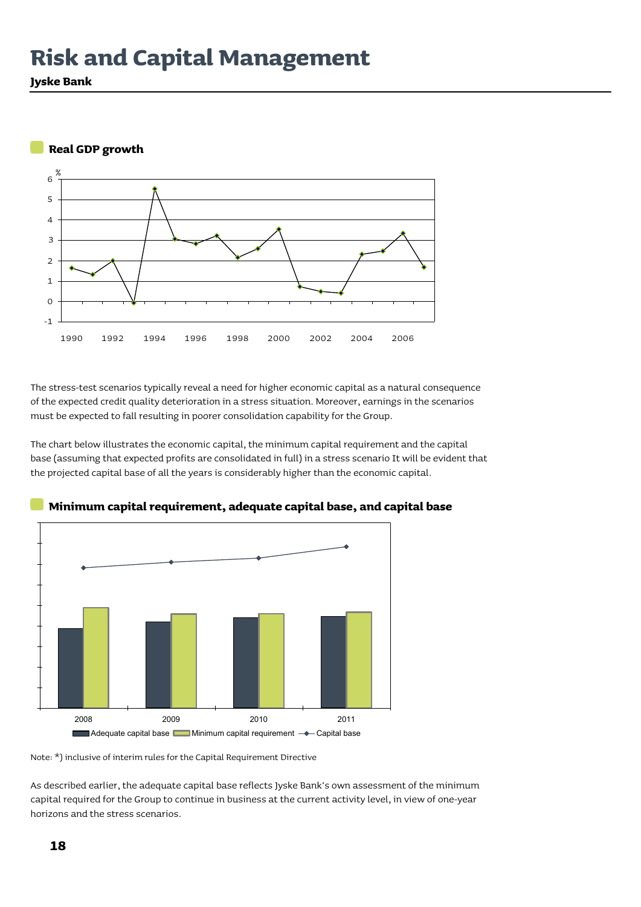# Risk and Capital Management

**Jyske Bank**

### Real GDP growth

The stress-test scenarios typically reveal a need for higher economic capital as a natural consequence of the expected credit quality deterioration in a stress situation. Moreover, earnings in the scenarios must be expected to fall resulting in poorer consolidation capability for the Group.

The chart below illustrates the economic capital, the minimum capital requirement and the capital base (assuming that expected profits are consolidated in full) in a stress scenario It will be evident that the projected capital base of all the years is considerably higher than the economic capital.

### Minimum capital requirement, adequate capital base, and capital base

Note: *) inclusive of interim rules for the Capital Requirement Directive

As described earlier, the adequate capital base reflects Jyske Bank's own assessment of the minimum capital required for the Group to continue in business at the current activity level, in view of one-year horizons and the stress scenarios.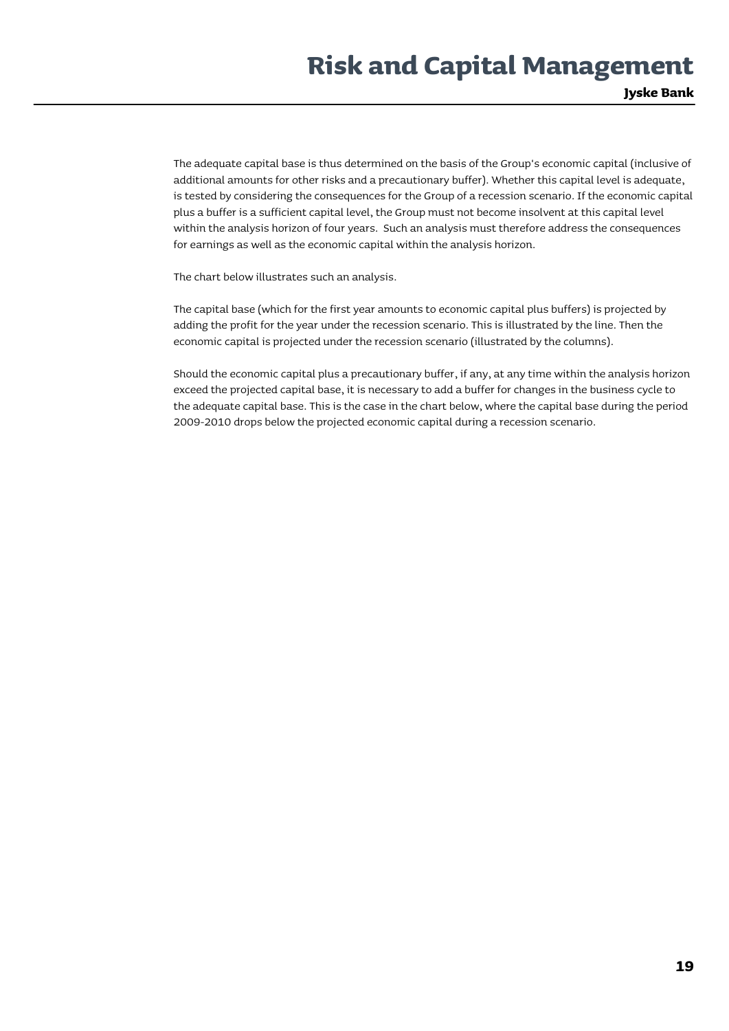The adequate capital base is thus determined on the basis of the Group's economic capital (inclusive of additional amounts for other risks and a precautionary buffer). Whether this capital level is adequate, is tested by considering the consequences for the Group of a recession scenario. If the economic capital plus a buffer is a sufficient capital level, the Group must not become insolvent at this capital level within the analysis horizon of four years. Such an analysis must therefore address the consequences for earnings as well as the economic capital within the analysis horizon.

The chart below illustrates such an analysis.

The capital base (which for the first year amounts to economic capital plus buffers) is projected by adding the profit for the year under the recession scenario. This is illustrated by the line. Then the economic capital is projected under the recession scenario (illustrated by the columns).

Should the economic capital plus a precautionary buffer, if any, at any time within the analysis horizon exceed the projected capital base, it is necessary to add a buffer for changes in the business cycle to the adequate capital base. This is the case in the chart below, where the capital base during the period 2009-2010 drops below the projected economic capital during a recession scenario.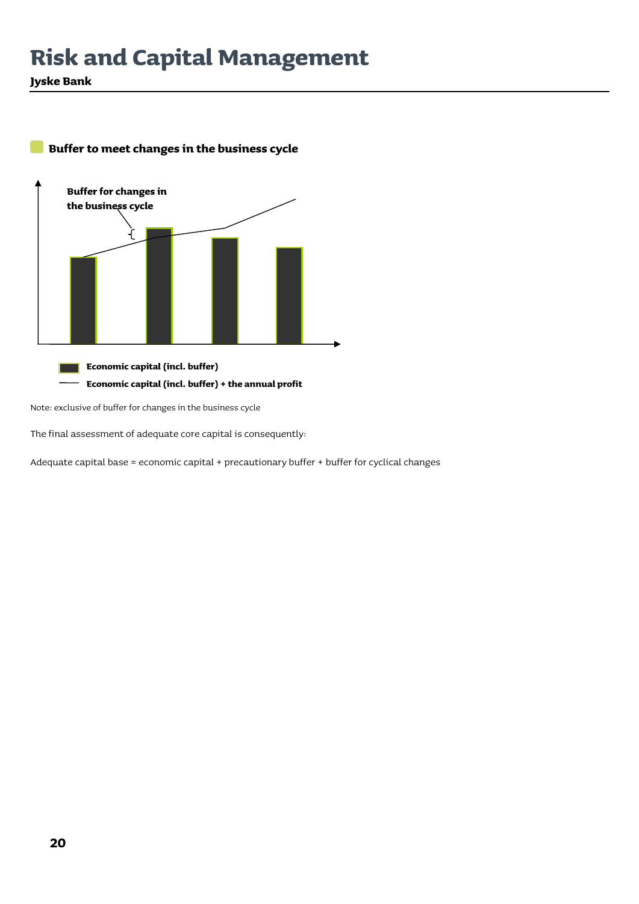### Buffer to meet changes in the business cycle

Buffer for changes in the business cycle

Economic capital (incl. buffer)

Economic capital (incl. buffer) + the annual profit

Note: exclusive of buffer for changes in the business cycle

The final assessment of adequate core capital is consequently:

Adequate capital base = economic capital + precautionary buffer + buffer for cyclical changes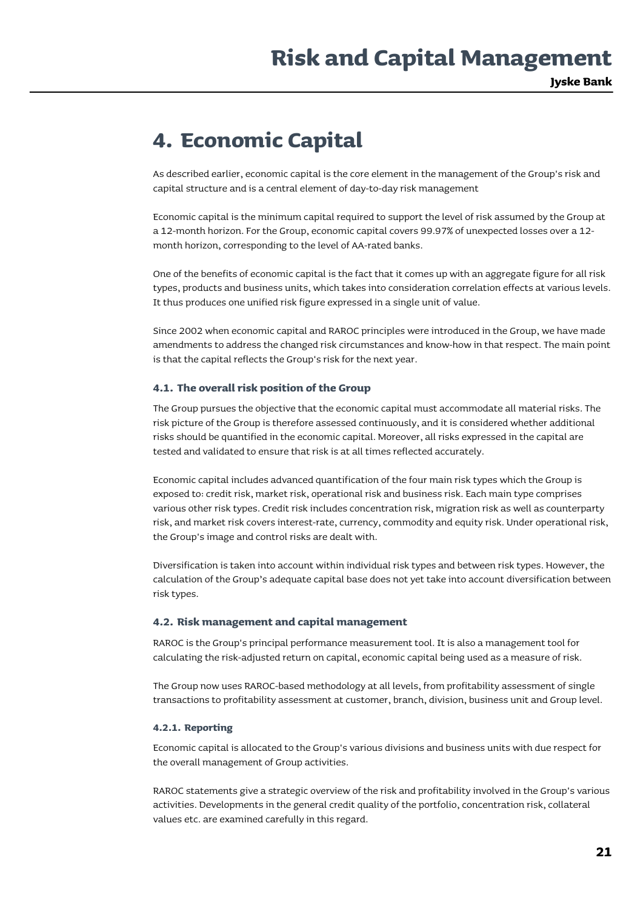# 4. Economic Capital

As described earlier, economic capital is the core element in the management of the Group's risk and capital structure and is a central element of day-to-day risk management

Economic capital is the minimum capital required to support the level of risk assumed by the Group at a 12-month horizon. For the Group, economic capital covers 99.97% of unexpected losses over a 12-month horizon, corresponding to the level of AA-rated banks.

One of the benefits of economic capital is the fact that it comes up with an aggregate figure for all risk types, products and business units, which takes into consideration correlation effects at various levels. It thus produces one unified risk figure expressed in a single unit of value.

Since 2002 when economic capital and RAROC principles were introduced in the Group, we have made amendments to address the changed risk circumstances and know-how in that respect. The main point is that the capital reflects the Group's risk for the next year.

## 4.1. The overall risk position of the Group

The Group pursues the objective that the economic capital must accommodate all material risks. The risk picture of the Group is therefore assessed continuously, and it is considered whether additional risks should be quantified in the economic capital. Moreover, all risks expressed in the capital are tested and validated to ensure that risk is at all times reflected accurately.

Economic capital includes advanced quantification of the four main risk types which the Group is exposed to: credit risk, market risk, operational risk and business risk. Each main type comprises various other risk types. Credit risk includes concentration risk, migration risk as well as counterparty risk, and market risk covers interest-rate, currency, commodity and equity risk. Under operational risk, the Group's image and control risks are dealt with.

Diversification is taken into account within individual risk types and between risk types. However, the calculation of the Group's adequate capital base does not yet take into account diversification between risk types.

## 4.2. Risk management and capital management

RAROC is the Group's principal performance measurement tool. It is also a management tool for calculating the risk-adjusted return on capital, economic capital being used as a measure of risk.

The Group now uses RAROC-based methodology at all levels, from profitability assessment of single transactions to profitability assessment at customer, branch, division, business unit and Group level.

### 4.2.1. Reporting

Economic capital is allocated to the Group's various divisions and business units with due respect for the overall management of Group activities.

RAROC statements give a strategic overview of the risk and profitability involved in the Group's various activities. Developments in the general credit quality of the portfolio, concentration risk, collateral values etc. are examined carefully in this regard.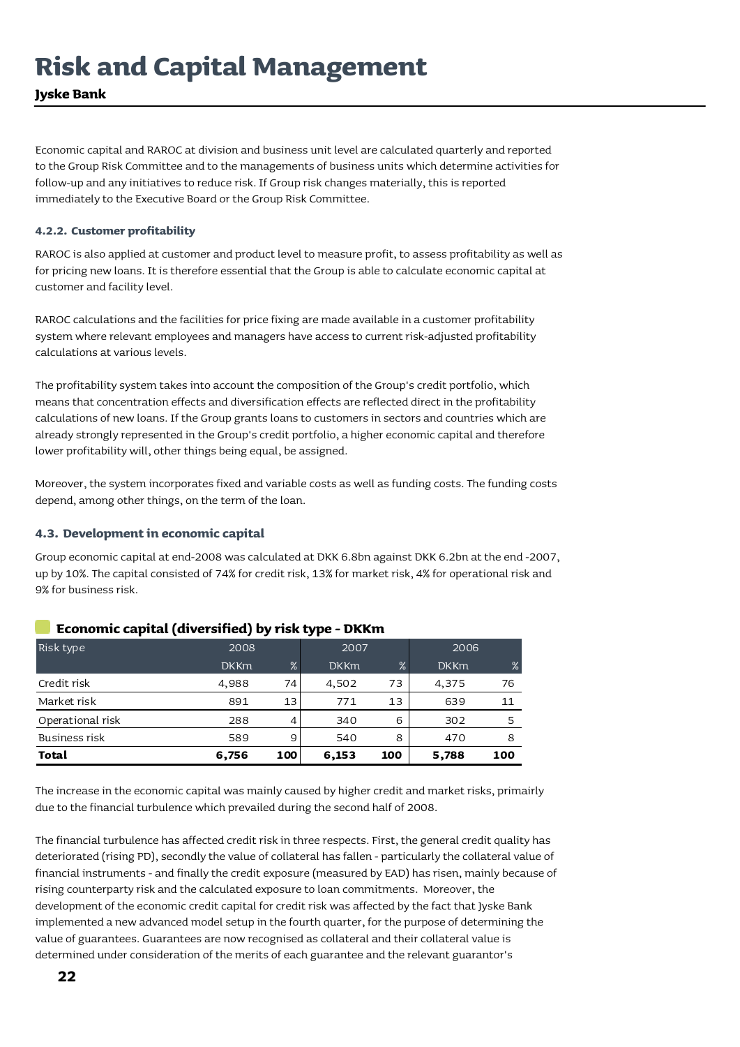Economic capital and RAROC at division and business unit level are calculated quarterly and reported to the Group Risk Committee and to the managements of business units which determine activities for follow-up and any initiatives to reduce risk. If Group risk changes materially, this is reported immediately to the Executive Board or the Group Risk Committee.

#### 4.2.2. Customer profitability

RAROC is also applied at customer and product level to measure profit, to assess profitability as well as for pricing new loans. It is therefore essential that the Group is able to calculate economic capital at customer and facility level.

RAROC calculations and the facilities for price fixing are made available in a customer profitability system where relevant employees and managers have access to current risk-adjusted profitability calculations at various levels.

The profitability system takes into account the composition of the Group's credit portfolio, which means that concentration effects and diversification effects are reflected direct in the profitability calculations of new loans. If the Group grants loans to customers in sectors and countries which are already strongly represented in the Group's credit portfolio, a higher economic capital and therefore lower profitability will, other things being equal, be assigned.

Moreover, the system incorporates fixed and variable costs as well as funding costs. The funding costs depend, among other things, on the term of the loan.

### 4.3. Development in economic capital

Group economic capital at end-2008 was calculated at DKK 6.8bn against DKK 6.2bn at the end -2007, up by 10%. The capital consisted of 74% for credit risk, 13% for market risk, 4% for operational risk and 9% for business risk.

**Economic capital (diversified) by risk type - DKKm**

| Risk type | 2008 | | 2007 | | 2006 | |
|---|---|---|---|---|---|---|
| | DKKm | % | DKKm | % | DKKm | % |
| Credit risk | 4,988 | 74 | 4,502 | 73 | 4,375 | 76 |
| Market risk | 891 | 13 | 771 | 13 | 639 | 11 |
| Operational risk | 288 | 4 | 340 | 6 | 302 | 5 |
| Business risk | 589 | 9 | 540 | 8 | 470 | 8 |
| **Total** | **6,756** | **100** | **6,153** | **100** | **5,788** | **100** |

The increase in the economic capital was mainly caused by higher credit and market risks, primairly due to the financial turbulence which prevailed during the second half of 2008.

The financial turbulence has affected credit risk in three respects. First, the general credit quality has deteriorated (rising PD), secondly the value of collateral has fallen - particularly the collateral value of financial instruments - and finally the credit exposure (measured by EAD) has risen, mainly because of rising counterparty risk and the calculated exposure to loan commitments. Moreover, the development of the economic credit capital for credit risk was affected by the fact that Jyske Bank implemented a new advanced model setup in the fourth quarter, for the purpose of determining the value of guarantees. Guarantees are now recognised as collateral and their collateral value is determined under consideration of the merits of each guarantee and the relevant guarantor's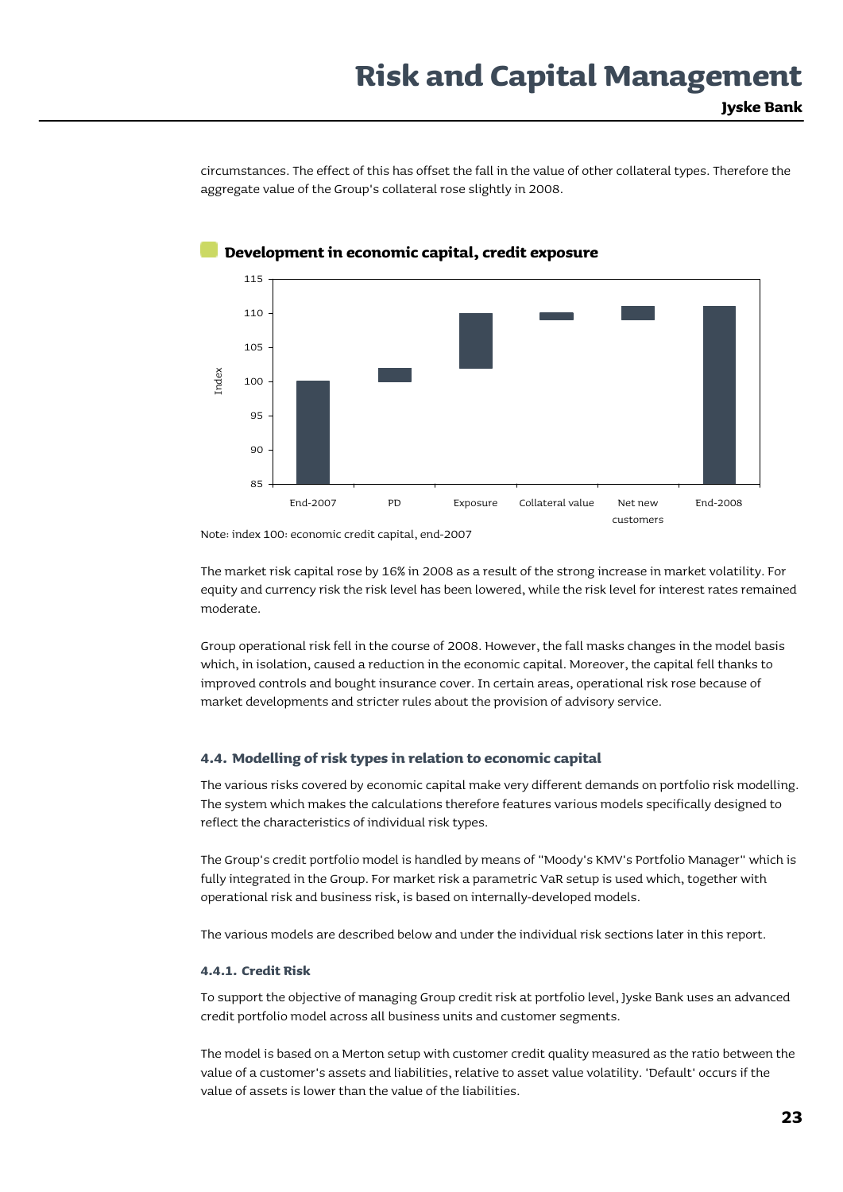circumstances. The effect of this has offset the fall in the value of other collateral types. Therefore the aggregate value of the Group's collateral rose slightly in 2008.

**Development in economic capital, credit exposure**

Note: index 100: economic credit capital, end-2007

The market risk capital rose by 16% in 2008 as a result of the strong increase in market volatility. For equity and currency risk the risk level has been lowered, while the risk level for interest rates remained moderate.

Group operational risk fell in the course of 2008. However, the fall masks changes in the model basis which, in isolation, caused a reduction in the economic capital. Moreover, the capital fell thanks to improved controls and bought insurance cover. In certain areas, operational risk rose because of market developments and stricter rules about the provision of advisory service.

### 4.4. Modelling of risk types in relation to economic capital

The various risks covered by economic capital make very different demands on portfolio risk modelling. The system which makes the calculations therefore features various models specifically designed to reflect the characteristics of individual risk types.

The Group's credit portfolio model is handled by means of "Moody's KMV's Portfolio Manager" which is fully integrated in the Group. For market risk a parametric VaR setup is used which, together with operational risk and business risk, is based on internally-developed models.

The various models are described below and under the individual risk sections later in this report.

#### 4.4.1. Credit Risk

To support the objective of managing Group credit risk at portfolio level, Jyske Bank uses an advanced credit portfolio model across all business units and customer segments.

The model is based on a Merton setup with customer credit quality measured as the ratio between the value of a customer's assets and liabilities, relative to asset value volatility. 'Default' occurs if the value of assets is lower than the value of the liabilities.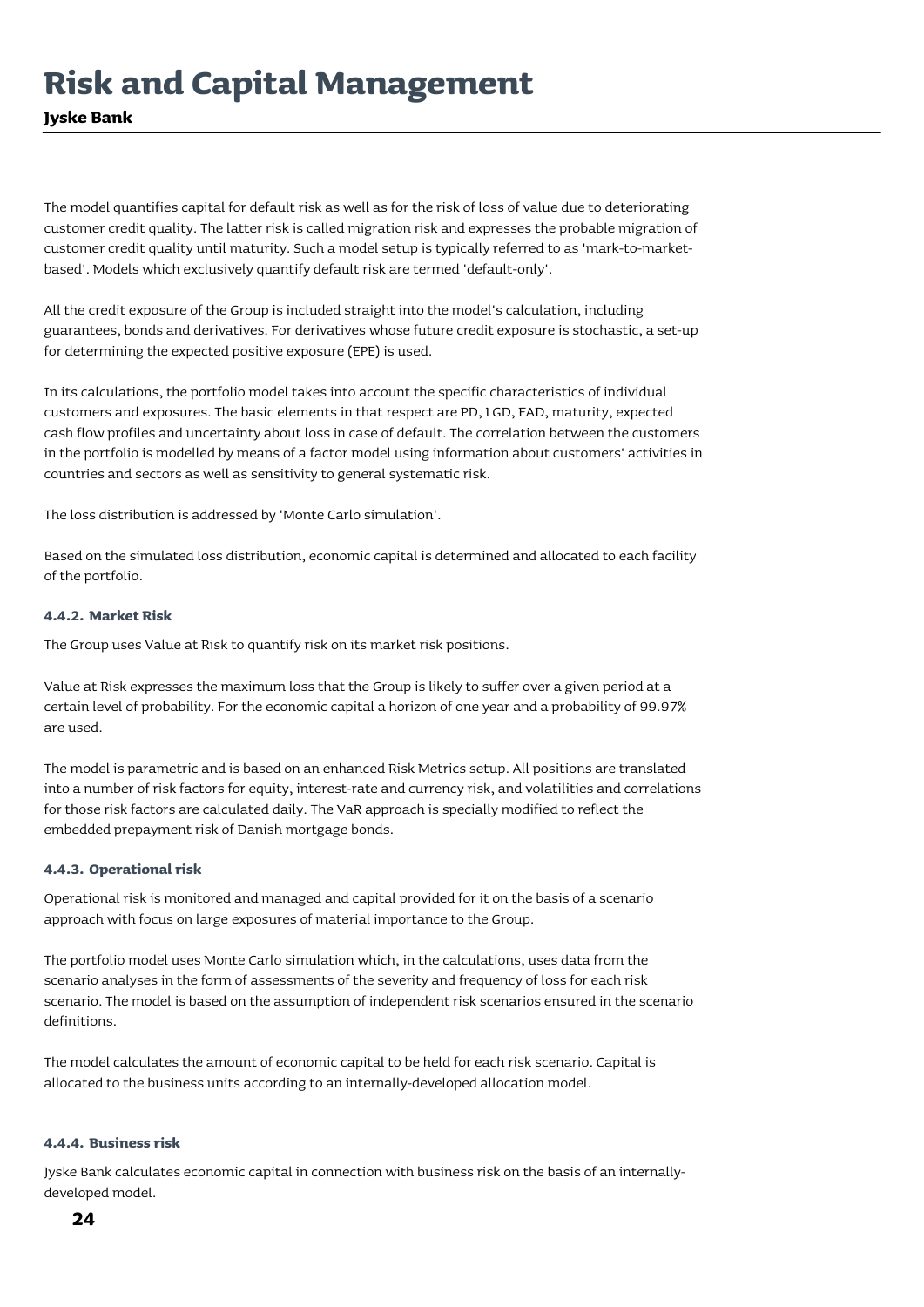The model quantifies capital for default risk as well as for the risk of loss of value due to deteriorating customer credit quality. The latter risk is called migration risk and expresses the probable migration of customer credit quality until maturity. Such a model setup is typically referred to as 'mark-to-market-based'. Models which exclusively quantify default risk are termed 'default-only'.

All the credit exposure of the Group is included straight into the model's calculation, including guarantees, bonds and derivatives. For derivatives whose future credit exposure is stochastic, a set-up for determining the expected positive exposure (EPE) is used.

In its calculations, the portfolio model takes into account the specific characteristics of individual customers and exposures. The basic elements in that respect are PD, LGD, EAD, maturity, expected cash flow profiles and uncertainty about loss in case of default. The correlation between the customers in the portfolio is modelled by means of a factor model using information about customers' activities in countries and sectors as well as sensitivity to general systematic risk.

The loss distribution is addressed by 'Monte Carlo simulation'.

Based on the simulated loss distribution, economic capital is determined and allocated to each facility of the portfolio.

#### 4.4.2. Market Risk

The Group uses Value at Risk to quantify risk on its market risk positions.

Value at Risk expresses the maximum loss that the Group is likely to suffer over a given period at a certain level of probability. For the economic capital a horizon of one year and a probability of 99.97% are used.

The model is parametric and is based on an enhanced Risk Metrics setup. All positions are translated into a number of risk factors for equity, interest-rate and currency risk, and volatilities and correlations for those risk factors are calculated daily. The VaR approach is specially modified to reflect the embedded prepayment risk of Danish mortgage bonds.

#### 4.4.3. Operational risk

Operational risk is monitored and managed and capital provided for it on the basis of a scenario approach with focus on large exposures of material importance to the Group.

The portfolio model uses Monte Carlo simulation which, in the calculations, uses data from the scenario analyses in the form of assessments of the severity and frequency of loss for each risk scenario. The model is based on the assumption of independent risk scenarios ensured in the scenario definitions.

The model calculates the amount of economic capital to be held for each risk scenario. Capital is allocated to the business units according to an internally-developed allocation model.

#### 4.4.4. Business risk

Jyske Bank calculates economic capital in connection with business risk on the basis of an internally-developed model.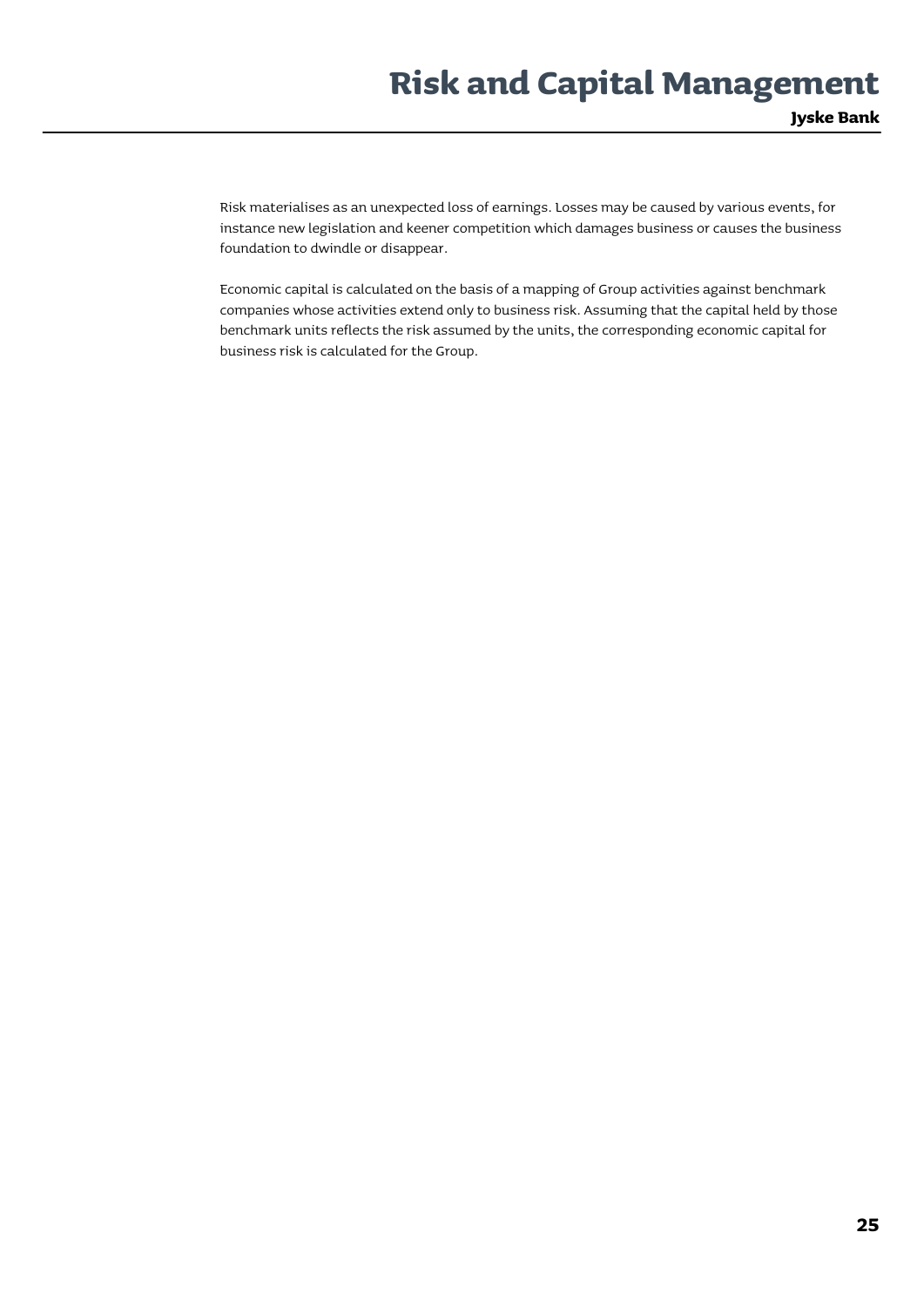Risk materialises as an unexpected loss of earnings. Losses may be caused by various events, for instance new legislation and keener competition which damages business or causes the business foundation to dwindle or disappear.

Economic capital is calculated on the basis of a mapping of Group activities against benchmark companies whose activities extend only to business risk. Assuming that the capital held by those benchmark units reflects the risk assumed by the units, the corresponding economic capital for business risk is calculated for the Group.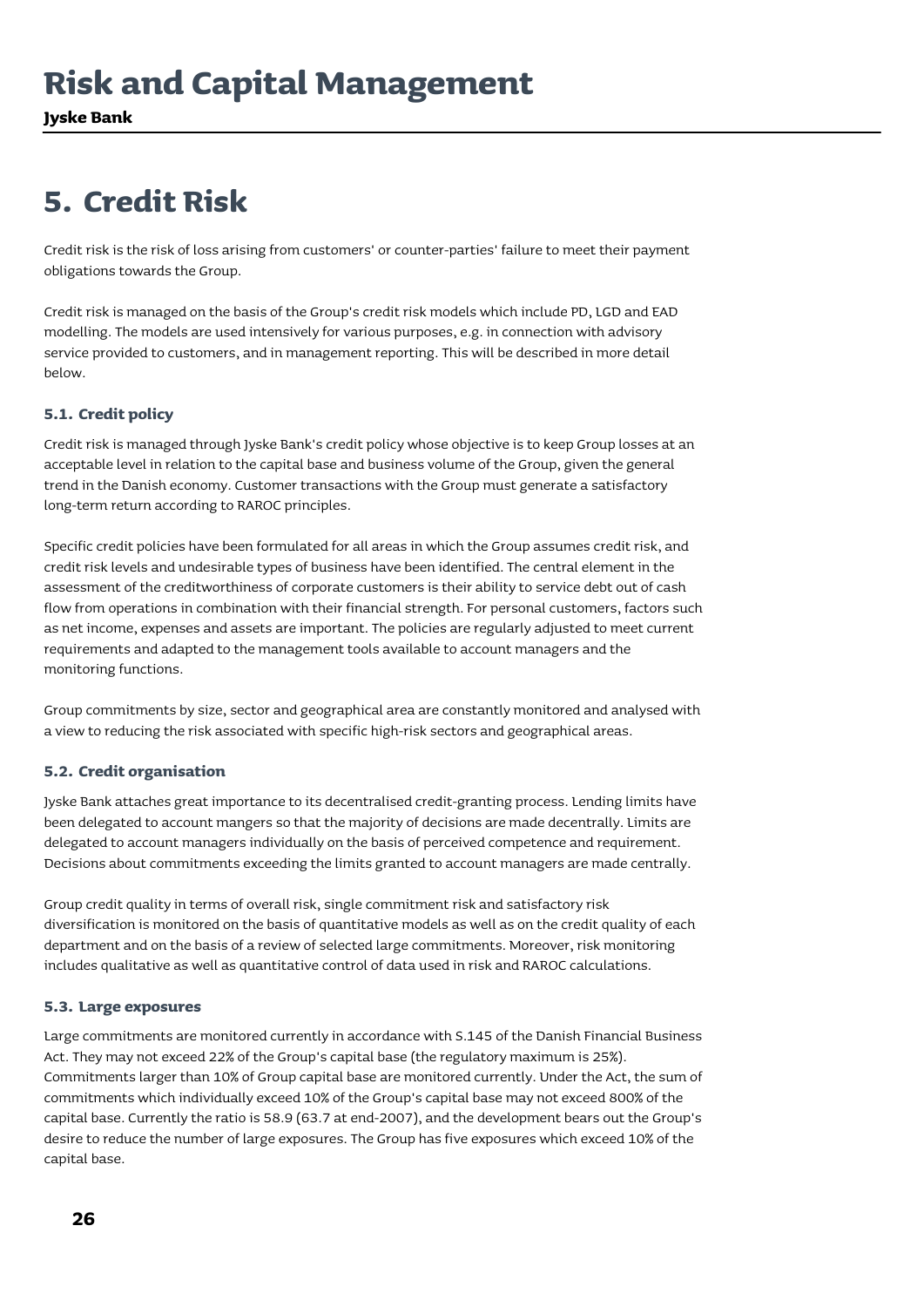# 5. Credit Risk

Credit risk is the risk of loss arising from customers' or counter-parties' failure to meet their payment obligations towards the Group.

Credit risk is managed on the basis of the Group's credit risk models which include PD, LGD and EAD modelling. The models are used intensively for various purposes, e.g. in connection with advisory service provided to customers, and in management reporting. This will be described in more detail below.

### 5.1. Credit policy

Credit risk is managed through Jyske Bank's credit policy whose objective is to keep Group losses at an acceptable level in relation to the capital base and business volume of the Group, given the general trend in the Danish economy. Customer transactions with the Group must generate a satisfactory long-term return according to RAROC principles.

Specific credit policies have been formulated for all areas in which the Group assumes credit risk, and credit risk levels and undesirable types of business have been identified. The central element in the assessment of the creditworthiness of corporate customers is their ability to service debt out of cash flow from operations in combination with their financial strength. For personal customers, factors such as net income, expenses and assets are important. The policies are regularly adjusted to meet current requirements and adapted to the management tools available to account managers and the monitoring functions.

Group commitments by size, sector and geographical area are constantly monitored and analysed with a view to reducing the risk associated with specific high-risk sectors and geographical areas.

### 5.2. Credit organisation

Jyske Bank attaches great importance to its decentralised credit-granting process. Lending limits have been delegated to account mangers so that the majority of decisions are made decentrally. Limits are delegated to account managers individually on the basis of perceived competence and requirement. Decisions about commitments exceeding the limits granted to account managers are made centrally.

Group credit quality in terms of overall risk, single commitment risk and satisfactory risk diversification is monitored on the basis of quantitative models as well as on the credit quality of each department and on the basis of a review of selected large commitments. Moreover, risk monitoring includes qualitative as well as quantitative control of data used in risk and RAROC calculations.

### 5.3. Large exposures

Large commitments are monitored currently in accordance with S.145 of the Danish Financial Business Act. They may not exceed 22% of the Group's capital base (the regulatory maximum is 25%). Commitments larger than 10% of Group capital base are monitored currently. Under the Act, the sum of commitments which individually exceed 10% of the Group's capital base may not exceed 800% of the capital base. Currently the ratio is 58.9 (63.7 at end-2007), and the development bears out the Group's desire to reduce the number of large exposures. The Group has five exposures which exceed 10% of the capital base.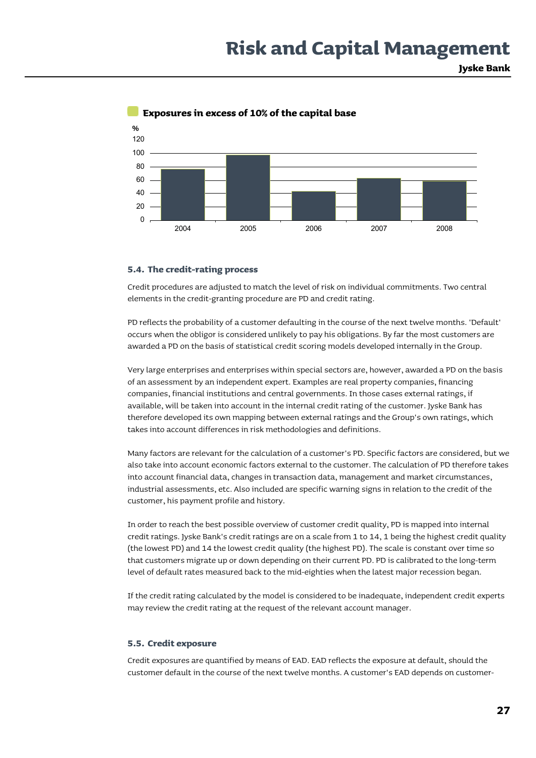**Exposures in excess of 10% of the capital base**

%

| 2004 | 2005 | 2006 | 2007 | 2008 |
|---|---|---|---|---|
| 77 | 98 | 43 | 63 | 59 |

### 5.4. The credit-rating process

Credit procedures are adjusted to match the level of risk on individual commitments. Two central elements in the credit-granting procedure are PD and credit rating.

PD reflects the probability of a customer defaulting in the course of the next twelve months. 'Default' occurs when the obligor is considered unlikely to pay his obligations. By far the most customers are awarded a PD on the basis of statistical credit scoring models developed internally in the Group.

Very large enterprises and enterprises within special sectors are, however, awarded a PD on the basis of an assessment by an independent expert. Examples are real property companies, financing companies, financial institutions and central governments. In those cases external ratings, if available, will be taken into account in the internal credit rating of the customer. Jyske Bank has therefore developed its own mapping between external ratings and the Group's own ratings, which takes into account differences in risk methodologies and definitions.

Many factors are relevant for the calculation of a customer's PD. Specific factors are considered, but we also take into account economic factors external to the customer. The calculation of PD therefore takes into account financial data, changes in transaction data, management and market circumstances, industrial assessments, etc. Also included are specific warning signs in relation to the credit of the customer, his payment profile and history.

In order to reach the best possible overview of customer credit quality, PD is mapped into internal credit ratings. Jyske Bank's credit ratings are on a scale from 1 to 14, 1 being the highest credit quality (the lowest PD) and 14 the lowest credit quality (the highest PD). The scale is constant over time so that customers migrate up or down depending on their current PD. PD is calibrated to the long-term level of default rates measured back to the mid-eighties when the latest major recession began.

If the credit rating calculated by the model is considered to be inadequate, independent credit experts may review the credit rating at the request of the relevant account manager.

### 5.5. Credit exposure

Credit exposures are quantified by means of EAD. EAD reflects the exposure at default, should the customer default in the course of the next twelve months. A customer's EAD depends on customer-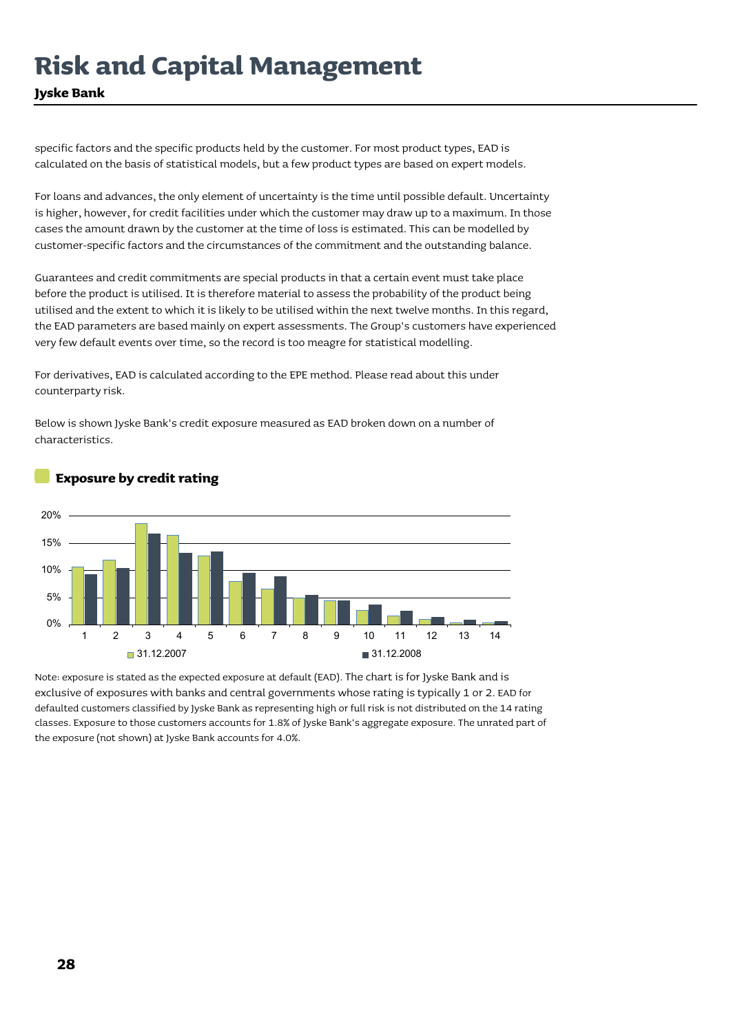specific factors and the specific products held by the customer. For most product types, EAD is calculated on the basis of statistical models, but a few product types are based on expert models.

For loans and advances, the only element of uncertainty is the time until possible default. Uncertainty is higher, however, for credit facilities under which the customer may draw up to a maximum. In those cases the amount drawn by the customer at the time of loss is estimated. This can be modelled by customer-specific factors and the circumstances of the commitment and the outstanding balance.

Guarantees and credit commitments are special products in that a certain event must take place before the product is utilised. It is therefore material to assess the probability of the product being utilised and the extent to which it is likely to be utilised within the next twelve months. In this regard, the EAD parameters are based mainly on expert assessments. The Group's customers have experienced very few default events over time, so the record is too meagre for statistical modelling.

For derivatives, EAD is calculated according to the EPE method. Please read about this under counterparty risk.

Below is shown Jyske Bank's credit exposure measured as EAD broken down on a number of characteristics.

### Exposure by credit rating

20%
15%
10%
5%
0%

1 2 3 4 5 6 7 8 9 10 11 12 13 14

31.12.2007 31.12.2008

Note: exposure is stated as the expected exposure at default (EAD). The chart is for Jyske Bank and is exclusive of exposures with banks and central governments whose rating is typically 1 or 2. EAD for defaulted customers classified by Jyske Bank as representing high or full risk is not distributed on the 14 rating classes. Exposure to those customers accounts for 1.8% of Jyske Bank's aggregate exposure. The unrated part of the exposure (not shown) at Jyske Bank accounts for 4.0%.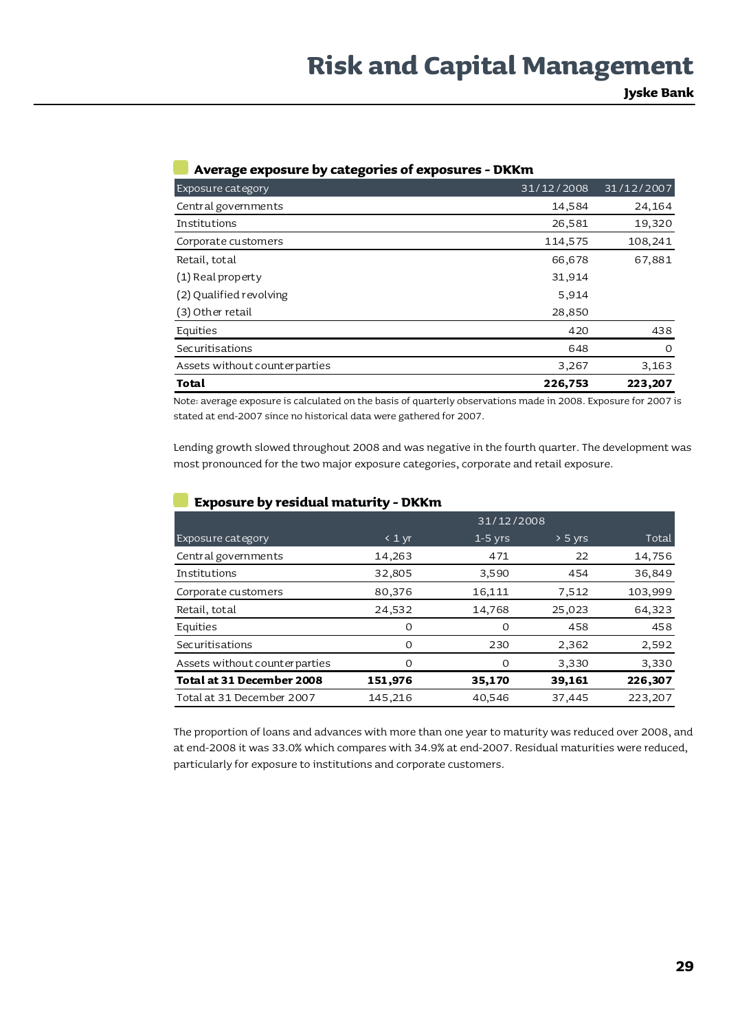### Average exposure by categories of exposures - DKKm

| Exposure category | 31/12/2008 | 31/12/2007 |
|---|---|---|
| Central governments | 14,584 | 24,164 |
| Institutions | 26,581 | 19,320 |
| Corporate customers | 114,575 | 108,241 |
| Retail, total | 66,678 | 67,881 |
| (1) Real property | 31,914 | |
| (2) Qualified revolving | 5,914 | |
| (3) Other retail | 28,850 | |
| Equities | 420 | 438 |
| Securitisations | 648 | 0 |
| Assets without counterparties | 3,267 | 3,163 |
| **Total** | **226,753** | **223,207** |

Note: average exposure is calculated on the basis of quarterly observations made in 2008. Exposure for 2007 is stated at end-2007 since no historical data were gathered for 2007.

Lending growth slowed throughout 2008 and was negative in the fourth quarter. The development was most pronounced for the two major exposure categories, corporate and retail exposure.

### Exposure by residual maturity - DKKm

| | 31/12/2008 | | | |
|---|---|---|---|---|
| Exposure category | < 1 yr | 1-5 yrs | > 5 yrs | Total |
| Central governments | 14,263 | 471 | 22 | 14,756 |
| Institutions | 32,805 | 3,590 | 454 | 36,849 |
| Corporate customers | 80,376 | 16,111 | 7,512 | 103,999 |
| Retail, total | 24,532 | 14,768 | 25,023 | 64,323 |
| Equities | 0 | 0 | 458 | 458 |
| Securitisations | 0 | 230 | 2,362 | 2,592 |
| Assets without counterparties | 0 | 0 | 3,330 | 3,330 |
| **Total at 31 December 2008** | **151,976** | **35,170** | **39,161** | **226,307** |
| Total at 31 December 2007 | 145,216 | 40,546 | 37,445 | 223,207 |

The proportion of loans and advances with more than one year to maturity was reduced over 2008, and at end-2008 it was 33.0% which compares with 34.9% at end-2007. Residual maturities were reduced, particularly for exposure to institutions and corporate customers.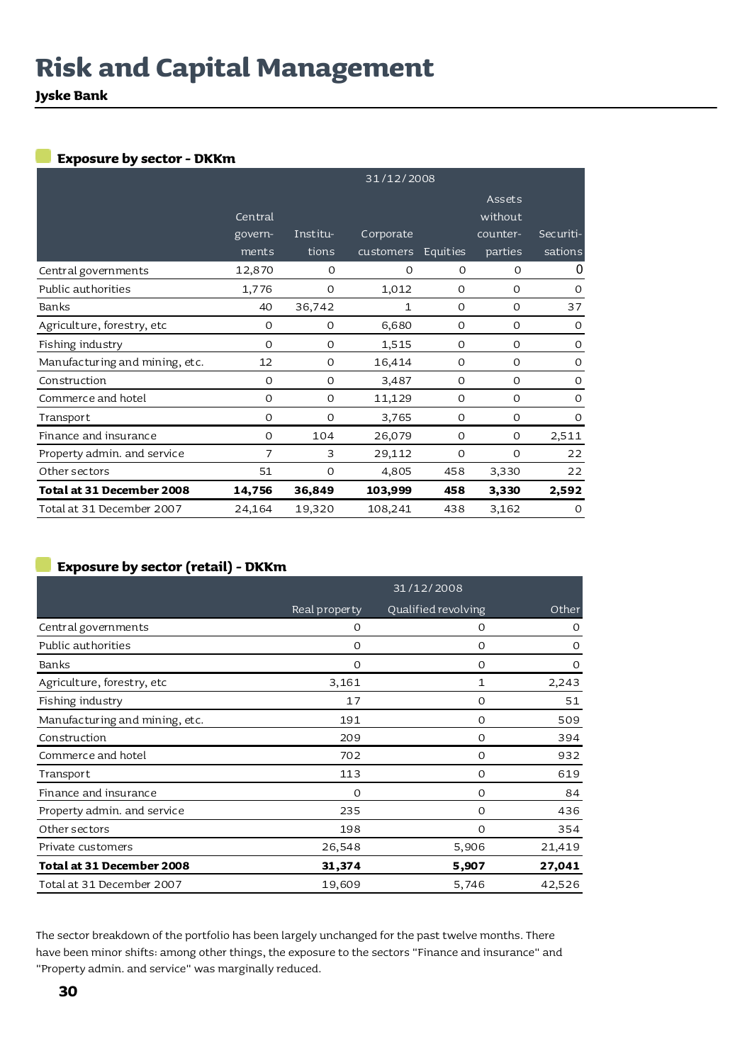# Risk and Capital Management

**Jyske Bank**

### Exposure by sector - DKKm

| | 31/12/2008 | | | | | |
|---|---|---|---|---|---|---|
| | Central governments | Institutions | Corporate customers | Equities | Assets without counterparties | Securitisations |
| Central governments | 12,870 | 0 | 0 | 0 | 0 | 0 |
| Public authorities | 1,776 | 0 | 1,012 | 0 | 0 | 0 |
| Banks | 40 | 36,742 | 1 | 0 | 0 | 37 |
| Agriculture, forestry, etc | 0 | 0 | 6,680 | 0 | 0 | 0 |
| Fishing industry | 0 | 0 | 1,515 | 0 | 0 | 0 |
| Manufacturing and mining, etc. | 12 | 0 | 16,414 | 0 | 0 | 0 |
| Construction | 0 | 0 | 3,487 | 0 | 0 | 0 |
| Commerce and hotel | 0 | 0 | 11,129 | 0 | 0 | 0 |
| Transport | 0 | 0 | 3,765 | 0 | 0 | 0 |
| Finance and insurance | 0 | 104 | 26,079 | 0 | 0 | 2,511 |
| Property admin. and service | 7 | 3 | 29,112 | 0 | 0 | 22 |
| Other sectors | 51 | 0 | 4,805 | 458 | 3,330 | 22 |
| **Total at 31 December 2008** | **14,756** | **36,849** | **103,999** | **458** | **3,330** | **2,592** |
| Total at 31 December 2007 | 24,164 | 19,320 | 108,241 | 438 | 3,162 | 0 |

### Exposure by sector (retail) - DKKm

| | 31/12/2008 | | |
|---|---|---|---|
| | Real property | Qualified revolving | Other |
| Central governments | 0 | 0 | 0 |
| Public authorities | 0 | 0 | 0 |
| Banks | 0 | 0 | 0 |
| Agriculture, forestry, etc | 3,161 | 1 | 2,243 |
| Fishing industry | 17 | 0 | 51 |
| Manufacturing and mining, etc. | 191 | 0 | 509 |
| Construction | 209 | 0 | 394 |
| Commerce and hotel | 702 | 0 | 932 |
| Transport | 113 | 0 | 619 |
| Finance and insurance | 0 | 0 | 84 |
| Property admin. and service | 235 | 0 | 436 |
| Other sectors | 198 | 0 | 354 |
| Private customers | 26,548 | 5,906 | 21,419 |
| **Total at 31 December 2008** | **31,374** | **5,907** | **27,041** |
| Total at 31 December 2007 | 19,609 | 5,746 | 42,526 |

The sector breakdown of the portfolio has been largely unchanged for the past twelve months. There have been minor shifts: among other things, the exposure to the sectors "Finance and insurance" and "Property admin. and service" was marginally reduced.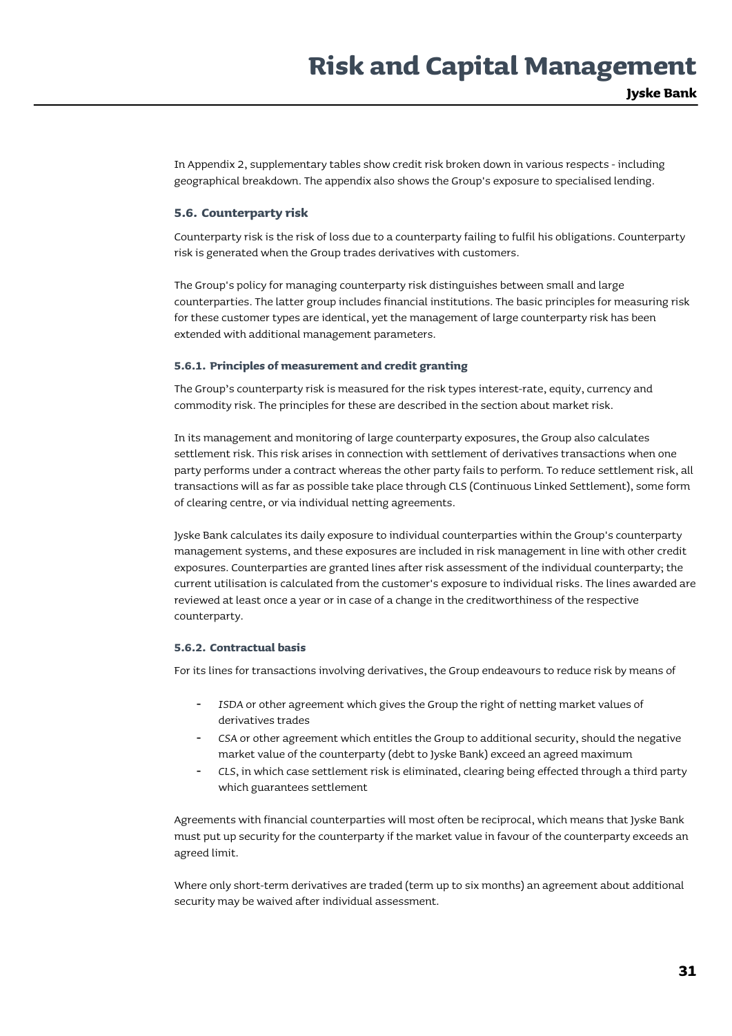In Appendix 2, supplementary tables show credit risk broken down in various respects - including geographical breakdown. The appendix also shows the Group's exposure to specialised lending.

## 5.6. Counterparty risk

Counterparty risk is the risk of loss due to a counterparty failing to fulfil his obligations. Counterparty risk is generated when the Group trades derivatives with customers.

The Group's policy for managing counterparty risk distinguishes between small and large counterparties. The latter group includes financial institutions. The basic principles for measuring risk for these customer types are identical, yet the management of large counterparty risk has been extended with additional management parameters.

### 5.6.1. Principles of measurement and credit granting

The Group's counterparty risk is measured for the risk types interest-rate, equity, currency and commodity risk. The principles for these are described in the section about market risk.

In its management and monitoring of large counterparty exposures, the Group also calculates settlement risk. This risk arises in connection with settlement of derivatives transactions when one party performs under a contract whereas the other party fails to perform. To reduce settlement risk, all transactions will as far as possible take place through CLS (Continuous Linked Settlement), some form of clearing centre, or via individual netting agreements.

Jyske Bank calculates its daily exposure to individual counterparties within the Group's counterparty management systems, and these exposures are included in risk management in line with other credit exposures. Counterparties are granted lines after risk assessment of the individual counterparty; the current utilisation is calculated from the customer's exposure to individual risks. The lines awarded are reviewed at least once a year or in case of a change in the creditworthiness of the respective counterparty.

### 5.6.2. Contractual basis

For its lines for transactions involving derivatives, the Group endeavours to reduce risk by means of

- *ISDA* or other agreement which gives the Group the right of netting market values of derivatives trades
- *CSA* or other agreement which entitles the Group to additional security, should the negative market value of the counterparty (debt to Jyske Bank) exceed an agreed maximum
- *CLS*, in which case settlement risk is eliminated, clearing being effected through a third party which guarantees settlement

Agreements with financial counterparties will most often be reciprocal, which means that Jyske Bank must put up security for the counterparty if the market value in favour of the counterparty exceeds an agreed limit.

Where only short-term derivatives are traded (term up to six months) an agreement about additional security may be waived after individual assessment.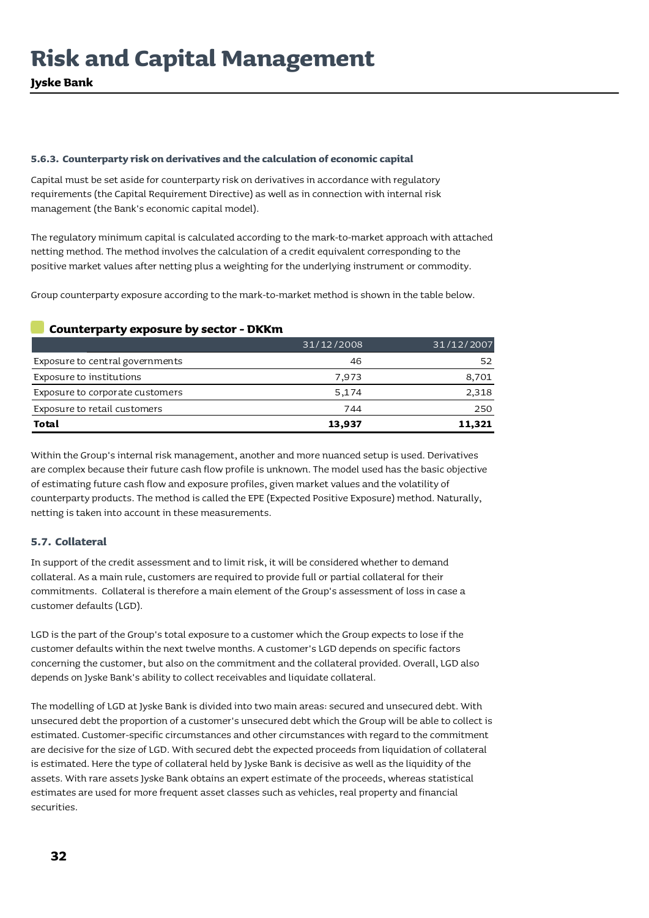### 5.6.3. Counterparty risk on derivatives and the calculation of economic capital

Capital must be set aside for counterparty risk on derivatives in accordance with regulatory requirements (the Capital Requirement Directive) as well as in connection with internal risk management (the Bank's economic capital model).

The regulatory minimum capital is calculated according to the mark-to-market approach with attached netting method. The method involves the calculation of a credit equivalent corresponding to the positive market values after netting plus a weighting for the underlying instrument or commodity.

Group counterparty exposure according to the mark-to-market method is shown in the table below.

**Counterparty exposure by sector - DKKm**

| | 31/12/2008 | 31/12/2007 |
|---|---|---|
| Exposure to central governments | 46 | 52 |
| Exposure to institutions | 7,973 | 8,701 |
| Exposure to corporate customers | 5,174 | 2,318 |
| Exposure to retail customers | 744 | 250 |
| **Total** | **13,937** | **11,321** |

Within the Group's internal risk management, another and more nuanced setup is used. Derivatives are complex because their future cash flow profile is unknown. The model used has the basic objective of estimating future cash flow and exposure profiles, given market values and the volatility of counterparty products. The method is called the EPE (Expected Positive Exposure) method. Naturally, netting is taken into account in these measurements.

### 5.7. Collateral

In support of the credit assessment and to limit risk, it will be considered whether to demand collateral. As a main rule, customers are required to provide full or partial collateral for their commitments. Collateral is therefore a main element of the Group's assessment of loss in case a customer defaults (LGD).

LGD is the part of the Group's total exposure to a customer which the Group expects to lose if the customer defaults within the next twelve months. A customer's LGD depends on specific factors concerning the customer, but also on the commitment and the collateral provided. Overall, LGD also depends on Jyske Bank's ability to collect receivables and liquidate collateral.

The modelling of LGD at Jyske Bank is divided into two main areas: secured and unsecured debt. With unsecured debt the proportion of a customer's unsecured debt which the Group will be able to collect is estimated. Customer-specific circumstances and other circumstances with regard to the commitment are decisive for the size of LGD. With secured debt the expected proceeds from liquidation of collateral is estimated. Here the type of collateral held by Jyske Bank is decisive as well as the liquidity of the assets. With rare assets Jyske Bank obtains an expert estimate of the proceeds, whereas statistical estimates are used for more frequent asset classes such as vehicles, real property and financial securities.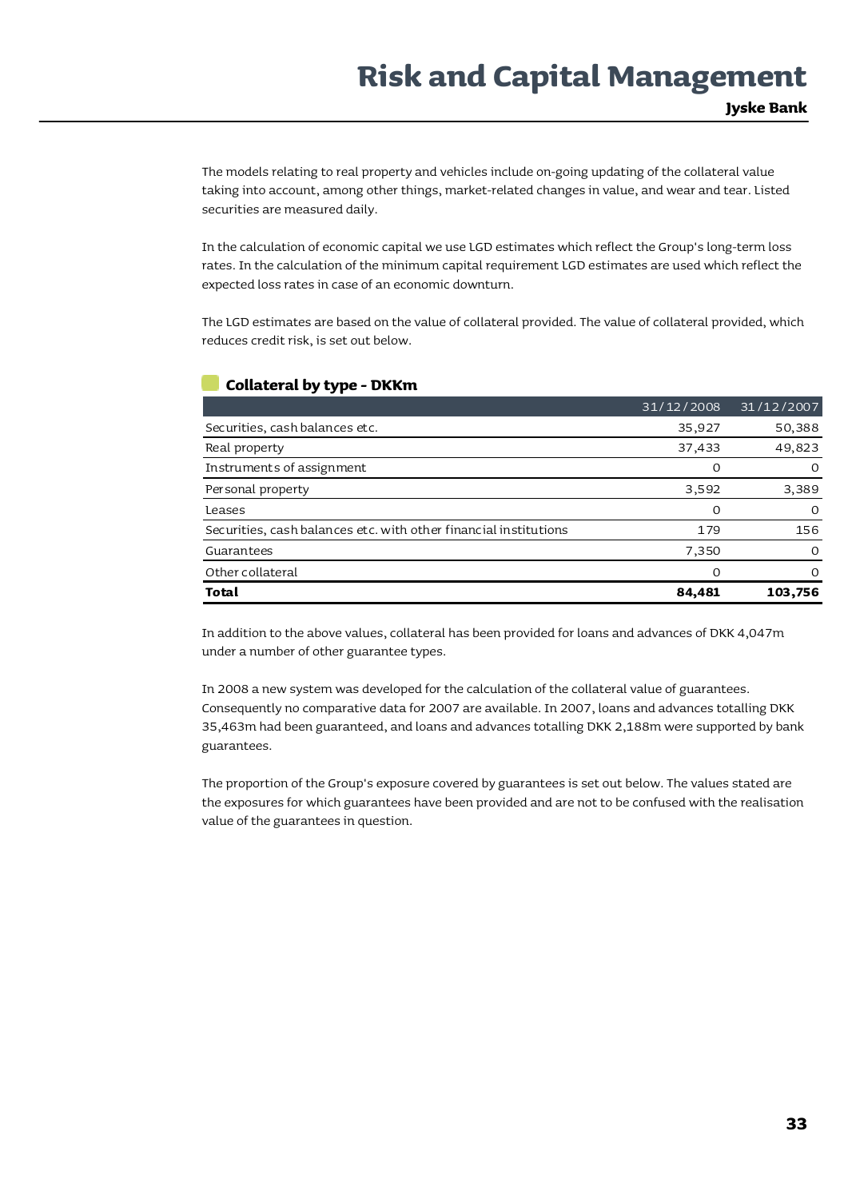The models relating to real property and vehicles include on-going updating of the collateral value taking into account, among other things, market-related changes in value, and wear and tear. Listed securities are measured daily.

In the calculation of economic capital we use LGD estimates which reflect the Group's long-term loss rates. In the calculation of the minimum capital requirement LGD estimates are used which reflect the expected loss rates in case of an economic downturn.

The LGD estimates are based on the value of collateral provided. The value of collateral provided, which reduces credit risk, is set out below.

### Collateral by type - DKKm

| | 31/12/2008 | 31/12/2007 |
|---|---|---|
| Securities, cash balances etc. | 35,927 | 50,388 |
| Real property | 37,433 | 49,823 |
| Instruments of assignment | 0 | 0 |
| Personal property | 3,592 | 3,389 |
| Leases | 0 | 0 |
| Securities, cash balances etc. with other financial institutions | 179 | 156 |
| Guarantees | 7,350 | 0 |
| Other collateral | 0 | 0 |
| **Total** | **84,481** | **103,756** |

In addition to the above values, collateral has been provided for loans and advances of DKK 4,047m under a number of other guarantee types.

In 2008 a new system was developed for the calculation of the collateral value of guarantees. Consequently no comparative data for 2007 are available. In 2007, loans and advances totalling DKK 35,463m had been guaranteed, and loans and advances totalling DKK 2,188m were supported by bank guarantees.

The proportion of the Group's exposure covered by guarantees is set out below. The values stated are the exposures for which guarantees have been provided and are not to be confused with the realisation value of the guarantees in question.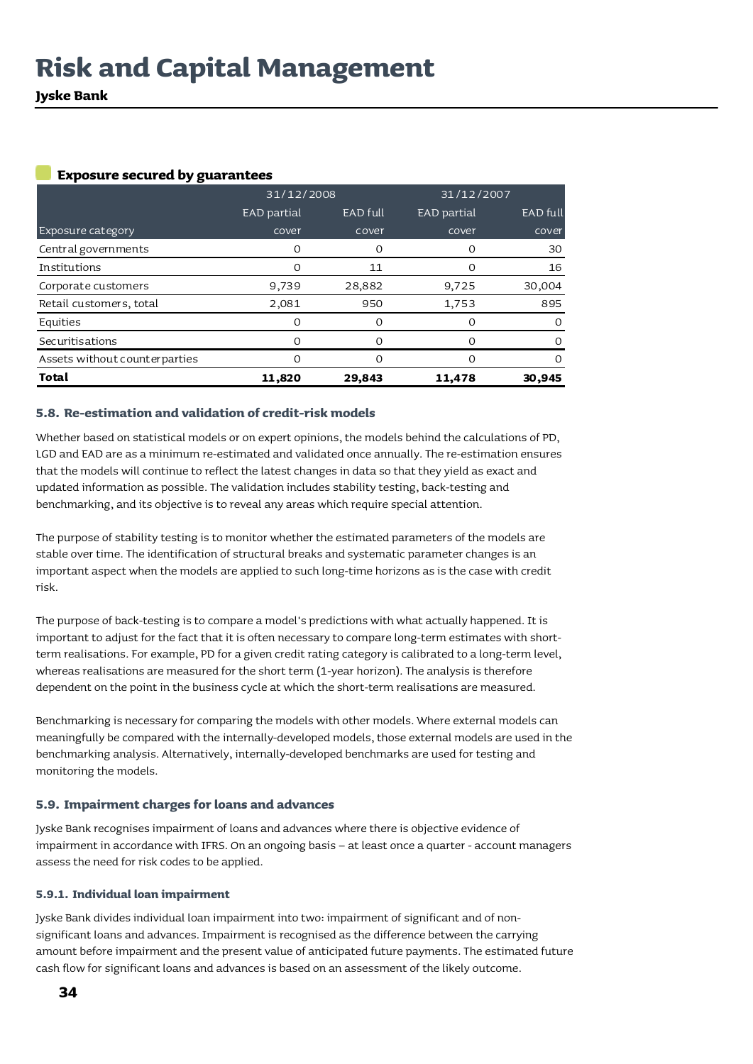#### Exposure secured by guarantees

| | 31/12/2008 | | 31/12/2007 | |
|---|---|---|---|---|
| Exposure category | EAD partial cover | EAD full cover | EAD partial cover | EAD full cover |
| Central governments | 0 | 0 | 0 | 30 |
| Institutions | 0 | 11 | 0 | 16 |
| Corporate customers | 9,739 | 28,882 | 9,725 | 30,004 |
| Retail customers, total | 2,081 | 950 | 1,753 | 895 |
| Equities | 0 | 0 | 0 | 0 |
| Securitisations | 0 | 0 | 0 | 0 |
| Assets without counterparties | 0 | 0 | 0 | 0 |
| **Total** | **11,820** | **29,843** | **11,478** | **30,945** |

### 5.8. Re-estimation and validation of credit-risk models

Whether based on statistical models or on expert opinions, the models behind the calculations of PD, LGD and EAD are as a minimum re-estimated and validated once annually. The re-estimation ensures that the models will continue to reflect the latest changes in data so that they yield as exact and updated information as possible. The validation includes stability testing, back-testing and benchmarking, and its objective is to reveal any areas which require special attention.

The purpose of stability testing is to monitor whether the estimated parameters of the models are stable over time. The identification of structural breaks and systematic parameter changes is an important aspect when the models are applied to such long-time horizons as is the case with credit risk.

The purpose of back-testing is to compare a model's predictions with what actually happened. It is important to adjust for the fact that it is often necessary to compare long-term estimates with short-term realisations. For example, PD for a given credit rating category is calibrated to a long-term level, whereas realisations are measured for the short term (1-year horizon). The analysis is therefore dependent on the point in the business cycle at which the short-term realisations are measured.

Benchmarking is necessary for comparing the models with other models. Where external models can meaningfully be compared with the internally-developed models, those external models are used in the benchmarking analysis. Alternatively, internally-developed benchmarks are used for testing and monitoring the models.

### 5.9. Impairment charges for loans and advances

Jyske Bank recognises impairment of loans and advances where there is objective evidence of impairment in accordance with IFRS. On an ongoing basis – at least once a quarter - account managers assess the need for risk codes to be applied.

#### 5.9.1. Individual loan impairment

Jyske Bank divides individual loan impairment into two: impairment of significant and of non-significant loans and advances. Impairment is recognised as the difference between the carrying amount before impairment and the present value of anticipated future payments. The estimated future cash flow for significant loans and advances is based on an assessment of the likely outcome.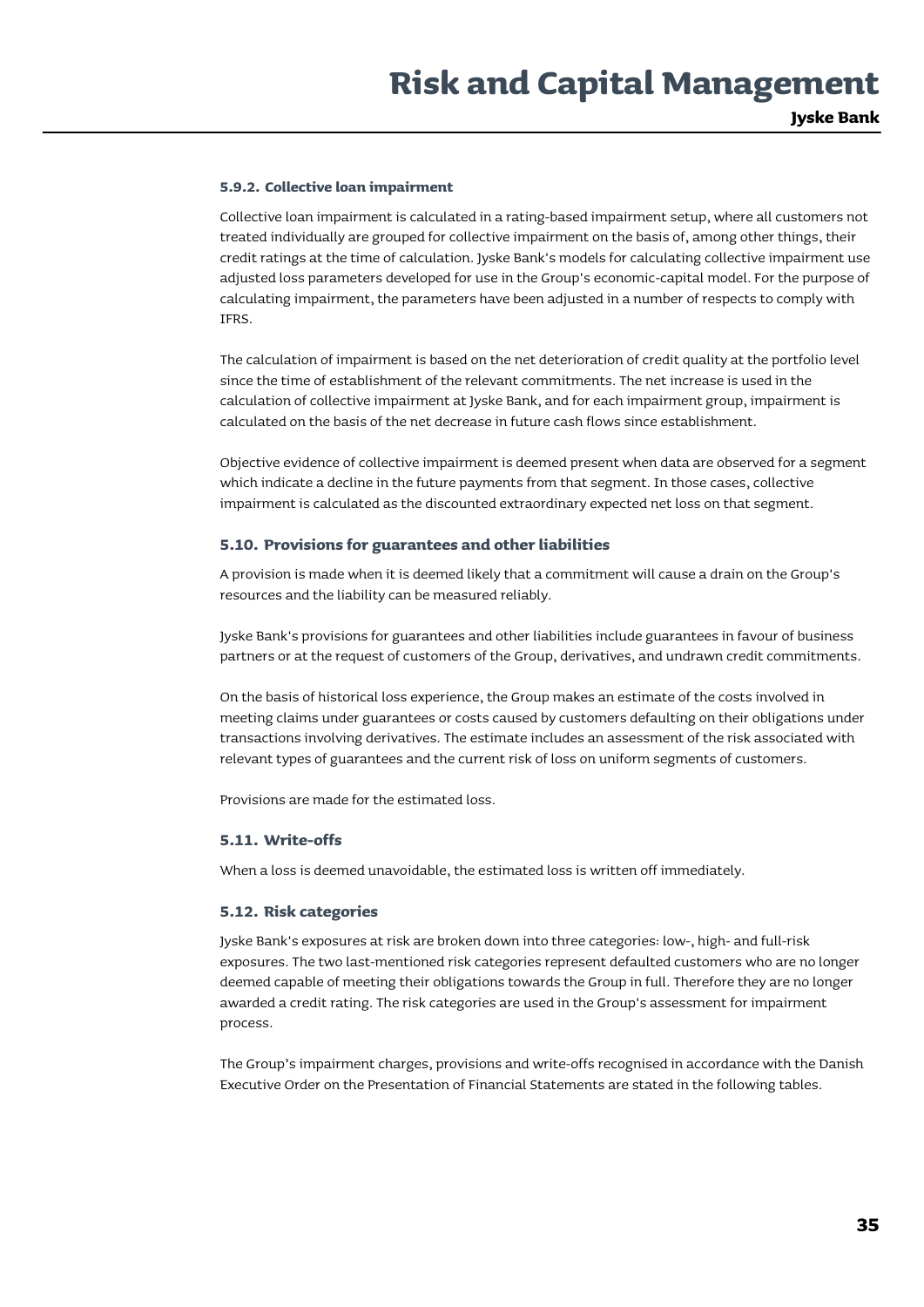#### 5.9.2. Collective loan impairment

Collective loan impairment is calculated in a rating-based impairment setup, where all customers not treated individually are grouped for collective impairment on the basis of, among other things, their credit ratings at the time of calculation. Jyske Bank's models for calculating collective impairment use adjusted loss parameters developed for use in the Group's economic-capital model. For the purpose of calculating impairment, the parameters have been adjusted in a number of respects to comply with IFRS.

The calculation of impairment is based on the net deterioration of credit quality at the portfolio level since the time of establishment of the relevant commitments. The net increase is used in the calculation of collective impairment at Jyske Bank, and for each impairment group, impairment is calculated on the basis of the net decrease in future cash flows since establishment.

Objective evidence of collective impairment is deemed present when data are observed for a segment which indicate a decline in the future payments from that segment. In those cases, collective impairment is calculated as the discounted extraordinary expected net loss on that segment.

### 5.10. Provisions for guarantees and other liabilities

A provision is made when it is deemed likely that a commitment will cause a drain on the Group's resources and the liability can be measured reliably.

Jyske Bank's provisions for guarantees and other liabilities include guarantees in favour of business partners or at the request of customers of the Group, derivatives, and undrawn credit commitments.

On the basis of historical loss experience, the Group makes an estimate of the costs involved in meeting claims under guarantees or costs caused by customers defaulting on their obligations under transactions involving derivatives. The estimate includes an assessment of the risk associated with relevant types of guarantees and the current risk of loss on uniform segments of customers.

Provisions are made for the estimated loss.

### 5.11. Write-offs

When a loss is deemed unavoidable, the estimated loss is written off immediately.

### 5.12. Risk categories

Jyske Bank's exposures at risk are broken down into three categories: low-, high- and full-risk exposures. The two last-mentioned risk categories represent defaulted customers who are no longer deemed capable of meeting their obligations towards the Group in full. Therefore they are no longer awarded a credit rating. The risk categories are used in the Group's assessment for impairment process.

The Group's impairment charges, provisions and write-offs recognised in accordance with the Danish Executive Order on the Presentation of Financial Statements are stated in the following tables.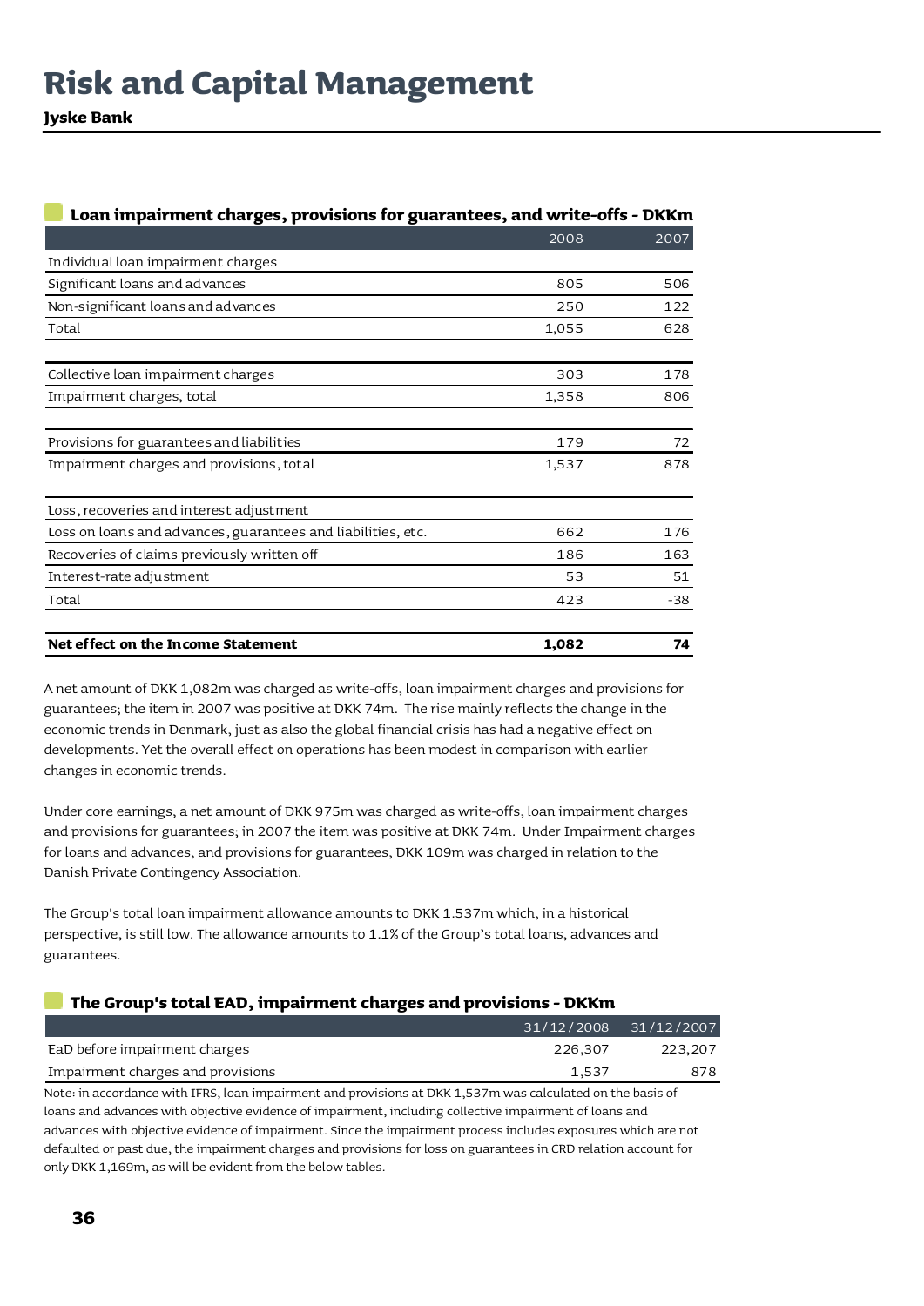# Risk and Capital Management

**Jyske Bank**

### Loan impairment charges, provisions for guarantees, and write-offs - DKKm

| | 2008 | 2007 |
|---|---|---|
| Individual loan impairment charges | | |
| Significant loans and advances | 805 | 506 |
| Non-significant loans and advances | 250 | 122 |
| Total | 1,055 | 628 |
| | | |
| Collective loan impairment charges | 303 | 178 |
| Impairment charges, total | 1,358 | 806 |
| | | |
| Provisions for guarantees and liabilities | 179 | 72 |
| Impairment charges and provisions, total | 1,537 | 878 |
| | | |
| Loss, recoveries and interest adjustment | | |
| Loss on loans and advances, guarantees and liabilities, etc. | 662 | 176 |
| Recoveries of claims previously written off | 186 | 163 |
| Interest-rate adjustment | 53 | 51 |
| Total | 423 | -38 |
| | | |
| **Net effect on the Income Statement** | **1,082** | **74** |

A net amount of DKK 1,082m was charged as write-offs, loan impairment charges and provisions for guarantees; the item in 2007 was positive at DKK 74m. The rise mainly reflects the change in the economic trends in Denmark, just as also the global financial crisis has had a negative effect on developments. Yet the overall effect on operations has been modest in comparison with earlier changes in economic trends.

Under core earnings, a net amount of DKK 975m was charged as write-offs, loan impairment charges and provisions for guarantees; in 2007 the item was positive at DKK 74m. Under Impairment charges for loans and advances, and provisions for guarantees, DKK 109m was charged in relation to the Danish Private Contingency Association.

The Group's total loan impairment allowance amounts to DKK 1.537m which, in a historical perspective, is still low. The allowance amounts to 1.1% of the Group's total loans, advances and guarantees.

### The Group's total EAD, impairment charges and provisions - DKKm

| | 31/12/2008 | 31/12/2007 |
|---|---|---|
| EaD before impairment charges | 226,307 | 223,207 |
| Impairment charges and provisions | 1,537 | 878 |

Note: in accordance with IFRS, loan impairment and provisions at DKK 1,537m was calculated on the basis of loans and advances with objective evidence of impairment, including collective impairment of loans and advances with objective evidence of impairment. Since the impairment process includes exposures which are not defaulted or past due, the impairment charges and provisions for loss on guarantees in CRD relation account for only DKK 1,169m, as will be evident from the below tables.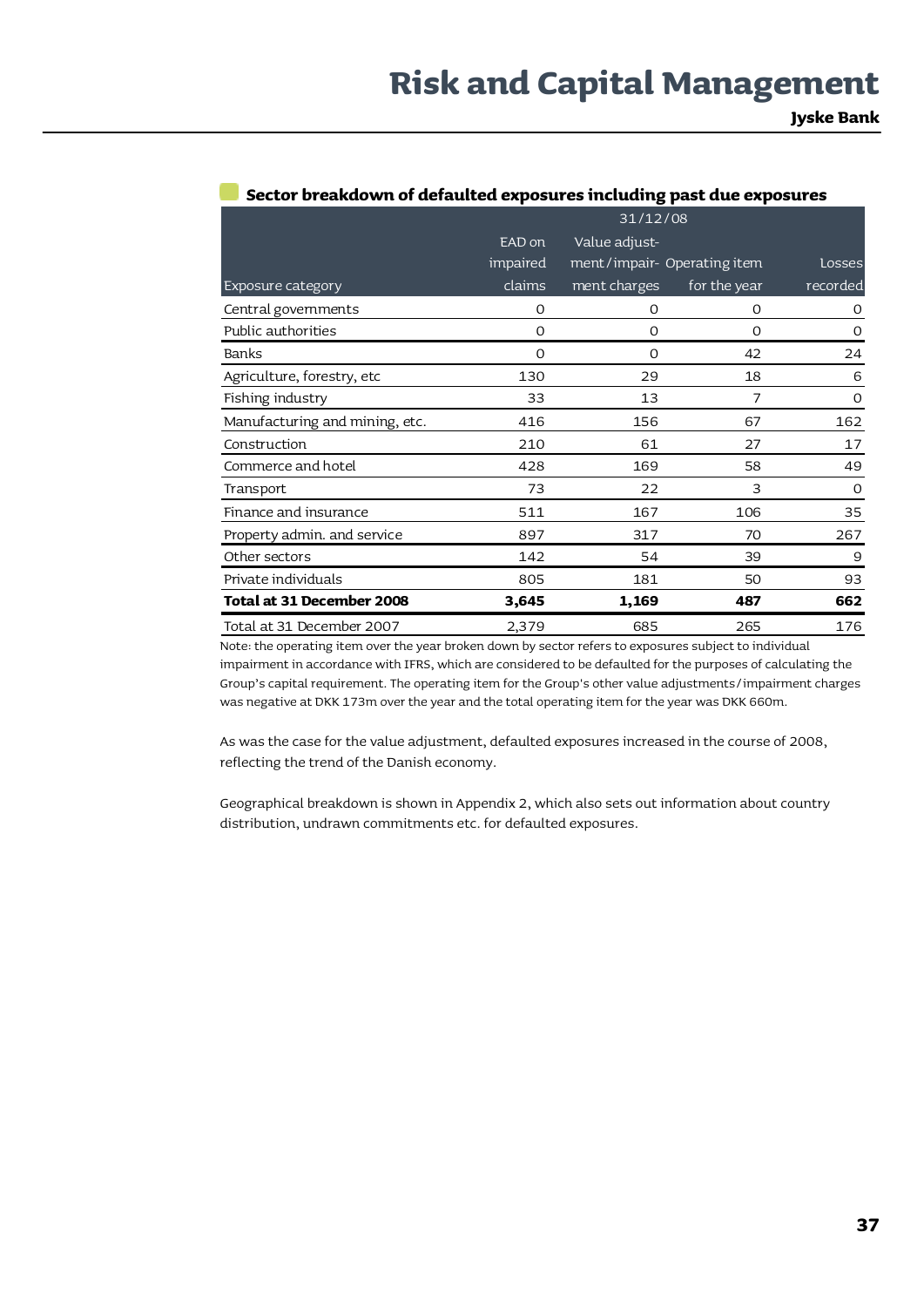### Sector breakdown of defaulted exposures including past due exposures

| | 31/12/08 | | | |
|---|---|---|---|---|
| Exposure category | EAD on impaired claims | Value adjust-ment/impair-ment charges | Operating item for the year | Losses recorded |
| Central governments | 0 | 0 | 0 | 0 |
| Public authorities | 0 | 0 | 0 | 0 |
| Banks | 0 | 0 | 42 | 24 |
| Agriculture, forestry, etc | 130 | 29 | 18 | 6 |
| Fishing industry | 33 | 13 | 7 | 0 |
| Manufacturing and mining, etc. | 416 | 156 | 67 | 162 |
| Construction | 210 | 61 | 27 | 17 |
| Commerce and hotel | 428 | 169 | 58 | 49 |
| Transport | 73 | 22 | 3 | 0 |
| Finance and insurance | 511 | 167 | 106 | 35 |
| Property admin. and service | 897 | 317 | 70 | 267 |
| Other sectors | 142 | 54 | 39 | 9 |
| Private individuals | 805 | 181 | 50 | 93 |
| **Total at 31 December 2008** | **3,645** | **1,169** | **487** | **662** |
| Total at 31 December 2007 | 2,379 | 685 | 265 | 176 |

Note: the operating item over the year broken down by sector refers to exposures subject to individual impairment in accordance with IFRS, which are considered to be defaulted for the purposes of calculating the Group's capital requirement. The operating item for the Group's other value adjustments/impairment charges was negative at DKK 173m over the year and the total operating item for the year was DKK 660m.

As was the case for the value adjustment, defaulted exposures increased in the course of 2008, reflecting the trend of the Danish economy.

Geographical breakdown is shown in Appendix 2, which also sets out information about country distribution, undrawn commitments etc. for defaulted exposures.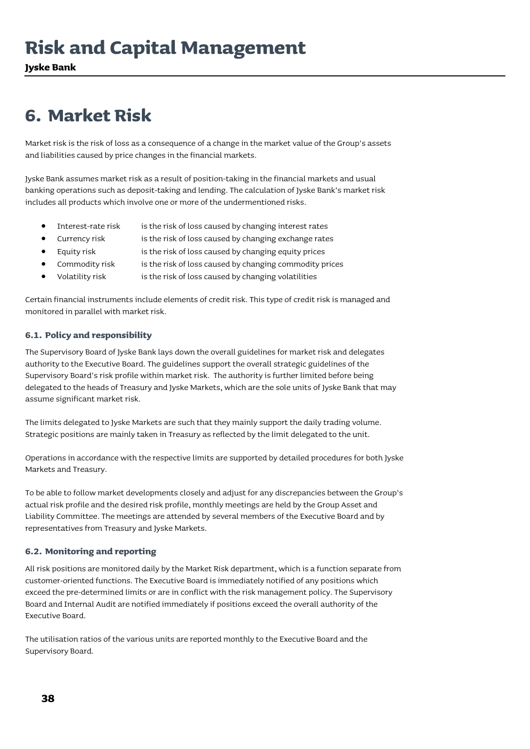# 6. Market Risk

Market risk is the risk of loss as a consequence of a change in the market value of the Group's assets and liabilities caused by price changes in the financial markets.

Jyske Bank assumes market risk as a result of position-taking in the financial markets and usual banking operations such as deposit-taking and lending. The calculation of Jyske Bank's market risk includes all products which involve one or more of the undermentioned risks.

- Interest-rate risk is the risk of loss caused by changing interest rates
- Currency risk is the risk of loss caused by changing exchange rates
- Equity risk is the risk of loss caused by changing equity prices
- Commodity risk is the risk of loss caused by changing commodity prices
- Volatility risk is the risk of loss caused by changing volatilities

Certain financial instruments include elements of credit risk. This type of credit risk is managed and monitored in parallel with market risk.

### 6.1. Policy and responsibility

The Supervisory Board of Jyske Bank lays down the overall guidelines for market risk and delegates authority to the Executive Board. The guidelines support the overall strategic guidelines of the Supervisory Board's risk profile within market risk. The authority is further limited before being delegated to the heads of Treasury and Jyske Markets, which are the sole units of Jyske Bank that may assume significant market risk.

The limits delegated to Jyske Markets are such that they mainly support the daily trading volume. Strategic positions are mainly taken in Treasury as reflected by the limit delegated to the unit.

Operations in accordance with the respective limits are supported by detailed procedures for both Jyske Markets and Treasury.

To be able to follow market developments closely and adjust for any discrepancies between the Group's actual risk profile and the desired risk profile, monthly meetings are held by the Group Asset and Liability Committee. The meetings are attended by several members of the Executive Board and by representatives from Treasury and Jyske Markets.

### 6.2. Monitoring and reporting

All risk positions are monitored daily by the Market Risk department, which is a function separate from customer-oriented functions. The Executive Board is immediately notified of any positions which exceed the pre-determined limits or are in conflict with the risk management policy. The Supervisory Board and Internal Audit are notified immediately if positions exceed the overall authority of the Executive Board.

The utilisation ratios of the various units are reported monthly to the Executive Board and the Supervisory Board.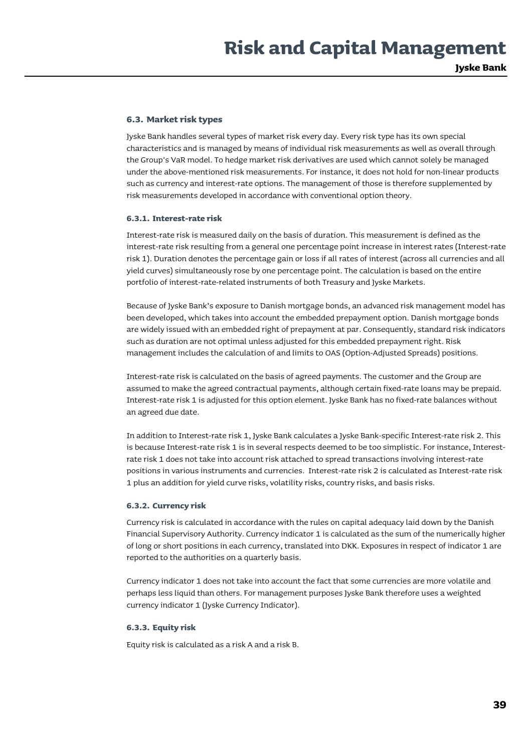### 6.3. Market risk types

Jyske Bank handles several types of market risk every day. Every risk type has its own special characteristics and is managed by means of individual risk measurements as well as overall through the Group's VaR model. To hedge market risk derivatives are used which cannot solely be managed under the above-mentioned risk measurements. For instance, it does not hold for non-linear products such as currency and interest-rate options. The management of those is therefore supplemented by risk measurements developed in accordance with conventional option theory.

#### 6.3.1. Interest-rate risk

Interest-rate risk is measured daily on the basis of duration. This measurement is defined as the interest-rate risk resulting from a general one percentage point increase in interest rates (Interest-rate risk 1). Duration denotes the percentage gain or loss if all rates of interest (across all currencies and all yield curves) simultaneously rose by one percentage point. The calculation is based on the entire portfolio of interest-rate-related instruments of both Treasury and Jyske Markets.

Because of Jyske Bank's exposure to Danish mortgage bonds, an advanced risk management model has been developed, which takes into account the embedded prepayment option. Danish mortgage bonds are widely issued with an embedded right of prepayment at par. Consequently, standard risk indicators such as duration are not optimal unless adjusted for this embedded prepayment right. Risk management includes the calculation of and limits to OAS (Option-Adjusted Spreads) positions.

Interest-rate risk is calculated on the basis of agreed payments. The customer and the Group are assumed to make the agreed contractual payments, although certain fixed-rate loans may be prepaid. Interest-rate risk 1 is adjusted for this option element. Jyske Bank has no fixed-rate balances without an agreed due date.

In addition to Interest-rate risk 1, Jyske Bank calculates a Jyske Bank-specific Interest-rate risk 2. This is because Interest-rate risk 1 is in several respects deemed to be too simplistic. For instance, Interest-rate risk 1 does not take into account risk attached to spread transactions involving interest-rate positions in various instruments and currencies. Interest-rate risk 2 is calculated as Interest-rate risk 1 plus an addition for yield curve risks, volatility risks, country risks, and basis risks.

#### 6.3.2. Currency risk

Currency risk is calculated in accordance with the rules on capital adequacy laid down by the Danish Financial Supervisory Authority. Currency indicator 1 is calculated as the sum of the numerically higher of long or short positions in each currency, translated into DKK. Exposures in respect of indicator 1 are reported to the authorities on a quarterly basis.

Currency indicator 1 does not take into account the fact that some currencies are more volatile and perhaps less liquid than others. For management purposes Jyske Bank therefore uses a weighted currency indicator 1 (Jyske Currency Indicator).

#### 6.3.3. Equity risk

Equity risk is calculated as a risk A and a risk B.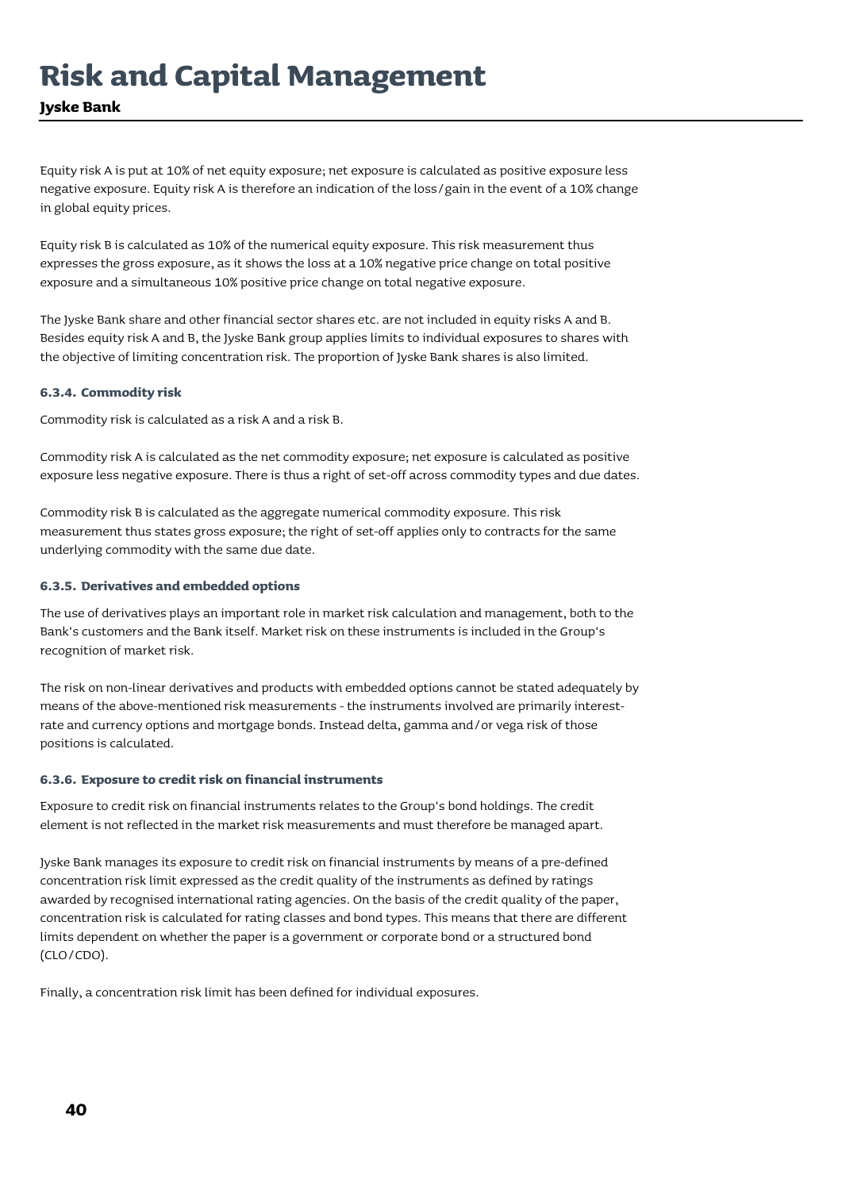Equity risk A is put at 10% of net equity exposure; net exposure is calculated as positive exposure less negative exposure. Equity risk A is therefore an indication of the loss/gain in the event of a 10% change in global equity prices.

Equity risk B is calculated as 10% of the numerical equity exposure. This risk measurement thus expresses the gross exposure, as it shows the loss at a 10% negative price change on total positive exposure and a simultaneous 10% positive price change on total negative exposure.

The Jyske Bank share and other financial sector shares etc. are not included in equity risks A and B. Besides equity risk A and B, the Jyske Bank group applies limits to individual exposures to shares with the objective of limiting concentration risk. The proportion of Jyske Bank shares is also limited.

#### 6.3.4. Commodity risk

Commodity risk is calculated as a risk A and a risk B.

Commodity risk A is calculated as the net commodity exposure; net exposure is calculated as positive exposure less negative exposure. There is thus a right of set-off across commodity types and due dates.

Commodity risk B is calculated as the aggregate numerical commodity exposure. This risk measurement thus states gross exposure; the right of set-off applies only to contracts for the same underlying commodity with the same due date.

#### 6.3.5. Derivatives and embedded options

The use of derivatives plays an important role in market risk calculation and management, both to the Bank's customers and the Bank itself. Market risk on these instruments is included in the Group's recognition of market risk.

The risk on non-linear derivatives and products with embedded options cannot be stated adequately by means of the above-mentioned risk measurements - the instruments involved are primarily interest-rate and currency options and mortgage bonds. Instead delta, gamma and/or vega risk of those positions is calculated.

#### 6.3.6. Exposure to credit risk on financial instruments

Exposure to credit risk on financial instruments relates to the Group's bond holdings. The credit element is not reflected in the market risk measurements and must therefore be managed apart.

Jyske Bank manages its exposure to credit risk on financial instruments by means of a pre-defined concentration risk limit expressed as the credit quality of the instruments as defined by ratings awarded by recognised international rating agencies. On the basis of the credit quality of the paper, concentration risk is calculated for rating classes and bond types. This means that there are different limits dependent on whether the paper is a government or corporate bond or a structured bond (CLO/CDO).

Finally, a concentration risk limit has been defined for individual exposures.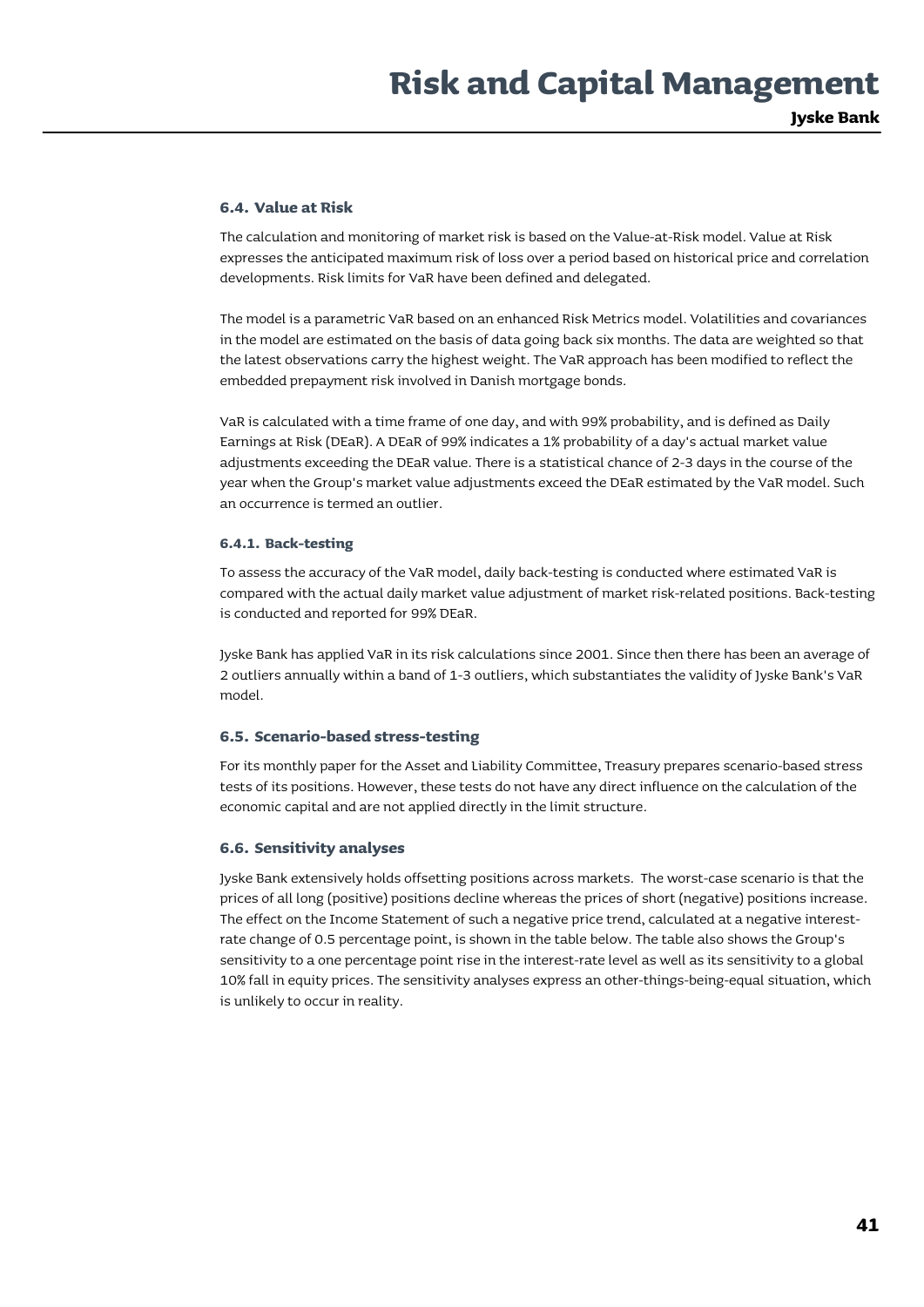### 6.4. Value at Risk

The calculation and monitoring of market risk is based on the Value-at-Risk model. Value at Risk expresses the anticipated maximum risk of loss over a period based on historical price and correlation developments. Risk limits for VaR have been defined and delegated.

The model is a parametric VaR based on an enhanced Risk Metrics model. Volatilities and covariances in the model are estimated on the basis of data going back six months. The data are weighted so that the latest observations carry the highest weight. The VaR approach has been modified to reflect the embedded prepayment risk involved in Danish mortgage bonds.

VaR is calculated with a time frame of one day, and with 99% probability, and is defined as Daily Earnings at Risk (DEaR). A DEaR of 99% indicates a 1% probability of a day's actual market value adjustments exceeding the DEaR value. There is a statistical chance of 2-3 days in the course of the year when the Group's market value adjustments exceed the DEaR estimated by the VaR model. Such an occurrence is termed an outlier.

#### 6.4.1. Back-testing

To assess the accuracy of the VaR model, daily back-testing is conducted where estimated VaR is compared with the actual daily market value adjustment of market risk-related positions. Back-testing is conducted and reported for 99% DEaR.

Jyske Bank has applied VaR in its risk calculations since 2001. Since then there has been an average of 2 outliers annually within a band of 1-3 outliers, which substantiates the validity of Jyske Bank's VaR model.

### 6.5. Scenario-based stress-testing

For its monthly paper for the Asset and Liability Committee, Treasury prepares scenario-based stress tests of its positions. However, these tests do not have any direct influence on the calculation of the economic capital and are not applied directly in the limit structure.

### 6.6. Sensitivity analyses

Jyske Bank extensively holds offsetting positions across markets. The worst-case scenario is that the prices of all long (positive) positions decline whereas the prices of short (negative) positions increase. The effect on the Income Statement of such a negative price trend, calculated at a negative interest-rate change of 0.5 percentage point, is shown in the table below. The table also shows the Group's sensitivity to a one percentage point rise in the interest-rate level as well as its sensitivity to a global 10% fall in equity prices. The sensitivity analyses express an other-things-being-equal situation, which is unlikely to occur in reality.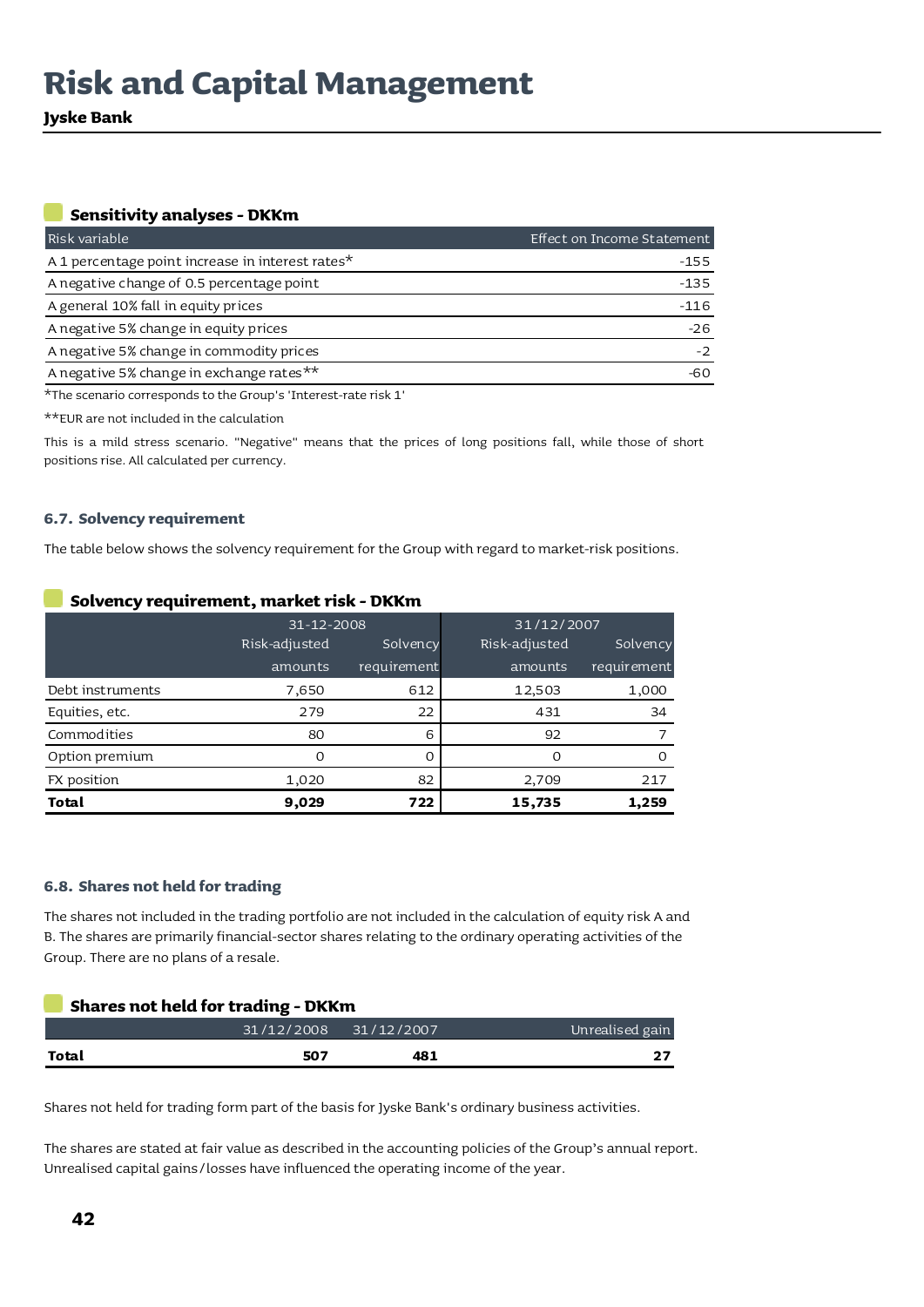# Risk and Capital Management

**Jyske Bank**

### Sensitivity analyses - DKKm

| Risk variable | Effect on Income Statement |
|---|---|
| A 1 percentage point increase in interest rates* | -155 |
| A negative change of 0.5 percentage point | -135 |
| A general 10% fall in equity prices | -116 |
| A negative 5% change in equity prices | -26 |
| A negative 5% change in commodity prices | -2 |
| A negative 5% change in exchange rates** | -60 |

*The scenario corresponds to the Group's 'Interest-rate risk 1'

**EUR are not included in the calculation

This is a mild stress scenario. "Negative" means that the prices of long positions fall, while those of short positions rise. All calculated per currency.

## 6.7. Solvency requirement

The table below shows the solvency requirement for the Group with regard to market-risk positions.

### Solvency requirement, market risk - DKKm

| | 31-12-2008 | | 31/12/2007 | |
|---|---|---|---|---|
| | Risk-adjusted amounts | Solvency requirement | Risk-adjusted amounts | Solvency requirement |
| Debt instruments | 7,650 | 612 | 12,503 | 1,000 |
| Equities, etc. | 279 | 22 | 431 | 34 |
| Commodities | 80 | 6 | 92 | 7 |
| Option premium | 0 | 0 | 0 | 0 |
| FX position | 1,020 | 82 | 2,709 | 217 |
| **Total** | **9,029** | **722** | **15,735** | **1,259** |

## 6.8. Shares not held for trading

The shares not included in the trading portfolio are not included in the calculation of equity risk A and B. The shares are primarily financial-sector shares relating to the ordinary operating activities of the Group. There are no plans of a resale.

### Shares not held for trading - DKKm

| | 31/12/2008 | 31/12/2007 | Unrealised gain |
|---|---|---|---|
| **Total** | **507** | **481** | **27** |

Shares not held for trading form part of the basis for Jyske Bank's ordinary business activities.

The shares are stated at fair value as described in the accounting policies of the Group's annual report. Unrealised capital gains/losses have influenced the operating income of the year.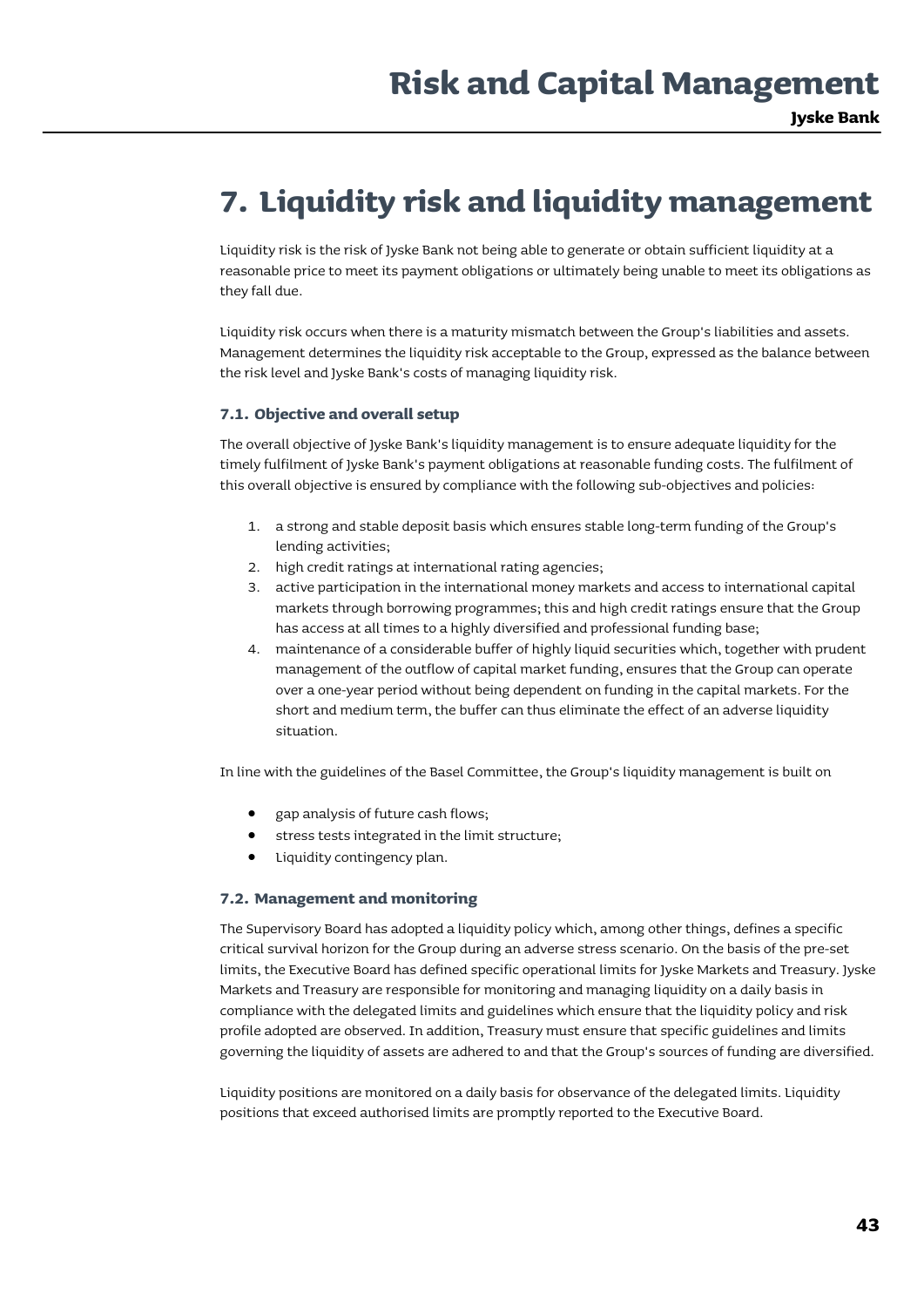# 7. Liquidity risk and liquidity management

Liquidity risk is the risk of Jyske Bank not being able to generate or obtain sufficient liquidity at a reasonable price to meet its payment obligations or ultimately being unable to meet its obligations as they fall due.

Liquidity risk occurs when there is a maturity mismatch between the Group's liabilities and assets. Management determines the liquidity risk acceptable to the Group, expressed as the balance between the risk level and Jyske Bank's costs of managing liquidity risk.

## 7.1. Objective and overall setup

The overall objective of Jyske Bank's liquidity management is to ensure adequate liquidity for the timely fulfilment of Jyske Bank's payment obligations at reasonable funding costs. The fulfilment of this overall objective is ensured by compliance with the following sub-objectives and policies:

1. a strong and stable deposit basis which ensures stable long-term funding of the Group's lending activities;
2. high credit ratings at international rating agencies;
3. active participation in the international money markets and access to international capital markets through borrowing programmes; this and high credit ratings ensure that the Group has access at all times to a highly diversified and professional funding base;
4. maintenance of a considerable buffer of highly liquid securities which, together with prudent management of the outflow of capital market funding, ensures that the Group can operate over a one-year period without being dependent on funding in the capital markets. For the short and medium term, the buffer can thus eliminate the effect of an adverse liquidity situation.

In line with the guidelines of the Basel Committee, the Group's liquidity management is built on

- gap analysis of future cash flows;
- stress tests integrated in the limit structure;
- Liquidity contingency plan.

## 7.2. Management and monitoring

The Supervisory Board has adopted a liquidity policy which, among other things, defines a specific critical survival horizon for the Group during an adverse stress scenario. On the basis of the pre-set limits, the Executive Board has defined specific operational limits for Jyske Markets and Treasury. Jyske Markets and Treasury are responsible for monitoring and managing liquidity on a daily basis in compliance with the delegated limits and guidelines which ensure that the liquidity policy and risk profile adopted are observed. In addition, Treasury must ensure that specific guidelines and limits governing the liquidity of assets are adhered to and that the Group's sources of funding are diversified.

Liquidity positions are monitored on a daily basis for observance of the delegated limits. Liquidity positions that exceed authorised limits are promptly reported to the Executive Board.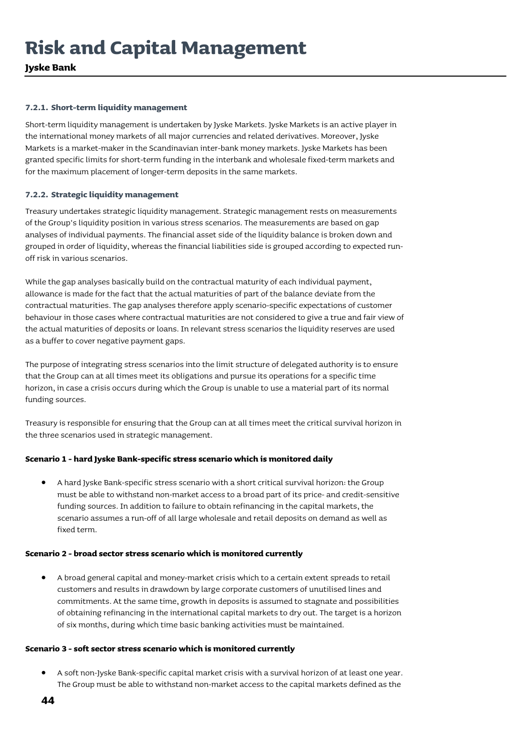#### 7.2.1. Short-term liquidity management

Short-term liquidity management is undertaken by Jyske Markets. Jyske Markets is an active player in the international money markets of all major currencies and related derivatives. Moreover, Jyske Markets is a market-maker in the Scandinavian inter-bank money markets. Jyske Markets has been granted specific limits for short-term funding in the interbank and wholesale fixed-term markets and for the maximum placement of longer-term deposits in the same markets.

#### 7.2.2. Strategic liquidity management

Treasury undertakes strategic liquidity management. Strategic management rests on measurements of the Group's liquidity position in various stress scenarios. The measurements are based on gap analyses of individual payments. The financial asset side of the liquidity balance is broken down and grouped in order of liquidity, whereas the financial liabilities side is grouped according to expected run-off risk in various scenarios.

While the gap analyses basically build on the contractual maturity of each individual payment, allowance is made for the fact that the actual maturities of part of the balance deviate from the contractual maturities. The gap analyses therefore apply scenario-specific expectations of customer behaviour in those cases where contractual maturities are not considered to give a true and fair view of the actual maturities of deposits or loans. In relevant stress scenarios the liquidity reserves are used as a buffer to cover negative payment gaps.

The purpose of integrating stress scenarios into the limit structure of delegated authority is to ensure that the Group can at all times meet its obligations and pursue its operations for a specific time horizon, in case a crisis occurs during which the Group is unable to use a material part of its normal funding sources.

Treasury is responsible for ensuring that the Group can at all times meet the critical survival horizon in the three scenarios used in strategic management.

**Scenario 1 - hard Jyske Bank-specific stress scenario which is monitored daily**

- A hard Jyske Bank-specific stress scenario with a short critical survival horizon: the Group must be able to withstand non-market access to a broad part of its price- and credit-sensitive funding sources. In addition to failure to obtain refinancing in the capital markets, the scenario assumes a run-off of all large wholesale and retail deposits on demand as well as fixed term.

**Scenario 2 - broad sector stress scenario which is monitored currently**

- A broad general capital and money-market crisis which to a certain extent spreads to retail customers and results in drawdown by large corporate customers of unutilised lines and commitments. At the same time, growth in deposits is assumed to stagnate and possibilities of obtaining refinancing in the international capital markets to dry out. The target is a horizon of six months, during which time basic banking activities must be maintained.

**Scenario 3 - soft sector stress scenario which is monitored currently**

- A soft non-Jyske Bank-specific capital market crisis with a survival horizon of at least one year. The Group must be able to withstand non-market access to the capital markets defined as the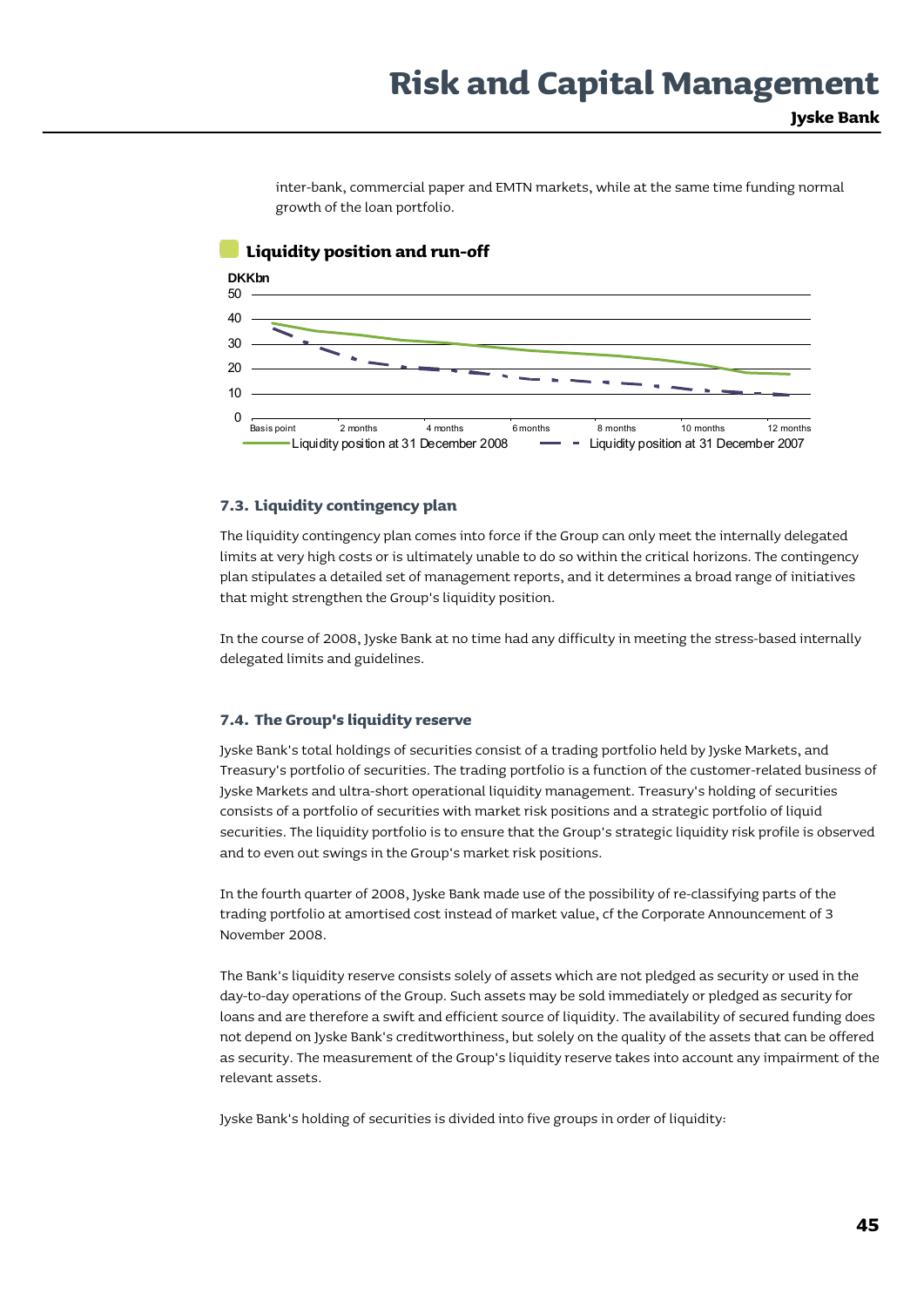inter-bank, commercial paper and EMTN markets, while at the same time funding normal growth of the loan portfolio.

### Liquidity position and run-off

DKKbn

50
40
30
20
10
0

Basis point, 2 months, 4 months, 6 months, 8 months, 10 months, 12 months

Liquidity position at 31 December 2008 — Liquidity position at 31 December 2007

### 7.3. Liquidity contingency plan

The liquidity contingency plan comes into force if the Group can only meet the internally delegated limits at very high costs or is ultimately unable to do so within the critical horizons. The contingency plan stipulates a detailed set of management reports, and it determines a broad range of initiatives that might strengthen the Group's liquidity position.

In the course of 2008, Jyske Bank at no time had any difficulty in meeting the stress-based internally delegated limits and guidelines.

### 7.4. The Group's liquidity reserve

Jyske Bank's total holdings of securities consist of a trading portfolio held by Jyske Markets, and Treasury's portfolio of securities. The trading portfolio is a function of the customer-related business of Jyske Markets and ultra-short operational liquidity management. Treasury's holding of securities consists of a portfolio of securities with market risk positions and a strategic portfolio of liquid securities. The liquidity portfolio is to ensure that the Group's strategic liquidity risk profile is observed and to even out swings in the Group's market risk positions.

In the fourth quarter of 2008, Jyske Bank made use of the possibility of re-classifying parts of the trading portfolio at amortised cost instead of market value, cf the Corporate Announcement of 3 November 2008.

The Bank's liquidity reserve consists solely of assets which are not pledged as security or used in the day-to-day operations of the Group. Such assets may be sold immediately or pledged as security for loans and are therefore a swift and efficient source of liquidity. The availability of secured funding does not depend on Jyske Bank's creditworthiness, but solely on the quality of the assets that can be offered as security. The measurement of the Group's liquidity reserve takes into account any impairment of the relevant assets.

Jyske Bank's holding of securities is divided into five groups in order of liquidity: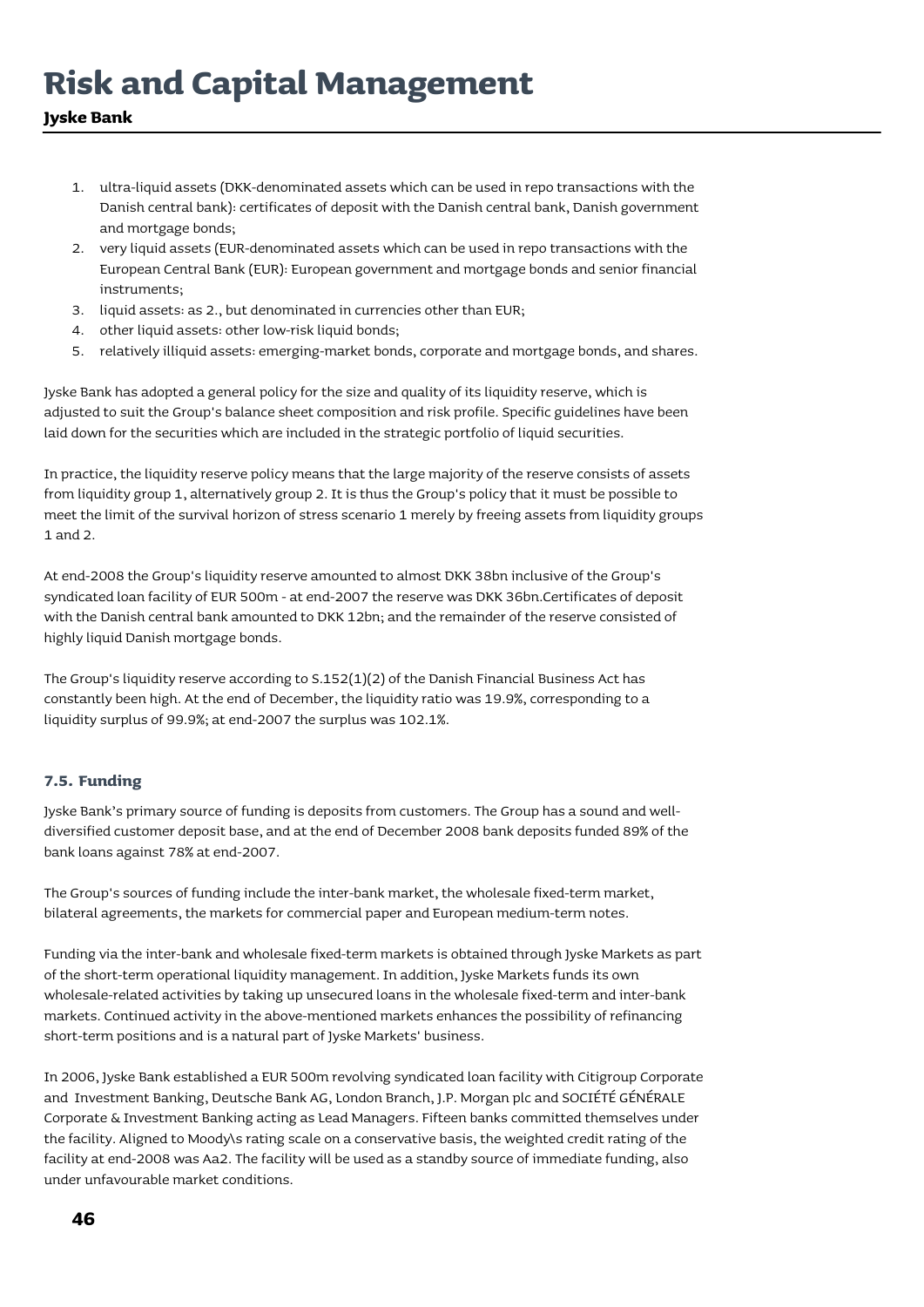1. ultra-liquid assets (DKK-denominated assets which can be used in repo transactions with the Danish central bank): certificates of deposit with the Danish central bank, Danish government and mortgage bonds;
2. very liquid assets (EUR-denominated assets which can be used in repo transactions with the European Central Bank (EUR): European government and mortgage bonds and senior financial instruments;
3. liquid assets: as 2., but denominated in currencies other than EUR;
4. other liquid assets: other low-risk liquid bonds;
5. relatively illiquid assets: emerging-market bonds, corporate and mortgage bonds, and shares.

Jyske Bank has adopted a general policy for the size and quality of its liquidity reserve, which is adjusted to suit the Group's balance sheet composition and risk profile. Specific guidelines have been laid down for the securities which are included in the strategic portfolio of liquid securities.

In practice, the liquidity reserve policy means that the large majority of the reserve consists of assets from liquidity group 1, alternatively group 2. It is thus the Group's policy that it must be possible to meet the limit of the survival horizon of stress scenario 1 merely by freeing assets from liquidity groups 1 and 2.

At end-2008 the Group's liquidity reserve amounted to almost DKK 38bn inclusive of the Group's syndicated loan facility of EUR 500m - at end-2007 the reserve was DKK 36bn.Certificates of deposit with the Danish central bank amounted to DKK 12bn; and the remainder of the reserve consisted of highly liquid Danish mortgage bonds.

The Group's liquidity reserve according to S.152(1)(2) of the Danish Financial Business Act has constantly been high. At the end of December, the liquidity ratio was 19.9%, corresponding to a liquidity surplus of 99.9%; at end-2007 the surplus was 102.1%.

### 7.5. Funding

Jyske Bank's primary source of funding is deposits from customers. The Group has a sound and well-diversified customer deposit base, and at the end of December 2008 bank deposits funded 89% of the bank loans against 78% at end-2007.

The Group's sources of funding include the inter-bank market, the wholesale fixed-term market, bilateral agreements, the markets for commercial paper and European medium-term notes.

Funding via the inter-bank and wholesale fixed-term markets is obtained through Jyske Markets as part of the short-term operational liquidity management. In addition, Jyske Markets funds its own wholesale-related activities by taking up unsecured loans in the wholesale fixed-term and inter-bank markets. Continued activity in the above-mentioned markets enhances the possibility of refinancing short-term positions and is a natural part of Jyske Markets' business.

In 2006, Jyske Bank established a EUR 500m revolving syndicated loan facility with Citigroup Corporate and Investment Banking, Deutsche Bank AG, London Branch, J.P. Morgan plc and SOCIÉTÉ GÉNÉRALE Corporate & Investment Banking acting as Lead Managers. Fifteen banks committed themselves under the facility. Aligned to Moody\s rating scale on a conservative basis, the weighted credit rating of the facility at end-2008 was Aa2. The facility will be used as a standby source of immediate funding, also under unfavourable market conditions.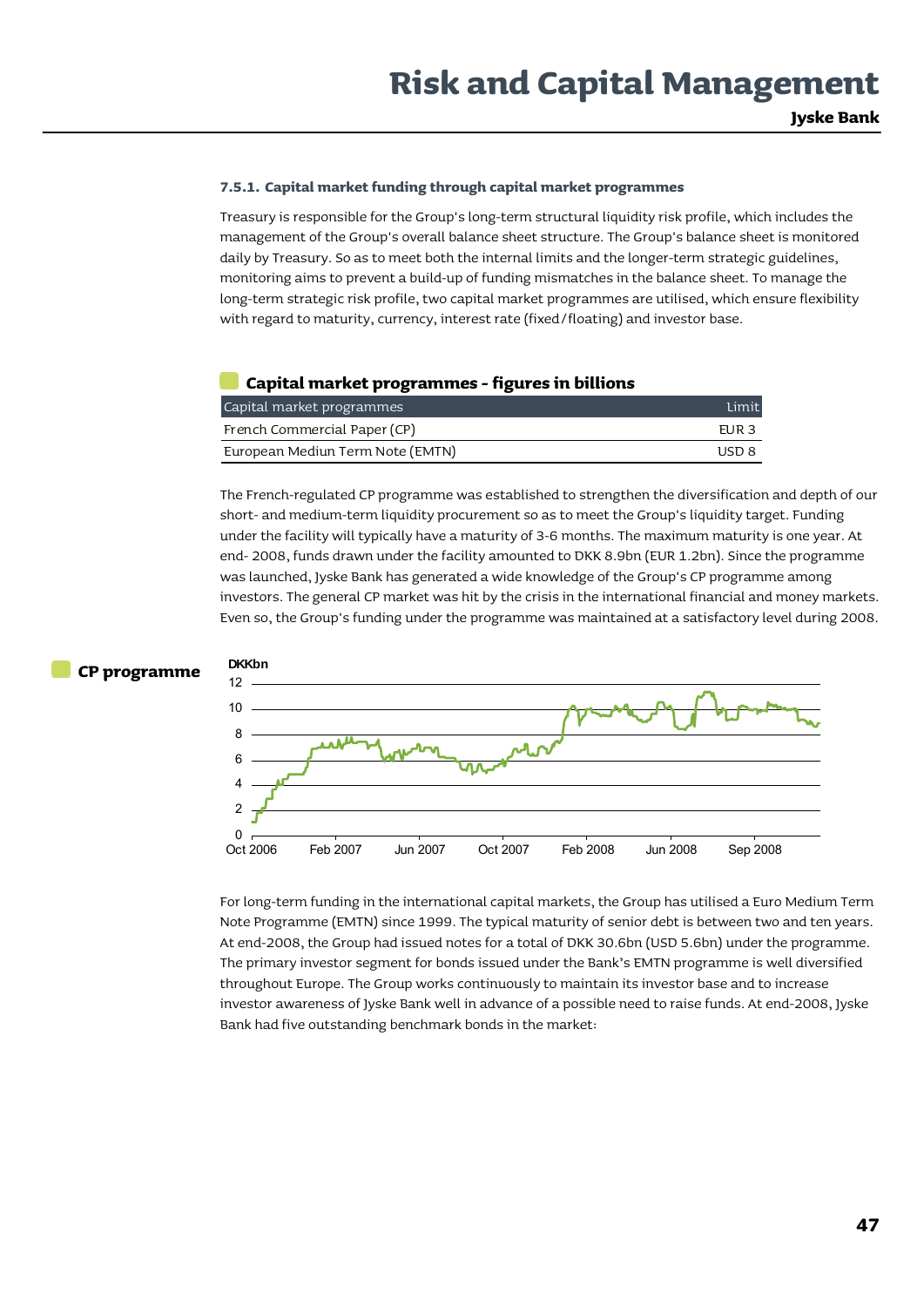### 7.5.1. Capital market funding through capital market programmes

Treasury is responsible for the Group's long-term structural liquidity risk profile, which includes the management of the Group's overall balance sheet structure. The Group's balance sheet is monitored daily by Treasury. So as to meet both the internal limits and the longer-term strategic guidelines, monitoring aims to prevent a build-up of funding mismatches in the balance sheet. To manage the long-term strategic risk profile, two capital market programmes are utilised, which ensure flexibility with regard to maturity, currency, interest rate (fixed/floating) and investor base.

**Capital market programmes - figures in billions**

| Capital market programmes | Limit |
|---|---|
| French Commercial Paper (CP) | EUR 3 |
| European Mediun Term Note (EMTN) | USD 8 |

The French-regulated CP programme was established to strengthen the diversification and depth of our short- and medium-term liquidity procurement so as to meet the Group's liquidity target. Funding under the facility will typically have a maturity of 3-6 months. The maximum maturity is one year. At end- 2008, funds drawn under the facility amounted to DKK 8.9bn (EUR 1.2bn). Since the programme was launched, Jyske Bank has generated a wide knowledge of the Group's CP programme among investors. The general CP market was hit by the crisis in the international financial and money markets. Even so, the Group's funding under the programme was maintained at a satisfactory level during 2008.

**CP programme**

DKKbn

12, 10, 8, 6, 4, 2, 0

Oct 2006, Feb 2007, Jun 2007, Oct 2007, Feb 2008, Jun 2008, Sep 2008

For long-term funding in the international capital markets, the Group has utilised a Euro Medium Term Note Programme (EMTN) since 1999. The typical maturity of senior debt is between two and ten years. At end-2008, the Group had issued notes for a total of DKK 30.6bn (USD 5.6bn) under the programme. The primary investor segment for bonds issued under the Bank's EMTN programme is well diversified throughout Europe. The Group works continuously to maintain its investor base and to increase investor awareness of Jyske Bank well in advance of a possible need to raise funds. At end-2008, Jyske Bank had five outstanding benchmark bonds in the market: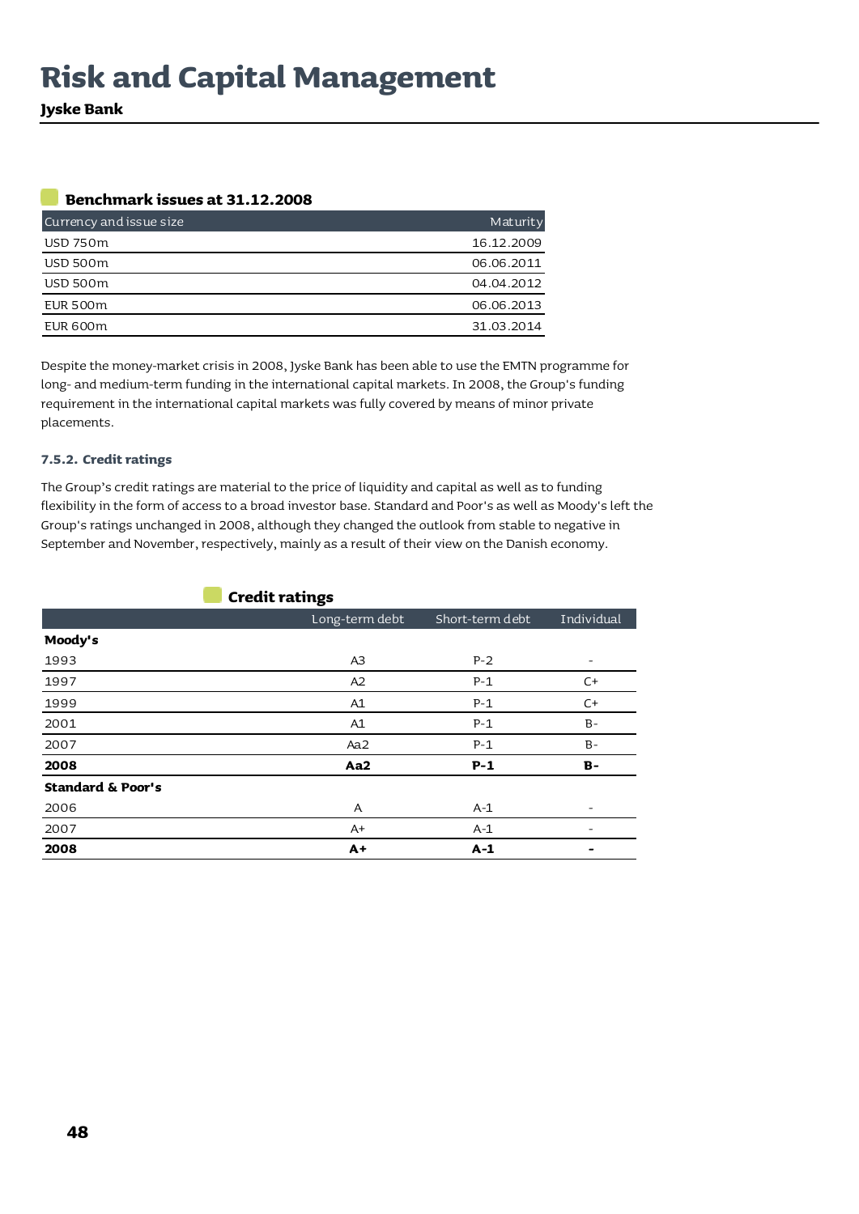#### Benchmark issues at 31.12.2008

| Currency and issue size | Maturity |
|---|---|
| USD 750m | 16.12.2009 |
| USD 500m | 06.06.2011 |
| USD 500m | 04.04.2012 |
| EUR 500m | 06.06.2013 |
| EUR 600m | 31.03.2014 |

Despite the money-market crisis in 2008, Jyske Bank has been able to use the EMTN programme for long- and medium-term funding in the international capital markets. In 2008, the Group's funding requirement in the international capital markets was fully covered by means of minor private placements.

### 7.5.2. Credit ratings

The Group's credit ratings are material to the price of liquidity and capital as well as to funding flexibility in the form of access to a broad investor base. Standard and Poor's as well as Moody's left the Group's ratings unchanged in 2008, although they changed the outlook from stable to negative in September and November, respectively, mainly as a result of their view on the Danish economy.

#### Credit ratings

| | Long-term debt | Short-term debt | Individual |
|---|---|---|---|
| **Moody's** | | | |
| 1993 | A3 | P-2 | - |
| 1997 | A2 | P-1 | C+ |
| 1999 | A1 | P-1 | C+ |
| 2001 | A1 | P-1 | B- |
| 2007 | Aa2 | P-1 | B- |
| **2008** | **Aa2** | **P-1** | **B-** |
| **Standard & Poor's** | | | |
| 2006 | A | A-1 | - |
| 2007 | A+ | A-1 | - |
| **2008** | **A+** | **A-1** | **-** |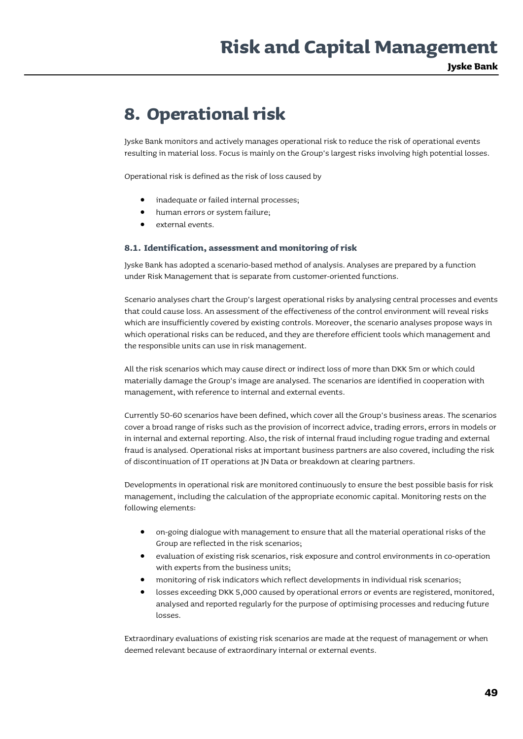# 8. Operational risk

Jyske Bank monitors and actively manages operational risk to reduce the risk of operational events resulting in material loss. Focus is mainly on the Group's largest risks involving high potential losses.

Operational risk is defined as the risk of loss caused by

- inadequate or failed internal processes;
- human errors or system failure;
- external events.

### 8.1. Identification, assessment and monitoring of risk

Jyske Bank has adopted a scenario-based method of analysis. Analyses are prepared by a function under Risk Management that is separate from customer-oriented functions.

Scenario analyses chart the Group's largest operational risks by analysing central processes and events that could cause loss. An assessment of the effectiveness of the control environment will reveal risks which are insufficiently covered by existing controls. Moreover, the scenario analyses propose ways in which operational risks can be reduced, and they are therefore efficient tools which management and the responsible units can use in risk management.

All the risk scenarios which may cause direct or indirect loss of more than DKK 5m or which could materially damage the Group's image are analysed. The scenarios are identified in cooperation with management, with reference to internal and external events.

Currently 50-60 scenarios have been defined, which cover all the Group's business areas. The scenarios cover a broad range of risks such as the provision of incorrect advice, trading errors, errors in models or in internal and external reporting. Also, the risk of internal fraud including rogue trading and external fraud is analysed. Operational risks at important business partners are also covered, including the risk of discontinuation of IT operations at JN Data or breakdown at clearing partners.

Developments in operational risk are monitored continuously to ensure the best possible basis for risk management, including the calculation of the appropriate economic capital. Monitoring rests on the following elements:

- on-going dialogue with management to ensure that all the material operational risks of the Group are reflected in the risk scenarios;
- evaluation of existing risk scenarios, risk exposure and control environments in co-operation with experts from the business units;
- monitoring of risk indicators which reflect developments in individual risk scenarios;
- losses exceeding DKK 5,000 caused by operational errors or events are registered, monitored, analysed and reported regularly for the purpose of optimising processes and reducing future losses.

Extraordinary evaluations of existing risk scenarios are made at the request of management or when deemed relevant because of extraordinary internal or external events.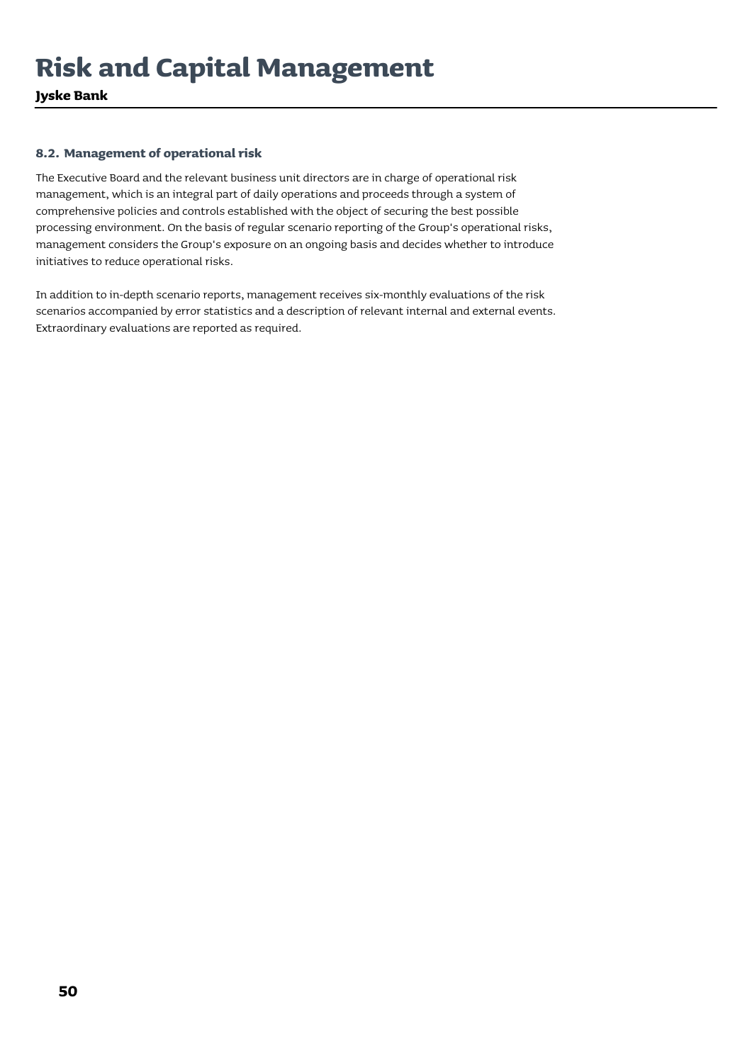### 8.2. Management of operational risk

The Executive Board and the relevant business unit directors are in charge of operational risk management, which is an integral part of daily operations and proceeds through a system of comprehensive policies and controls established with the object of securing the best possible processing environment. On the basis of regular scenario reporting of the Group's operational risks, management considers the Group's exposure on an ongoing basis and decides whether to introduce initiatives to reduce operational risks.

In addition to in-depth scenario reports, management receives six-monthly evaluations of the risk scenarios accompanied by error statistics and a description of relevant internal and external events. Extraordinary evaluations are reported as required.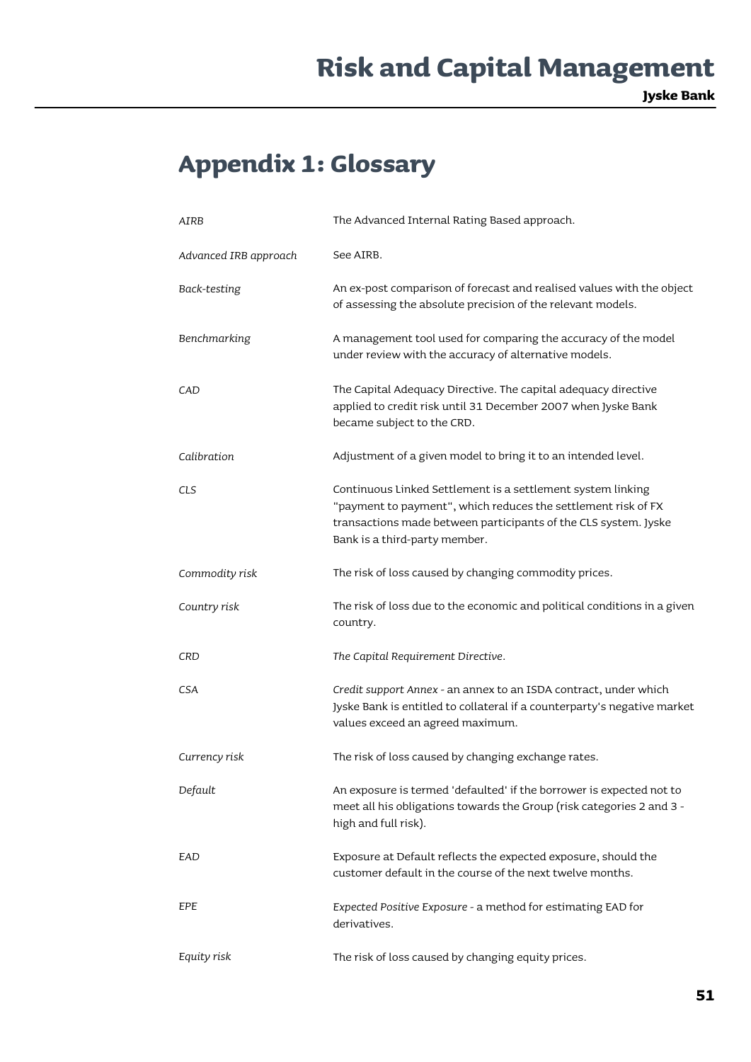# Appendix 1: Glossary

| | |
|---|---|
| *AIRB* | The Advanced Internal Rating Based approach. |
| *Advanced IRB approach* | See AIRB. |
| *Back-testing* | An ex-post comparison of forecast and realised values with the object of assessing the absolute precision of the relevant models. |
| *Benchmarking* | A management tool used for comparing the accuracy of the model under review with the accuracy of alternative models. |
| *CAD* | The Capital Adequacy Directive. The capital adequacy directive applied to credit risk until 31 December 2007 when Jyske Bank became subject to the CRD. |
| *Calibration* | Adjustment of a given model to bring it to an intended level. |
| *CLS* | Continuous Linked Settlement is a settlement system linking "payment to payment", which reduces the settlement risk of FX transactions made between participants of the CLS system. Jyske Bank is a third-party member. |
| *Commodity risk* | The risk of loss caused by changing commodity prices. |
| *Country risk* | The risk of loss due to the economic and political conditions in a given country. |
| *CRD* | *The Capital Requirement Directive*. |
| *CSA* | *Credit support Annex* - an annex to an ISDA contract, under which Jyske Bank is entitled to collateral if a counterparty's negative market values exceed an agreed maximum. |
| *Currency risk* | The risk of loss caused by changing exchange rates. |
| *Default* | An exposure is termed 'defaulted' if the borrower is expected not to meet all his obligations towards the Group (risk categories 2 and 3 - high and full risk). |
| *EAD* | Exposure at Default reflects the expected exposure, should the customer default in the course of the next twelve months. |
| *EPE* | *Expected Positive Exposure* - a method for estimating EAD for derivatives. |
| *Equity risk* | The risk of loss caused by changing equity prices. |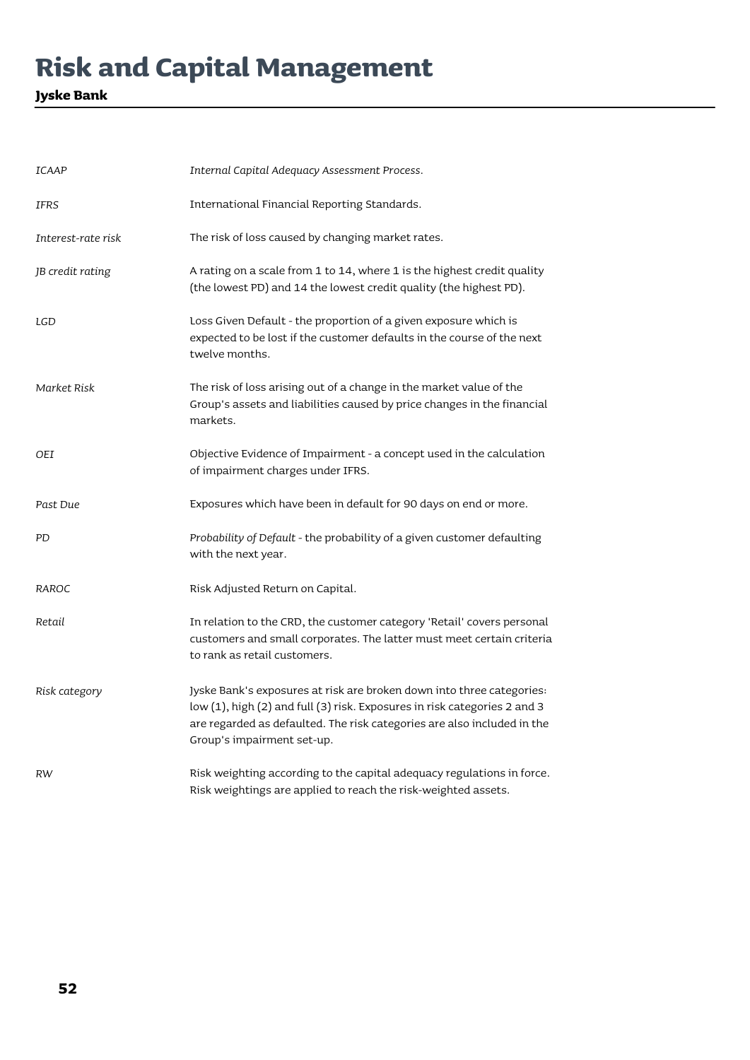| | |
|---|---|
| *ICAAP* | *Internal Capital Adequacy Assessment Process.* |
| *IFRS* | International Financial Reporting Standards. |
| *Interest-rate risk* | The risk of loss caused by changing market rates. |
| *JB credit rating* | A rating on a scale from 1 to 14, where 1 is the highest credit quality (the lowest PD) and 14 the lowest credit quality (the highest PD). |
| *LGD* | Loss Given Default - the proportion of a given exposure which is expected to be lost if the customer defaults in the course of the next twelve months. |
| *Market Risk* | The risk of loss arising out of a change in the market value of the Group's assets and liabilities caused by price changes in the financial markets. |
| *OEI* | Objective Evidence of Impairment - a concept used in the calculation of impairment charges under IFRS. |
| *Past Due* | Exposures which have been in default for 90 days on end or more. |
| *PD* | *Probability of Default* - the probability of a given customer defaulting with the next year. |
| *RAROC* | Risk Adjusted Return on Capital. |
| *Retail* | In relation to the CRD, the customer category 'Retail' covers personal customers and small corporates. The latter must meet certain criteria to rank as retail customers. |
| *Risk category* | Jyske Bank's exposures at risk are broken down into three categories: low (1), high (2) and full (3) risk. Exposures in risk categories 2 and 3 are regarded as defaulted. The risk categories are also included in the Group's impairment set-up. |
| *RW* | Risk weighting according to the capital adequacy regulations in force. Risk weightings are applied to reach the risk-weighted assets. |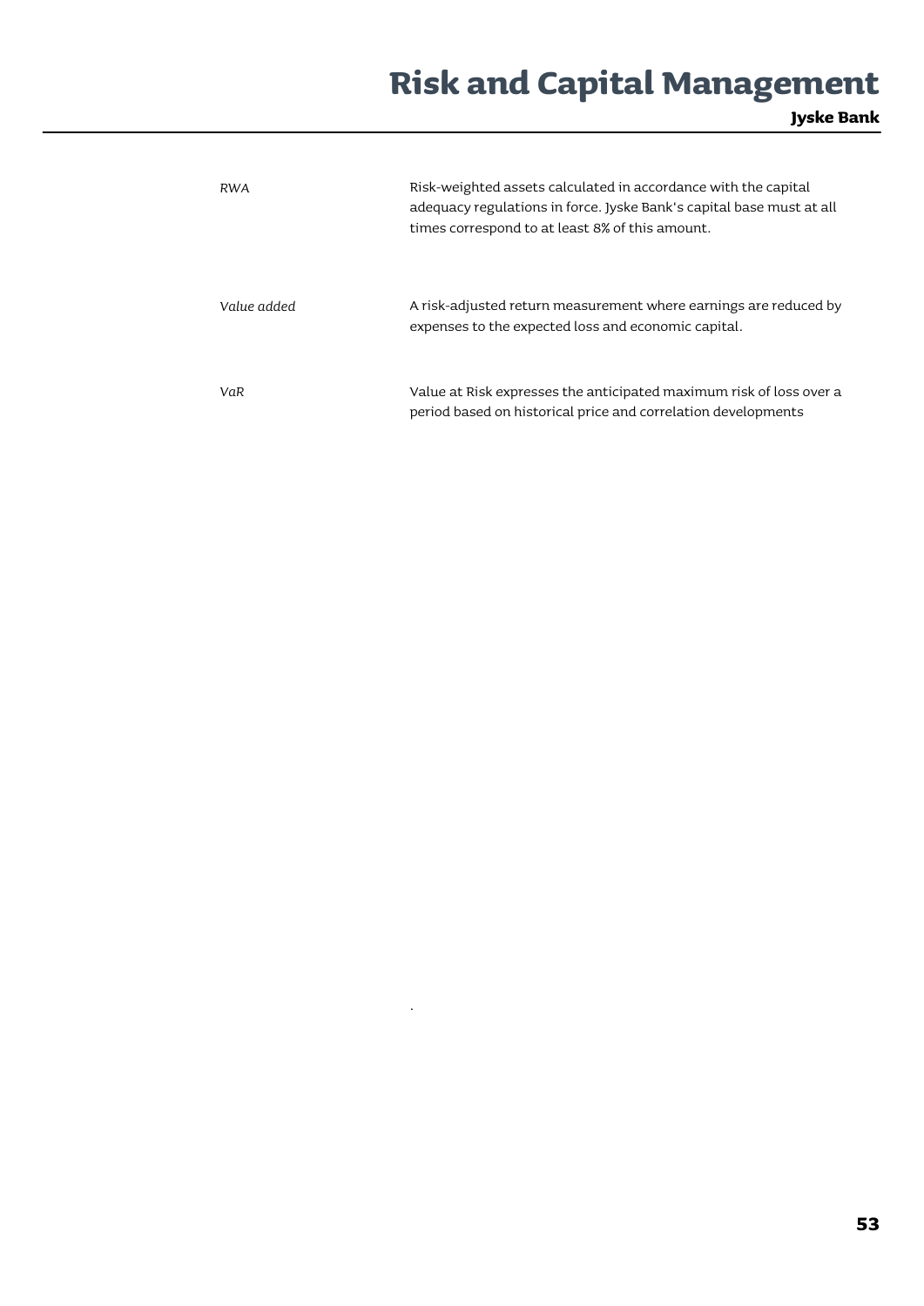| | |
|---|---|
| *RWA* | Risk-weighted assets calculated in accordance with the capital adequacy regulations in force. Jyske Bank's capital base must at all times correspond to at least 8% of this amount. |
| *Value added* | A risk-adjusted return measurement where earnings are reduced by expenses to the expected loss and economic capital. |
| *VaR* | Value at Risk expresses the anticipated maximum risk of loss over a period based on historical price and correlation developments |

.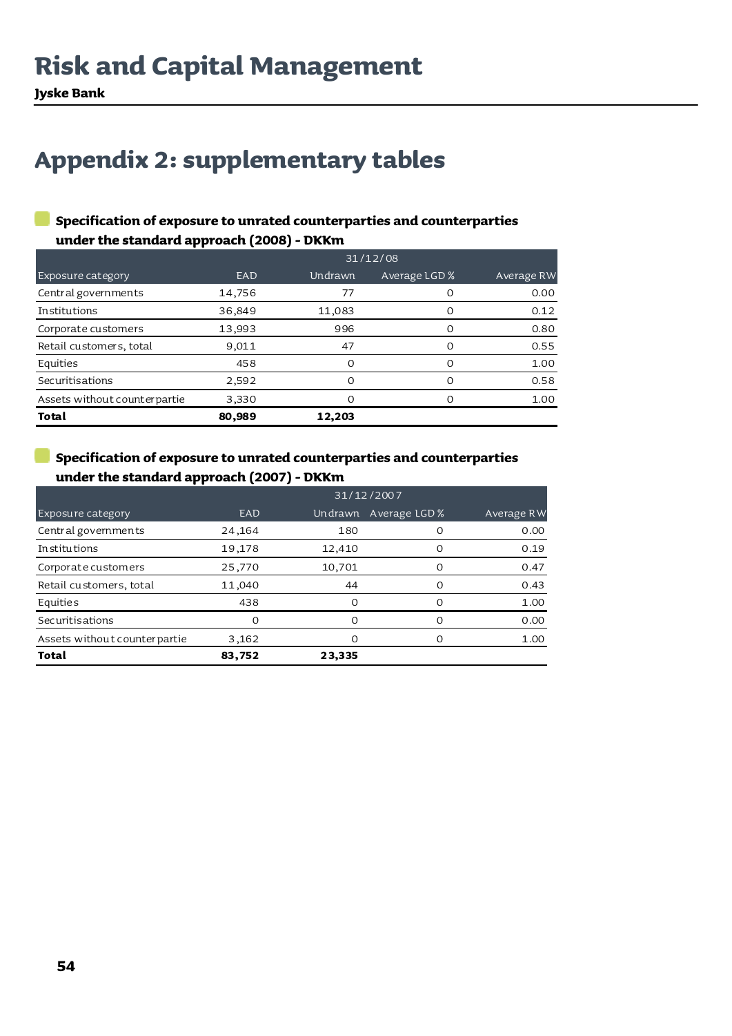# Risk and Capital Management

**Jyske Bank**

## Appendix 2: supplementary tables

### Specification of exposure to unrated counterparties and counterparties under the standard approach (2008) - DKKm

| | 31/12/08 | | | |
|---|---|---|---|---|
| Exposure category | EAD | Undrawn | Average LGD % | Average RW |
| Central governments | 14,756 | 77 | 0 | 0.00 |
| Institutions | 36,849 | 11,083 | 0 | 0.12 |
| Corporate customers | 13,993 | 996 | 0 | 0.80 |
| Retail customers, total | 9,011 | 47 | 0 | 0.55 |
| Equities | 458 | 0 | 0 | 1.00 |
| Securitisations | 2,592 | 0 | 0 | 0.58 |
| Assets without counterpartie | 3,330 | 0 | 0 | 1.00 |
| **Total** | **80,989** | **12,203** | | |

### Specification of exposure to unrated counterparties and counterparties under the standard approach (2007) - DKKm

| | 31/12/2007 | | | |
|---|---|---|---|---|
| Exposure category | EAD | Undrawn | Average LGD % | Average RW |
| Central governments | 24,164 | 180 | 0 | 0.00 |
| Institutions | 19,178 | 12,410 | 0 | 0.19 |
| Corporate customers | 25,770 | 10,701 | 0 | 0.47 |
| Retail customers, total | 11,040 | 44 | 0 | 0.43 |
| Equities | 438 | 0 | 0 | 1.00 |
| Securitisations | 0 | 0 | 0 | 0.00 |
| Assets without counterpartie | 3,162 | 0 | 0 | 1.00 |
| **Total** | **83,752** | **23,335** | | |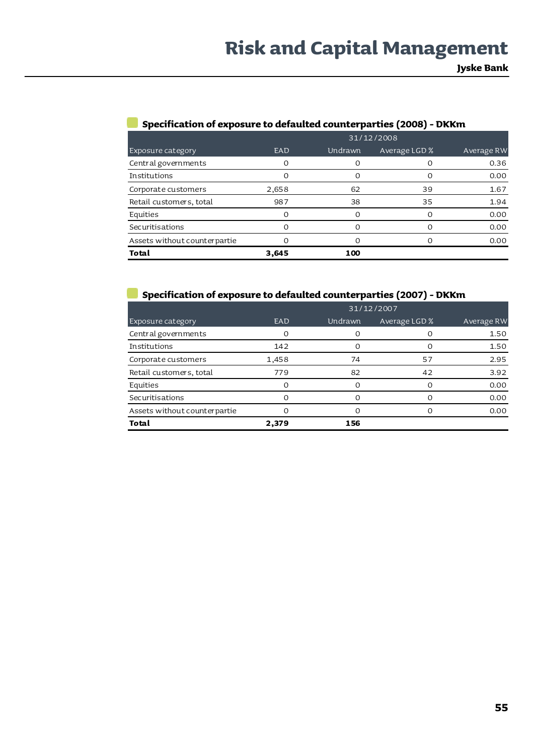## Specification of exposure to defaulted counterparties (2008) - DKKm

| | 31/12/2008 | | | |
|---|---|---|---|---|
| Exposure category | EAD | Undrawn | Average LGD % | Average RW |
| Central governments | 0 | 0 | 0 | 0.36 |
| Institutions | 0 | 0 | 0 | 0.00 |
| Corporate customers | 2,658 | 62 | 39 | 1.67 |
| Retail customers, total | 987 | 38 | 35 | 1.94 |
| Equities | 0 | 0 | 0 | 0.00 |
| Securitisations | 0 | 0 | 0 | 0.00 |
| Assets without counterpartie | 0 | 0 | 0 | 0.00 |
| **Total** | **3,645** | **100** | | |

## Specification of exposure to defaulted counterparties (2007) - DKKm

| | 31/12/2007 | | | |
|---|---|---|---|---|
| Exposure category | EAD | Undrawn | Average LGD % | Average RW |
| Central governments | 0 | 0 | 0 | 1.50 |
| Institutions | 142 | 0 | 0 | 1.50 |
| Corporate customers | 1,458 | 74 | 57 | 2.95 |
| Retail customers, total | 779 | 82 | 42 | 3.92 |
| Equities | 0 | 0 | 0 | 0.00 |
| Securitisations | 0 | 0 | 0 | 0.00 |
| Assets without counterpartie | 0 | 0 | 0 | 0.00 |
| **Total** | **2,379** | **156** | | |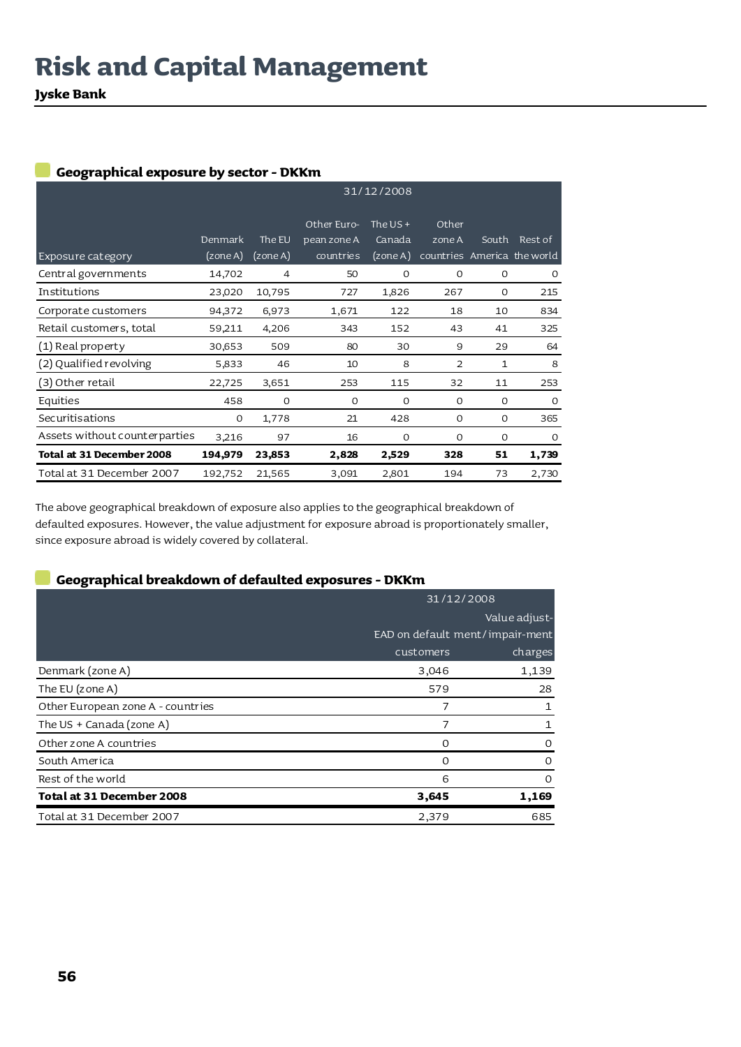# Risk and Capital Management

**Jyske Bank**

### Geographical exposure by sector - DKKm

| Exposure category | Denmark (zone A) | The EU (zone A) | Other European zone A countries | The US + Canada (zone A) | Other zone A countries | South America | Rest of the world |
|---|---|---|---|---|---|---|---|
| | 31/12/2008 | | | | | | |
| Central governments | 14,702 | 4 | 50 | 0 | 0 | 0 | 0 |
| Institutions | 23,020 | 10,795 | 727 | 1,826 | 267 | 0 | 215 |
| Corporate customers | 94,372 | 6,973 | 1,671 | 122 | 18 | 10 | 834 |
| Retail customers, total | 59,211 | 4,206 | 343 | 152 | 43 | 41 | 325 |
| (1) Real property | 30,653 | 509 | 80 | 30 | 9 | 29 | 64 |
| (2) Qualified revolving | 5,833 | 46 | 10 | 8 | 2 | 1 | 8 |
| (3) Other retail | 22,725 | 3,651 | 253 | 115 | 32 | 11 | 253 |
| Equities | 458 | 0 | 0 | 0 | 0 | 0 | 0 |
| Securitisations | 0 | 1,778 | 21 | 428 | 0 | 0 | 365 |
| Assets without counterparties | 3,216 | 97 | 16 | 0 | 0 | 0 | 0 |
| **Total at 31 December 2008** | **194,979** | **23,853** | **2,828** | **2,529** | **328** | **51** | **1,739** |
| Total at 31 December 2007 | 192,752 | 21,565 | 3,091 | 2,801 | 194 | 73 | 2,730 |

The above geographical breakdown of exposure also applies to the geographical breakdown of defaulted exposures. However, the value adjustment for exposure abroad is proportionately smaller, since exposure abroad is widely covered by collateral.

### Geographical breakdown of defaulted exposures - DKKm

| | 31/12/2008 | |
|---|---|---|
| | EAD on default customers | Value adjustment/impairment charges |
| Denmark (zone A) | 3,046 | 1,139 |
| The EU (zone A) | 579 | 28 |
| Other European zone A - countries | 7 | 1 |
| The US + Canada (zone A) | 7 | 1 |
| Other zone A countries | 0 | 0 |
| South America | 0 | 0 |
| Rest of the world | 6 | 0 |
| **Total at 31 December 2008** | **3,645** | **1,169** |
| Total at 31 December 2007 | 2,379 | 685 |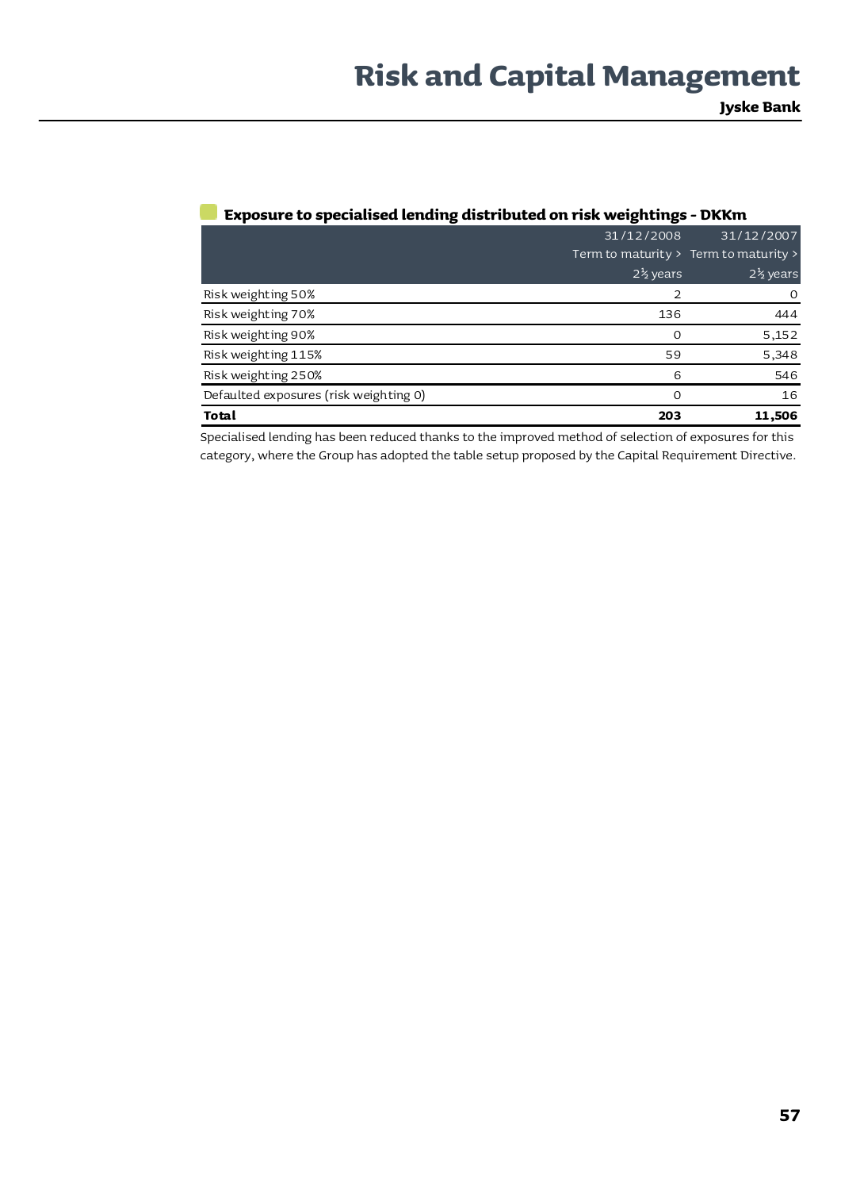### Exposure to specialised lending distributed on risk weightings - DKKm

| | 31/12/2008 Term to maturity > 2½ years | 31/12/2007 Term to maturity > 2½ years |
|---|---|---|
| Risk weighting 50% | 2 | 0 |
| Risk weighting 70% | 136 | 444 |
| Risk weighting 90% | 0 | 5,152 |
| Risk weighting 115% | 59 | 5,348 |
| Risk weighting 250% | 6 | 546 |
| Defaulted exposures (risk weighting 0) | 0 | 16 |
| **Total** | **203** | **11,506** |

Specialised lending has been reduced thanks to the improved method of selection of exposures for this category, where the Group has adopted the table setup proposed by the Capital Requirement Directive.